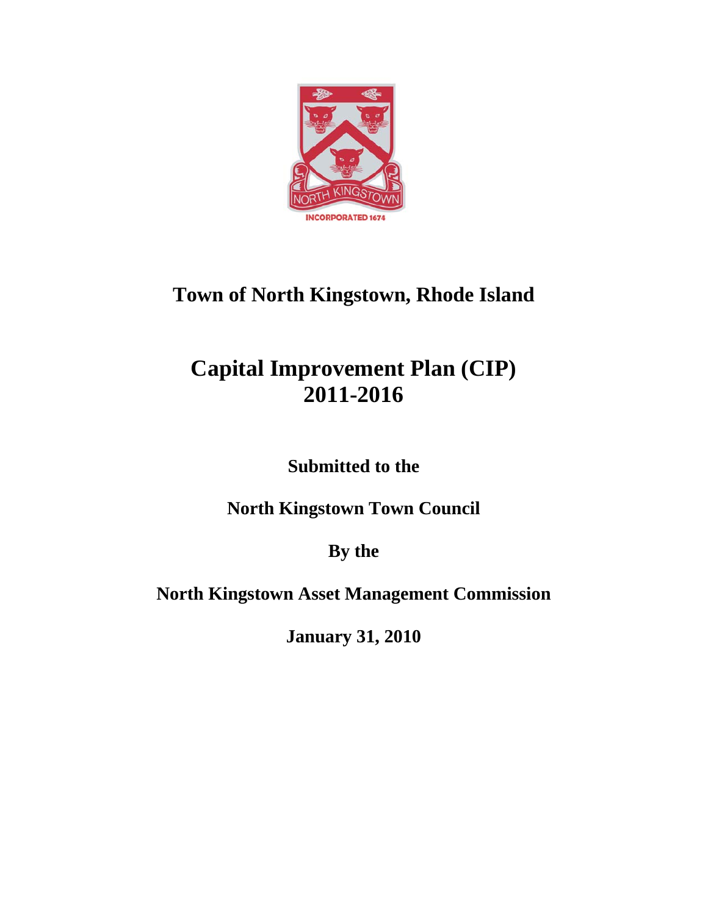# Town of North Kingstown, Rhode Island

# Capital Improvement Plan (CIP) 2011-2016

**Submitted to the**

**North Kingstown Town Council**

**By the**

**North Kingstown Asset Management Commission**

**January 31, 2010**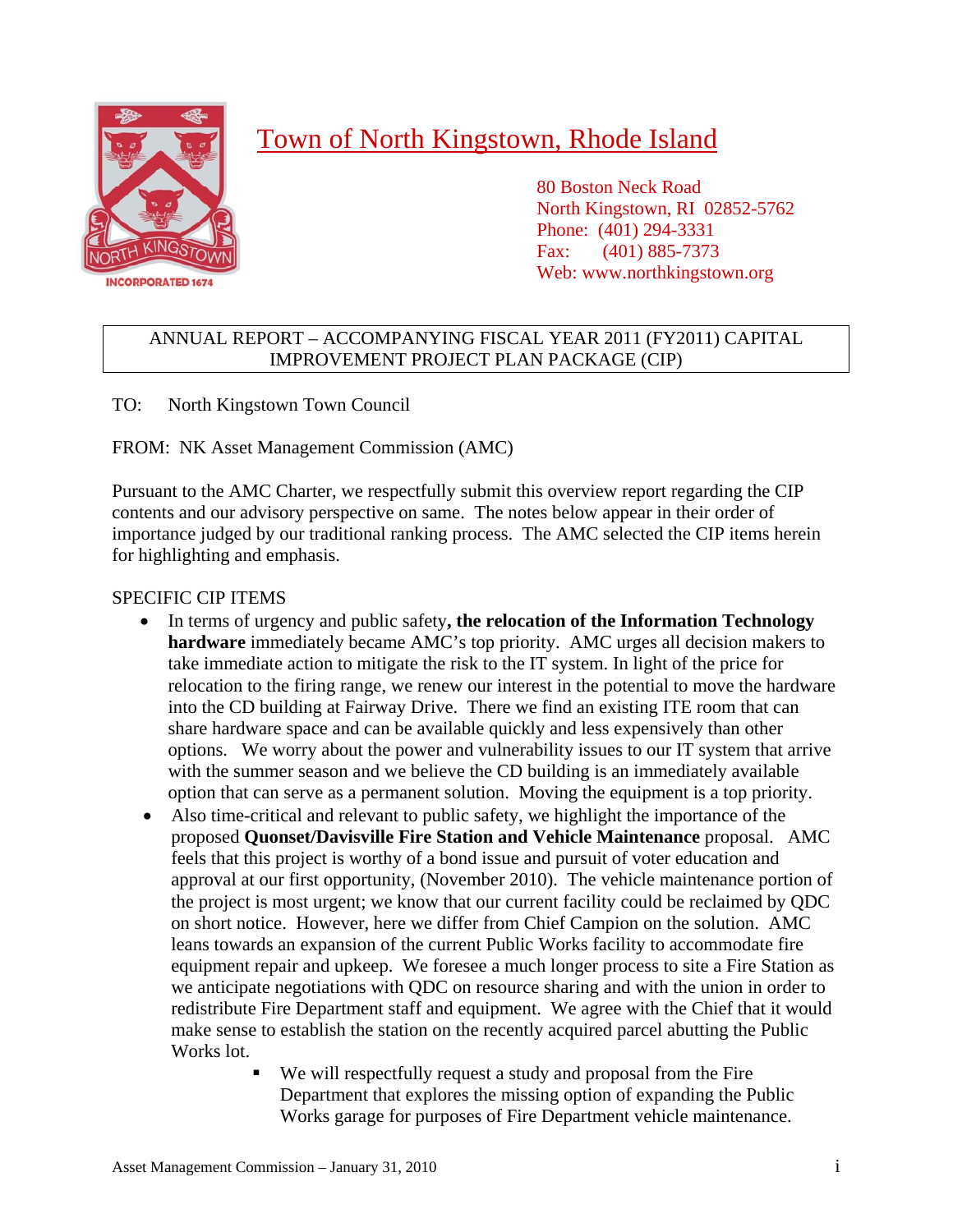# Town of North Kingstown, Rhode Island

80 Boston Neck Road
North Kingstown, RI 02852-5762
Phone: (401) 294-3331
Fax: (401) 885-7373
Web: www.northkingstown.org

## ANNUAL REPORT – ACCOMPANYING FISCAL YEAR 2011 (FY2011) CAPITAL IMPROVEMENT PROJECT PLAN PACKAGE (CIP)

TO: North Kingstown Town Council

FROM: NK Asset Management Commission (AMC)

Pursuant to the AMC Charter, we respectfully submit this overview report regarding the CIP contents and our advisory perspective on same. The notes below appear in their order of importance judged by our traditional ranking process. The AMC selected the CIP items herein for highlighting and emphasis.

SPECIFIC CIP ITEMS

- In terms of urgency and public safety, **the relocation of the Information Technology hardware** immediately became AMC's top priority. AMC urges all decision makers to take immediate action to mitigate the risk to the IT system. In light of the price for relocation to the firing range, we renew our interest in the potential to move the hardware into the CD building at Fairway Drive. There we find an existing ITE room that can share hardware space and can be available quickly and less expensively than other options. We worry about the power and vulnerability issues to our IT system that arrive with the summer season and we believe the CD building is an immediately available option that can serve as a permanent solution. Moving the equipment is a top priority.
- Also time-critical and relevant to public safety, we highlight the importance of the proposed **Quonset/Davisville Fire Station and Vehicle Maintenance** proposal. AMC feels that this project is worthy of a bond issue and pursuit of voter education and approval at our first opportunity, (November 2010). The vehicle maintenance portion of the project is most urgent; we know that our current facility could be reclaimed by QDC on short notice. However, here we differ from Chief Campion on the solution. AMC leans towards an expansion of the current Public Works facility to accommodate fire equipment repair and upkeep. We foresee a much longer process to site a Fire Station as we anticipate negotiations with QDC on resource sharing and with the union in order to redistribute Fire Department staff and equipment. We agree with the Chief that it would make sense to establish the station on the recently acquired parcel abutting the Public Works lot.
  - We will respectfully request a study and proposal from the Fire Department that explores the missing option of expanding the Public Works garage for purposes of Fire Department vehicle maintenance.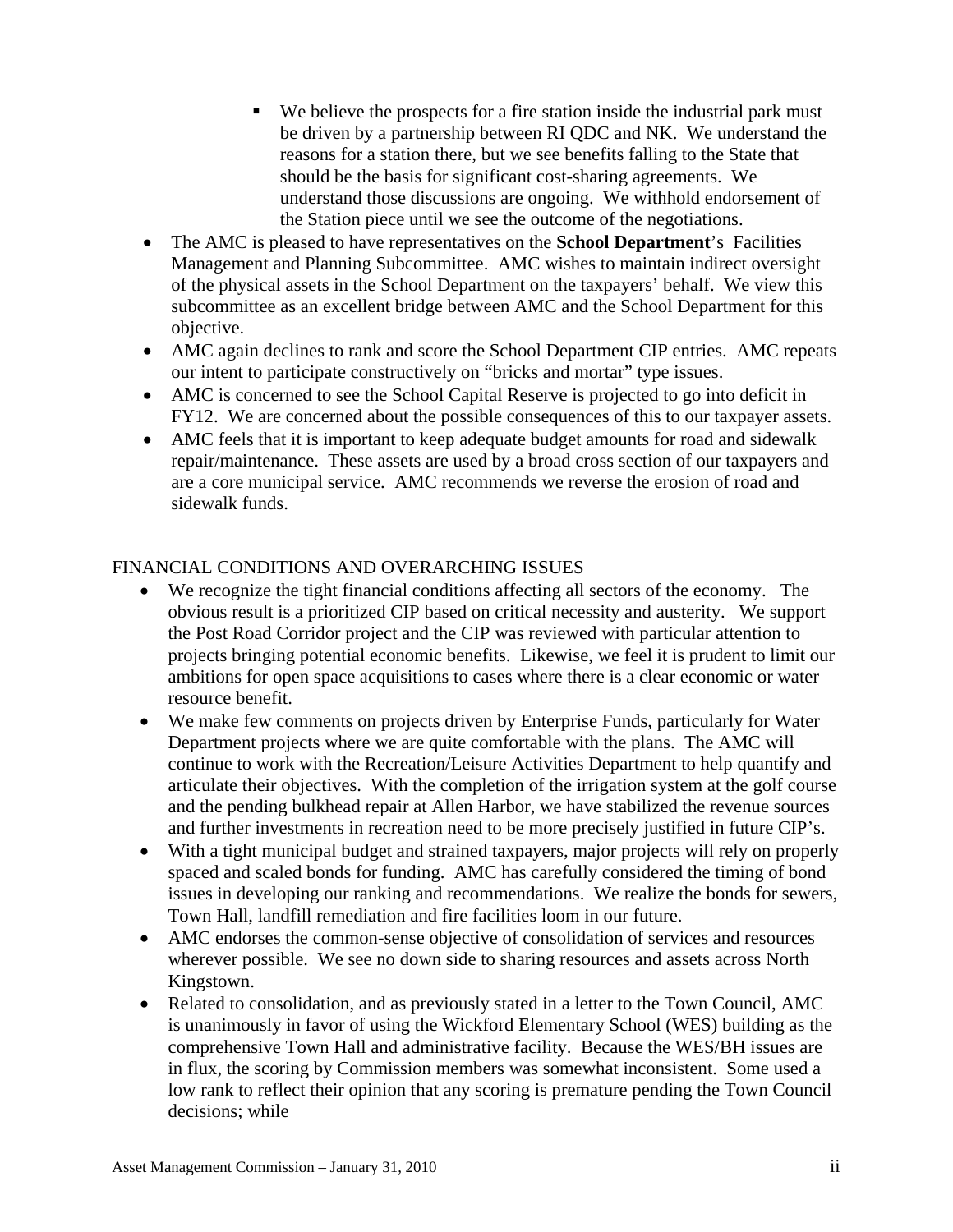- We believe the prospects for a fire station inside the industrial park must be driven by a partnership between RI QDC and NK. We understand the reasons for a station there, but we see benefits falling to the State that should be the basis for significant cost-sharing agreements. We understand those discussions are ongoing. We withhold endorsement of the Station piece until we see the outcome of the negotiations.
- The AMC is pleased to have representatives on the **School Department**'s Facilities Management and Planning Subcommittee. AMC wishes to maintain indirect oversight of the physical assets in the School Department on the taxpayers' behalf. We view this subcommittee as an excellent bridge between AMC and the School Department for this objective.
- AMC again declines to rank and score the School Department CIP entries. AMC repeats our intent to participate constructively on "bricks and mortar" type issues.
- AMC is concerned to see the School Capital Reserve is projected to go into deficit in FY12. We are concerned about the possible consequences of this to our taxpayer assets.
- AMC feels that it is important to keep adequate budget amounts for road and sidewalk repair/maintenance. These assets are used by a broad cross section of our taxpayers and are a core municipal service. AMC recommends we reverse the erosion of road and sidewalk funds.

## FINANCIAL CONDITIONS AND OVERARCHING ISSUES

- We recognize the tight financial conditions affecting all sectors of the economy. The obvious result is a prioritized CIP based on critical necessity and austerity. We support the Post Road Corridor project and the CIP was reviewed with particular attention to projects bringing potential economic benefits. Likewise, we feel it is prudent to limit our ambitions for open space acquisitions to cases where there is a clear economic or water resource benefit.
- We make few comments on projects driven by Enterprise Funds, particularly for Water Department projects where we are quite comfortable with the plans. The AMC will continue to work with the Recreation/Leisure Activities Department to help quantify and articulate their objectives. With the completion of the irrigation system at the golf course and the pending bulkhead repair at Allen Harbor, we have stabilized the revenue sources and further investments in recreation need to be more precisely justified in future CIP's.
- With a tight municipal budget and strained taxpayers, major projects will rely on properly spaced and scaled bonds for funding. AMC has carefully considered the timing of bond issues in developing our ranking and recommendations. We realize the bonds for sewers, Town Hall, landfill remediation and fire facilities loom in our future.
- AMC endorses the common-sense objective of consolidation of services and resources wherever possible. We see no down side to sharing resources and assets across North Kingstown.
- Related to consolidation, and as previously stated in a letter to the Town Council, AMC is unanimously in favor of using the Wickford Elementary School (WES) building as the comprehensive Town Hall and administrative facility. Because the WES/BH issues are in flux, the scoring by Commission members was somewhat inconsistent. Some used a low rank to reflect their opinion that any scoring is premature pending the Town Council decisions; while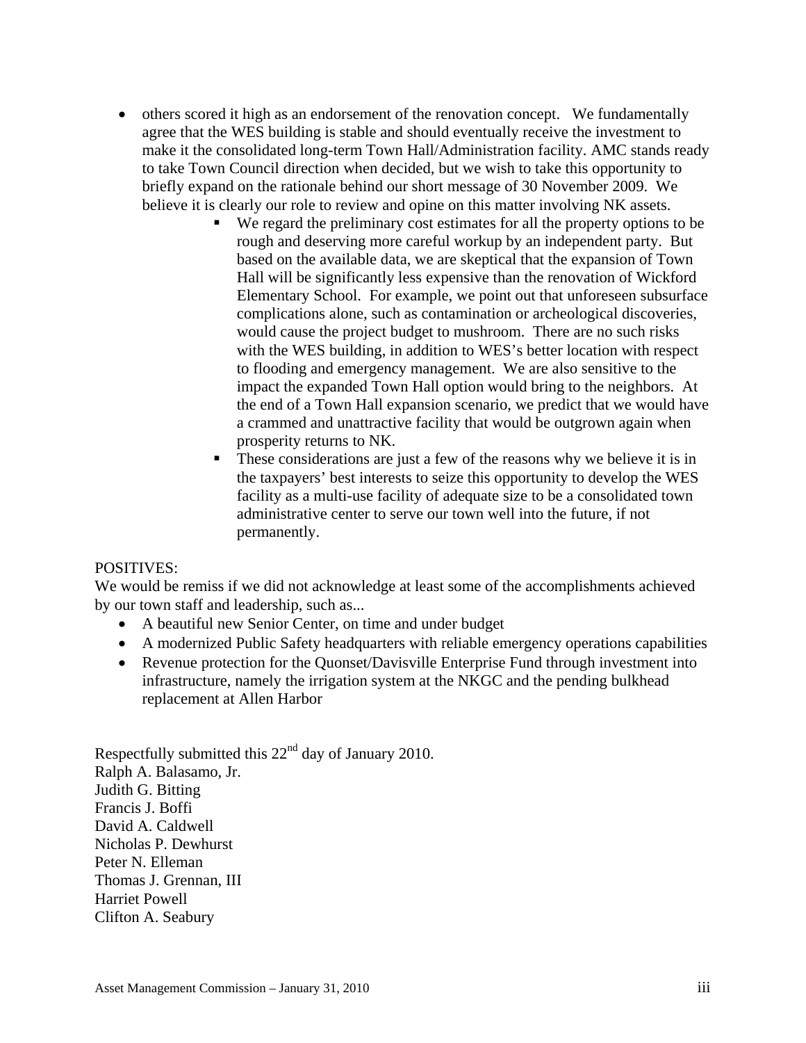- others scored it high as an endorsement of the renovation concept. We fundamentally agree that the WES building is stable and should eventually receive the investment to make it the consolidated long-term Town Hall/Administration facility. AMC stands ready to take Town Council direction when decided, but we wish to take this opportunity to briefly expand on the rationale behind our short message of 30 November 2009. We believe it is clearly our role to review and opine on this matter involving NK assets.
  - We regard the preliminary cost estimates for all the property options to be rough and deserving more careful workup by an independent party. But based on the available data, we are skeptical that the expansion of Town Hall will be significantly less expensive than the renovation of Wickford Elementary School. For example, we point out that unforeseen subsurface complications alone, such as contamination or archeological discoveries, would cause the project budget to mushroom. There are no such risks with the WES building, in addition to WES's better location with respect to flooding and emergency management. We are also sensitive to the impact the expanded Town Hall option would bring to the neighbors. At the end of a Town Hall expansion scenario, we predict that we would have a crammed and unattractive facility that would be outgrown again when prosperity returns to NK.
  - These considerations are just a few of the reasons why we believe it is in the taxpayers' best interests to seize this opportunity to develop the WES facility as a multi-use facility of adequate size to be a consolidated town administrative center to serve our town well into the future, if not permanently.

POSITIVES:

We would be remiss if we did not acknowledge at least some of the accomplishments achieved by our town staff and leadership, such as...

- A beautiful new Senior Center, on time and under budget
- A modernized Public Safety headquarters with reliable emergency operations capabilities
- Revenue protection for the Quonset/Davisville Enterprise Fund through investment into infrastructure, namely the irrigation system at the NKGC and the pending bulkhead replacement at Allen Harbor

Respectfully submitted this 22nd day of January 2010.
Ralph A. Balasamo, Jr.
Judith G. Bitting
Francis J. Boffi
David A. Caldwell
Nicholas P. Dewhurst
Peter N. Elleman
Thomas J. Grennan, III
Harriet Powell
Clifton A. Seabury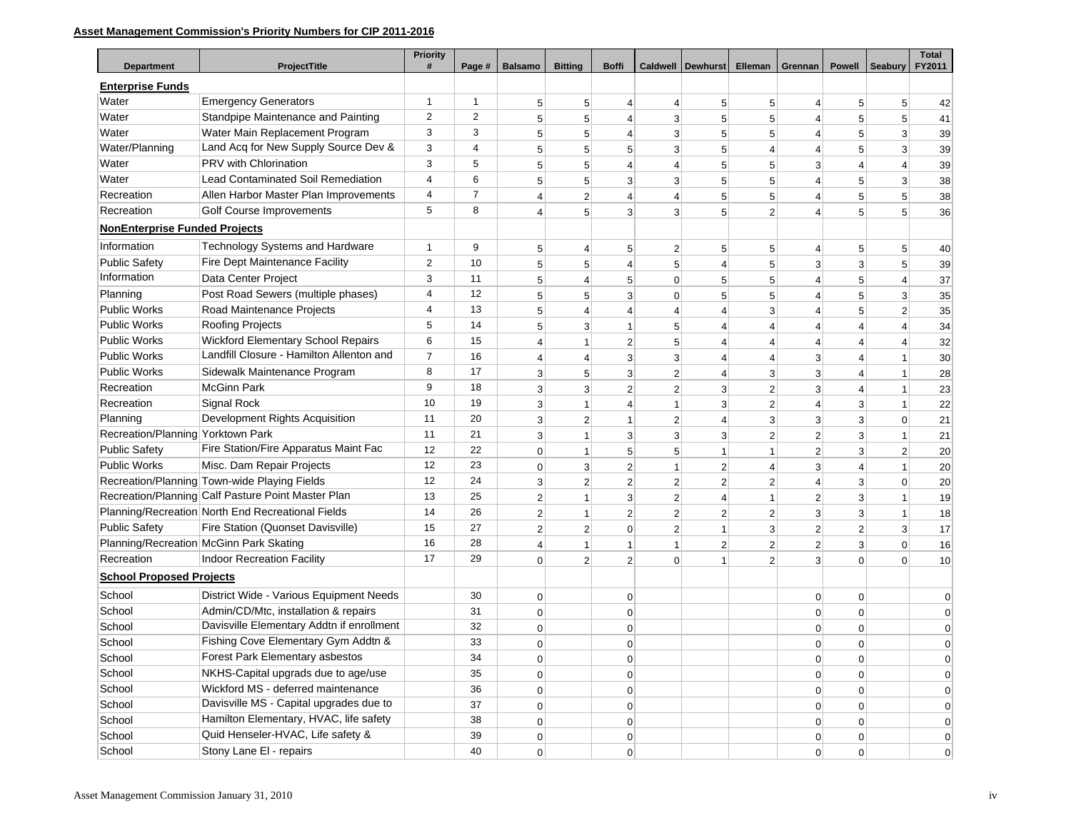## Asset Management Commission's Priority Numbers for CIP 2011-2016

| Department | ProjectTitle | Priority # | Page # | Balsamo | Bitting | Boffi | Caldwell | Dewhurst | Elleman | Grennan | Powell | Seabury | Total FY2011 |
|---|---|---|---|---|---|---|---|---|---|---|---|---|---|
| **Enterprise Funds** | | | | | | | | | | | | | |
| Water | Emergency Generators | 1 | 1 | 5 | 5 | 4 | 4 | 5 | 5 | 4 | 5 | 5 | 42 |
| Water | Standpipe Maintenance and Painting | 2 | 2 | 5 | 5 | 4 | 3 | 5 | 5 | 4 | 5 | 5 | 41 |
| Water | Water Main Replacement Program | 3 | 3 | 5 | 5 | 4 | 3 | 5 | 5 | 4 | 5 | 3 | 39 |
| Water/Planning | Land Acq for New Supply Source Dev & | 3 | 4 | 5 | 5 | 5 | 3 | 5 | 4 | 4 | 5 | 3 | 39 |
| Water | PRV with Chlorination | 3 | 5 | 5 | 5 | 4 | 4 | 5 | 5 | 3 | 4 | 4 | 39 |
| Water | Lead Contaminated Soil Remediation | 4 | 6 | 5 | 5 | 3 | 3 | 5 | 5 | 4 | 5 | 3 | 38 |
| Recreation | Allen Harbor Master Plan Improvements | 4 | 7 | 4 | 2 | 4 | 4 | 5 | 5 | 4 | 5 | 5 | 38 |
| Recreation | Golf Course Improvements | 5 | 8 | 4 | 5 | 3 | 3 | 5 | 2 | 4 | 5 | 5 | 36 |
| **NonEnterprise Funded Projects** | | | | | | | | | | | | | |
| Information | Technology Systems and Hardware | 1 | 9 | 5 | 4 | 5 | 2 | 5 | 5 | 4 | 5 | 5 | 40 |
| Public Safety | Fire Dept Maintenance Facility | 2 | 10 | 5 | 5 | 4 | 5 | 4 | 5 | 3 | 3 | 5 | 39 |
| Information | Data Center Project | 3 | 11 | 5 | 4 | 5 | 0 | 5 | 5 | 4 | 5 | 4 | 37 |
| Planning | Post Road Sewers (multiple phases) | 4 | 12 | 5 | 5 | 3 | 0 | 5 | 5 | 4 | 5 | 3 | 35 |
| Public Works | Road Maintenance Projects | 4 | 13 | 5 | 4 | 4 | 4 | 4 | 3 | 4 | 5 | 2 | 35 |
| Public Works | Roofing Projects | 5 | 14 | 5 | 3 | 1 | 5 | 4 | 4 | 4 | 4 | 4 | 34 |
| Public Works | Wickford Elementary School Repairs | 6 | 15 | 4 | 1 | 2 | 5 | 4 | 4 | 4 | 4 | 4 | 32 |
| Public Works | Landfill Closure - Hamilton Allenton and | 7 | 16 | 4 | 4 | 3 | 3 | 4 | 4 | 3 | 4 | 1 | 30 |
| Public Works | Sidewalk Maintenance Program | 8 | 17 | 3 | 5 | 3 | 2 | 4 | 3 | 3 | 4 | 1 | 28 |
| Recreation | McGinn Park | 9 | 18 | 3 | 3 | 2 | 2 | 3 | 2 | 3 | 4 | 1 | 23 |
| Recreation | Signal Rock | 10 | 19 | 3 | 1 | 4 | 1 | 3 | 2 | 4 | 3 | 1 | 22 |
| Planning | Development Rights Acquisition | 11 | 20 | 3 | 2 | 1 | 2 | 4 | 3 | 3 | 3 | 0 | 21 |
| Recreation/Planning | Yorktown Park | 11 | 21 | 3 | 1 | 3 | 3 | 3 | 2 | 2 | 3 | 1 | 21 |
| Public Safety | Fire Station/Fire Apparatus Maint Fac | 12 | 22 | 0 | 1 | 5 | 5 | 1 | 1 | 2 | 3 | 2 | 20 |
| Public Works | Misc. Dam Repair Projects | 12 | 23 | 0 | 3 | 2 | 1 | 2 | 4 | 3 | 4 | 1 | 20 |
| Recreation/Planning | Town-wide Playing Fields | 12 | 24 | 3 | 2 | 2 | 2 | 2 | 2 | 4 | 3 | 0 | 20 |
| Recreation/Planning | Calf Pasture Point Master Plan | 13 | 25 | 2 | 1 | 3 | 2 | 4 | 1 | 2 | 3 | 1 | 19 |
| Planning/Recreation | North End Recreational Fields | 14 | 26 | 2 | 1 | 2 | 2 | 2 | 2 | 3 | 3 | 1 | 18 |
| Public Safety | Fire Station (Quonset Davisville) | 15 | 27 | 2 | 2 | 0 | 2 | 1 | 3 | 2 | 2 | 3 | 17 |
| Planning/Recreation | McGinn Park Skating | 16 | 28 | 4 | 1 | 1 | 1 | 2 | 2 | 2 | 3 | 0 | 16 |
| Recreation | Indoor Recreation Facility | 17 | 29 | 0 | 2 | 2 | 0 | 1 | 2 | 3 | 0 | 0 | 10 |
| **School Proposed Projects** | | | | | | | | | | | | | |
| School | District Wide - Various Equipment Needs | | 30 | 0 | | 0 | | | | 0 | 0 | | 0 |
| School | Admin/CD/Mtc, installation & repairs | | 31 | 0 | | 0 | | | | 0 | 0 | | 0 |
| School | Davisville Elementary Addtn if enrollment | | 32 | 0 | | 0 | | | | 0 | 0 | | 0 |
| School | Fishing Cove Elementary Gym Addtn & | | 33 | 0 | | 0 | | | | 0 | 0 | | 0 |
| School | Forest Park Elementary asbestos | | 34 | 0 | | 0 | | | | 0 | 0 | | 0 |
| School | NKHS-Capital upgrads due to age/use | | 35 | 0 | | 0 | | | | 0 | 0 | | 0 |
| School | Wickford MS - deferred maintenance | | 36 | 0 | | 0 | | | | 0 | 0 | | 0 |
| School | Davisville MS - Capital upgrades due to | | 37 | 0 | | 0 | | | | 0 | 0 | | 0 |
| School | Hamilton Elementary, HVAC, life safety | | 38 | 0 | | 0 | | | | 0 | 0 | | 0 |
| School | Quid Henseler-HVAC, Life safety & | | 39 | 0 | | 0 | | | | 0 | 0 | | 0 |
| School | Stony Lane El - repairs | | 40 | 0 | | 0 | | | | 0 | 0 | | 0 |

Asset Management Commission January 31, 2010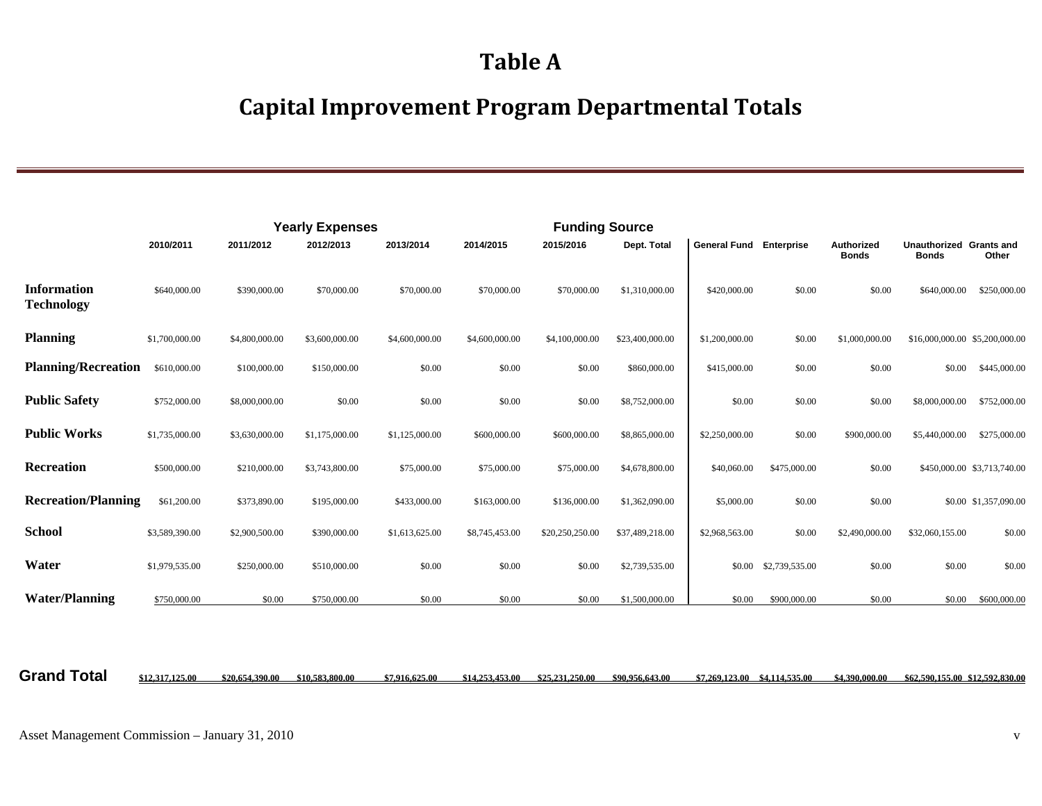# Table A

## Capital Improvement Program Departmental Totals

| | Yearly Expenses | | | | | | Funding Source | | | | | |
|---|---|---|---|---|---|---|---|---|---|---|---|---|
| | 2010/2011 | 2011/2012 | 2012/2013 | 2013/2014 | 2014/2015 | 2015/2016 | Dept. Total | General Fund | Enterprise | Authorized Bonds | Unauthorized Bonds | Grants and Other |
| **Information Technology** | $640,000.00 | $390,000.00 | $70,000.00 | $70,000.00 | $70,000.00 | $70,000.00 | $1,310,000.00 | $420,000.00 | $0.00 | $0.00 | $640,000.00 | $250,000.00 |
| **Planning** | $1,700,000.00 | $4,800,000.00 | $3,600,000.00 | $4,600,000.00 | $4,600,000.00 | $4,100,000.00 | $23,400,000.00 | $1,200,000.00 | $0.00 | $1,000,000.00 | $16,000,000.00 | $5,200,000.00 |
| **Planning/Recreation** | $610,000.00 | $100,000.00 | $150,000.00 | $0.00 | $0.00 | $0.00 | $860,000.00 | $415,000.00 | $0.00 | $0.00 | $0.00 | $445,000.00 |
| **Public Safety** | $752,000.00 | $8,000,000.00 | $0.00 | $0.00 | $0.00 | $0.00 | $8,752,000.00 | $0.00 | $0.00 | $0.00 | $8,000,000.00 | $752,000.00 |
| **Public Works** | $1,735,000.00 | $3,630,000.00 | $1,175,000.00 | $1,125,000.00 | $600,000.00 | $600,000.00 | $8,865,000.00 | $2,250,000.00 | $0.00 | $900,000.00 | $5,440,000.00 | $275,000.00 |
| **Recreation** | $500,000.00 | $210,000.00 | $3,743,800.00 | $75,000.00 | $75,000.00 | $75,000.00 | $4,678,800.00 | $40,060.00 | $475,000.00 | $0.00 | $450,000.00 | $3,713,740.00 |
| **Recreation/Planning** | $61,200.00 | $373,890.00 | $195,000.00 | $433,000.00 | $163,000.00 | $136,000.00 | $1,362,090.00 | $5,000.00 | $0.00 | $0.00 | $0.00 | $1,357,090.00 |
| **School** | $3,589,390.00 | $2,900,500.00 | $390,000.00 | $1,613,625.00 | $8,745,453.00 | $20,250,250.00 | $37,489,218.00 | $2,968,563.00 | $0.00 | $2,490,000.00 | $32,060,155.00 | $0.00 |
| **Water** | $1,979,535.00 | $250,000.00 | $510,000.00 | $0.00 | $0.00 | $0.00 | $2,739,535.00 | $0.00 | $2,739,535.00 | $0.00 | $0.00 | $0.00 |
| **Water/Planning** | $750,000.00 | $0.00 | $750,000.00 | $0.00 | $0.00 | $0.00 | $1,500,000.00 | $0.00 | $900,000.00 | $0.00 | $0.00 | $600,000.00 |
| **Grand Total** | **$12,317,125.00** | **$20,654,390.00** | **$10,583,800.00** | **$7,916,625.00** | **$14,253,453.00** | **$25,231,250.00** | **$90,956,643.00** | **$7,269,123.00** | **$4,114,535.00** | **$4,390,000.00** | **$62,590,155.00** | **$12,592,830.00** |

Asset Management Commission – January 31, 2010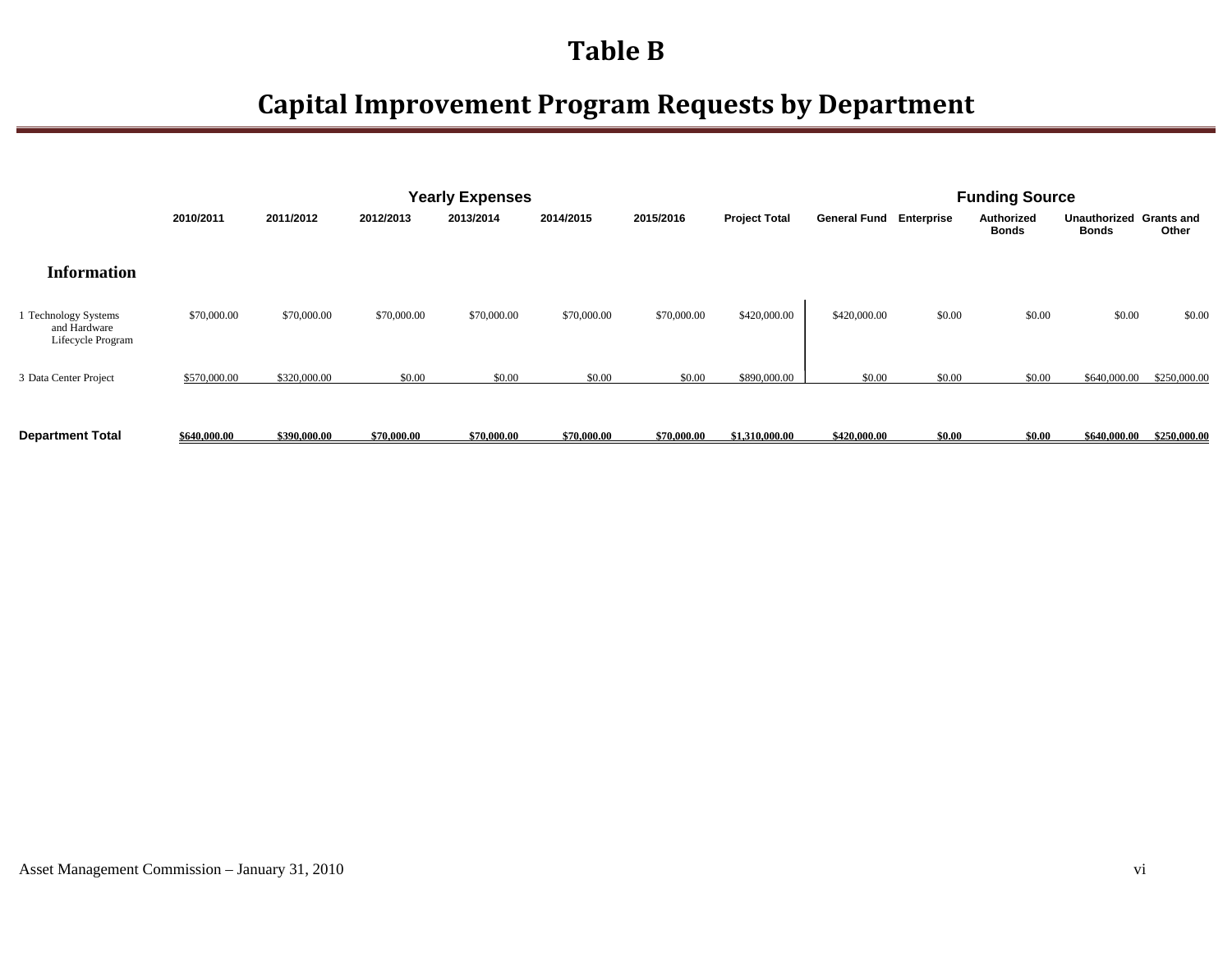# Table B

# Capital Improvement Program Requests by Department

| | Yearly Expenses | | | | | | | Funding Source | | | | |
|---|---|---|---|---|---|---|---|---|---|---|---|---|
| | 2010/2011 | 2011/2012 | 2012/2013 | 2013/2014 | 2014/2015 | 2015/2016 | Project Total | General Fund | Enterprise | Authorized Bonds | Unauthorized Bonds | Grants and Other |
| **Information** | | | | | | | | | | | | |
| 1 Technology Systems and Hardware Lifecycle Program | $70,000.00 | $70,000.00 | $70,000.00 | $70,000.00 | $70,000.00 | $70,000.00 | $420,000.00 | $420,000.00 | $0.00 | $0.00 | $0.00 | $0.00 |
| 3 Data Center Project | $570,000.00 | $320,000.00 | $0.00 | $0.00 | $0.00 | $0.00 | $890,000.00 | $0.00 | $0.00 | $0.00 | $640,000.00 | $250,000.00 |
| **Department Total** | **$640,000.00** | **$390,000.00** | **$70,000.00** | **$70,000.00** | **$70,000.00** | **$70,000.00** | **$1,310,000.00** | **$420,000.00** | **$0.00** | **$0.00** | **$640,000.00** | **$250,000.00** |

Asset Management Commission – January 31, 2010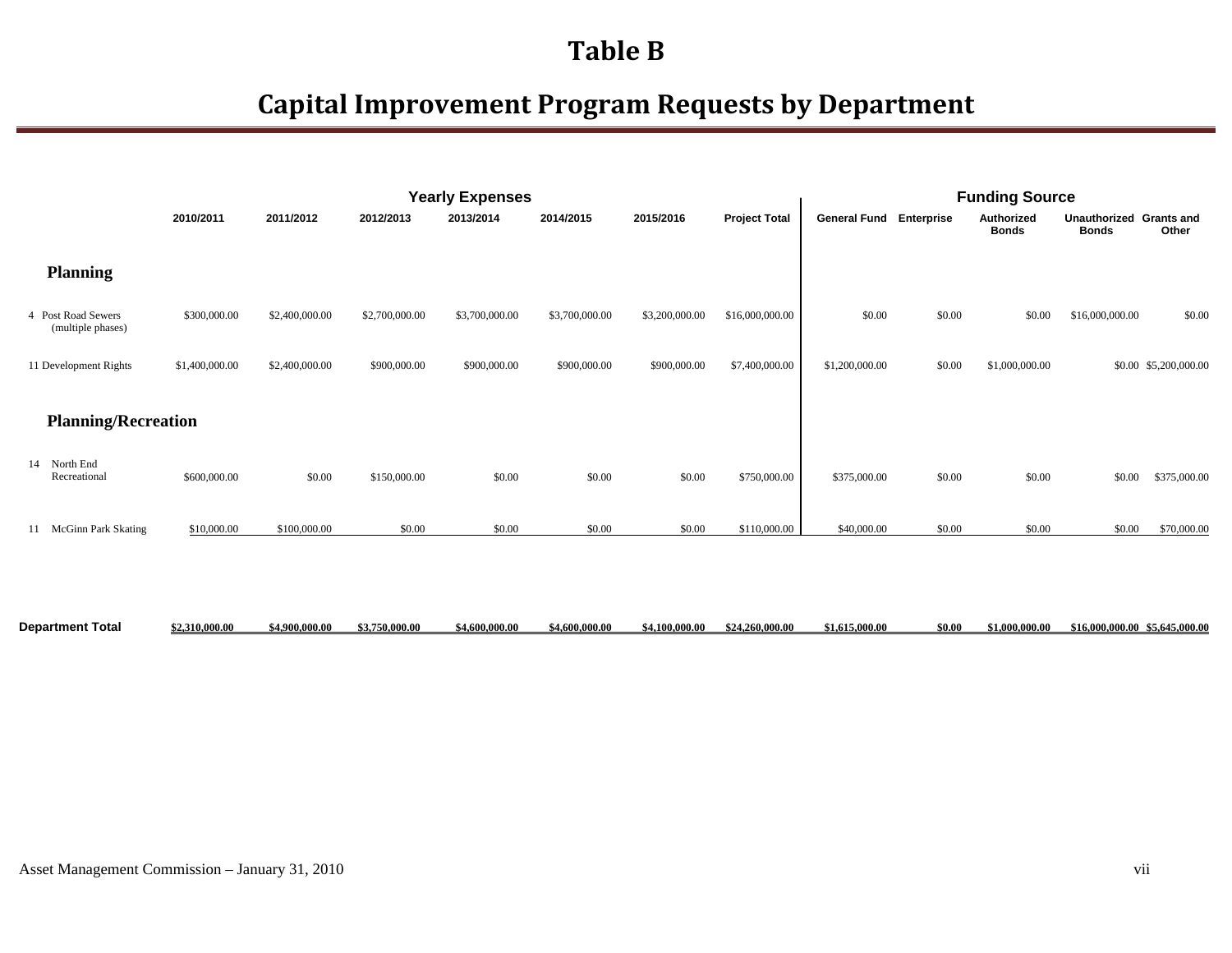# Table B

## Capital Improvement Program Requests by Department

| | Yearly Expenses | | | | | | | Funding Source | | | | |
|---|---|---|---|---|---|---|---|---|---|---|---|---|
| | 2010/2011 | 2011/2012 | 2012/2013 | 2013/2014 | 2014/2015 | 2015/2016 | Project Total | General Fund | Enterprise | Authorized Bonds | Unauthorized Bonds | Grants and Other |
| **Planning** | | | | | | | | | | | | |
| 4 Post Road Sewers (multiple phases) | $300,000.00 | $2,400,000.00 | $2,700,000.00 | $3,700,000.00 | $3,700,000.00 | $3,200,000.00 | $16,000,000.00 | $0.00 | $0.00 | $0.00 | $16,000,000.00 | $0.00 |
| 11 Development Rights | $1,400,000.00 | $2,400,000.00 | $900,000.00 | $900,000.00 | $900,000.00 | $900,000.00 | $7,400,000.00 | $1,200,000.00 | $0.00 | $1,000,000.00 | $0.00 | $5,200,000.00 |
| **Planning/Recreation** | | | | | | | | | | | | |
| 14 North End Recreational | $600,000.00 | $0.00 | $150,000.00 | $0.00 | $0.00 | $0.00 | $750,000.00 | $375,000.00 | $0.00 | $0.00 | $0.00 | $375,000.00 |
| 11 McGinn Park Skating | $10,000.00 | $100,000.00 | $0.00 | $0.00 | $0.00 | $0.00 | $110,000.00 | $40,000.00 | $0.00 | $0.00 | $0.00 | $70,000.00 |
| **Department Total** | $2,310,000.00 | $4,900,000.00 | $3,750,000.00 | $4,600,000.00 | $4,600,000.00 | $4,100,000.00 | $24,260,000.00 | $1,615,000.00 | $0.00 | $1,000,000.00 | $16,000,000.00 | $5,645,000.00 |

Asset Management Commission – January 31, 2010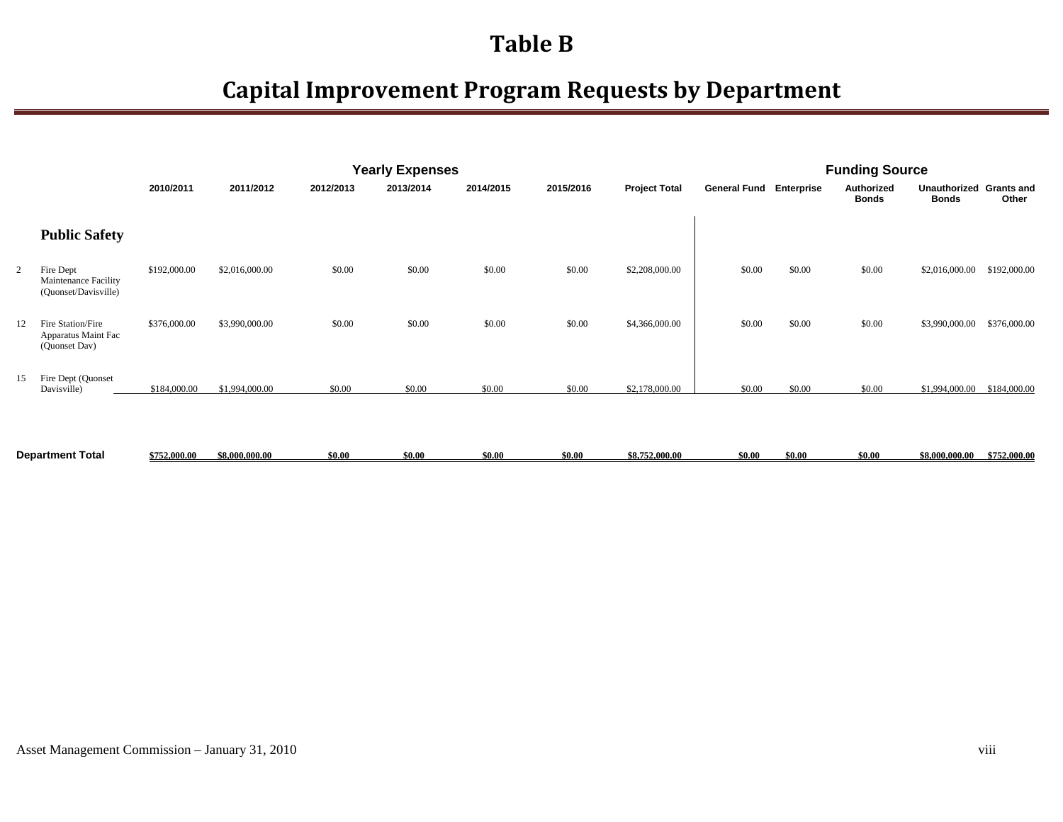# Table B

## Capital Improvement Program Requests by Department

| | | Yearly Expenses | | | | | | | Funding Source | | | | |
|---|---|---|---|---|---|---|---|---|---|---|---|---|---|
| | | 2010/2011 | 2011/2012 | 2012/2013 | 2013/2014 | 2014/2015 | 2015/2016 | Project Total | General Fund | Enterprise | Authorized Bonds | Unauthorized Bonds | Grants and Other |
| | **Public Safety** | | | | | | | | | | | | |
| 2 | Fire Dept Maintenance Facility (Quonset/Davisville) | $192,000.00 | $2,016,000.00 | $0.00 | $0.00 | $0.00 | $0.00 | $2,208,000.00 | $0.00 | $0.00 | $0.00 | $2,016,000.00 | $192,000.00 |
| 12 | Fire Station/Fire Apparatus Maint Fac (Quonset Dav) | $376,000.00 | $3,990,000.00 | $0.00 | $0.00 | $0.00 | $0.00 | $4,366,000.00 | $0.00 | $0.00 | $0.00 | $3,990,000.00 | $376,000.00 |
| 15 | Fire Dept (Quonset Davisville) | $184,000.00 | $1,994,000.00 | $0.00 | $0.00 | $0.00 | $0.00 | $2,178,000.00 | $0.00 | $0.00 | $0.00 | $1,994,000.00 | $184,000.00 |
| **Department Total** | | **$752,000.00** | **$8,000,000.00** | **$0.00** | **$0.00** | **$0.00** | **$0.00** | **$8,752,000.00** | **$0.00** | **$0.00** | **$0.00** | **$8,000,000.00** | **$752,000.00** |

Asset Management Commission – January 31, 2010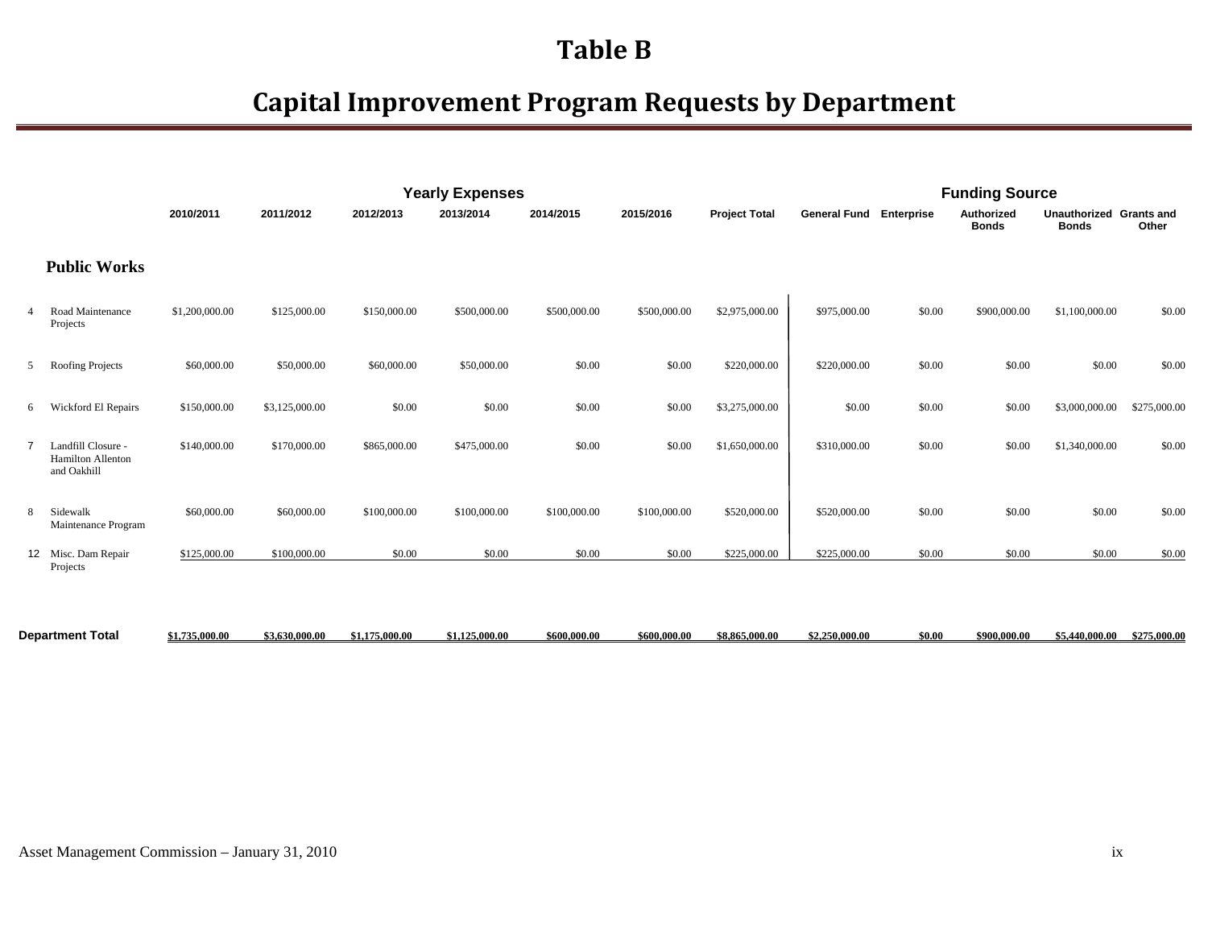# Table B

# Capital Improvement Program Requests by Department

| | | Yearly Expenses | | | | | | | Funding Source | | | | |
|---|---|---|---|---|---|---|---|---|---|---|---|---|---|
| | | 2010/2011 | 2011/2012 | 2012/2013 | 2013/2014 | 2014/2015 | 2015/2016 | Project Total | General Fund | Enterprise | Authorized Bonds | Unauthorized Bonds | Grants and Other |
| **Public Works** | | | | | | | | | | | | | |
| 4 | Road Maintenance Projects | $1,200,000.00 | $125,000.00 | $150,000.00 | $500,000.00 | $500,000.00 | $500,000.00 | $2,975,000.00 | $975,000.00 | $0.00 | $900,000.00 | $1,100,000.00 | $0.00 |
| 5 | Roofing Projects | $60,000.00 | $50,000.00 | $60,000.00 | $50,000.00 | $0.00 | $0.00 | $220,000.00 | $220,000.00 | $0.00 | $0.00 | $0.00 | $0.00 |
| 6 | Wickford El Repairs | $150,000.00 | $3,125,000.00 | $0.00 | $0.00 | $0.00 | $0.00 | $3,275,000.00 | $0.00 | $0.00 | $0.00 | $3,000,000.00 | $275,000.00 |
| 7 | Landfill Closure - Hamilton Allenton and Oakhill | $140,000.00 | $170,000.00 | $865,000.00 | $475,000.00 | $0.00 | $0.00 | $1,650,000.00 | $310,000.00 | $0.00 | $0.00 | $1,340,000.00 | $0.00 |
| 8 | Sidewalk Maintenance Program | $60,000.00 | $60,000.00 | $100,000.00 | $100,000.00 | $100,000.00 | $100,000.00 | $520,000.00 | $520,000.00 | $0.00 | $0.00 | $0.00 | $0.00 |
| 12 | Misc. Dam Repair Projects | $125,000.00 | $100,000.00 | $0.00 | $0.00 | $0.00 | $0.00 | $225,000.00 | $225,000.00 | $0.00 | $0.00 | $0.00 | $0.00 |
| **Department Total** | | $1,735,000.00 | $3,630,000.00 | $1,175,000.00 | $1,125,000.00 | $600,000.00 | $600,000.00 | $8,865,000.00 | $2,250,000.00 | $0.00 | $900,000.00 | $5,440,000.00 | $275,000.00 |

Asset Management Commission – January 31, 2010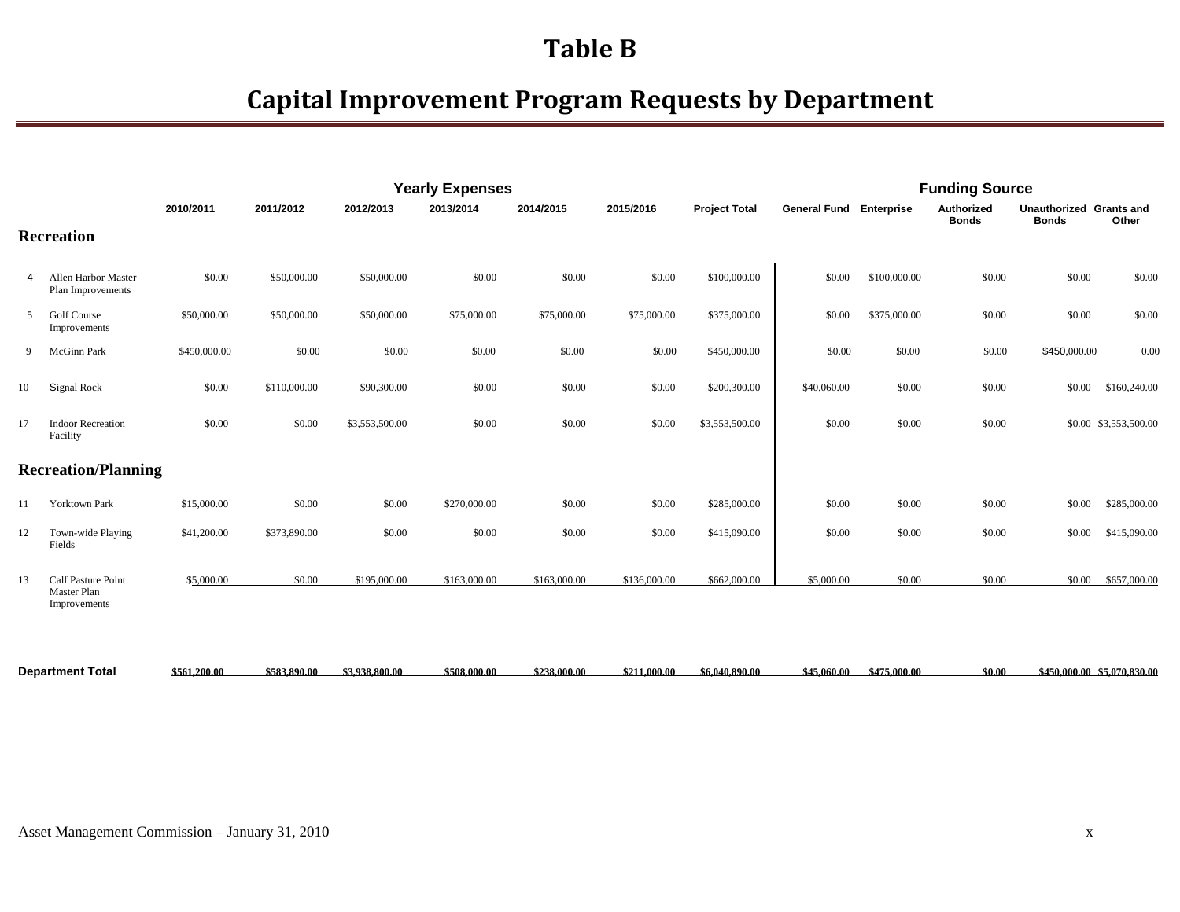# Table B

# Capital Improvement Program Requests by Department

| | | Yearly Expenses | | | | | | | Funding Source | | | | |
|---|---|---|---|---|---|---|---|---|---|---|---|---|---|
| | | 2010/2011 | 2011/2012 | 2012/2013 | 2013/2014 | 2014/2015 | 2015/2016 | Project Total | General Fund | Enterprise | Authorized Bonds | Unauthorized Bonds | Grants and Other |
| **Recreation** | | | | | | | | | | | | | |
| 4 | Allen Harbor Master Plan Improvements | $0.00 | $50,000.00 | $50,000.00 | $0.00 | $0.00 | $0.00 | $100,000.00 | $0.00 | $100,000.00 | $0.00 | $0.00 | $0.00 |
| 5 | Golf Course Improvements | $50,000.00 | $50,000.00 | $50,000.00 | $75,000.00 | $75,000.00 | $75,000.00 | $375,000.00 | $0.00 | $375,000.00 | $0.00 | $0.00 | $0.00 |
| 9 | McGinn Park | $450,000.00 | $0.00 | $0.00 | $0.00 | $0.00 | $0.00 | $450,000.00 | $0.00 | $0.00 | $0.00 | $450,000.00 | 0.00 |
| 10 | Signal Rock | $0.00 | $110,000.00 | $90,300.00 | $0.00 | $0.00 | $0.00 | $200,300.00 | $40,060.00 | $0.00 | $0.00 | $0.00 | $160,240.00 |
| 17 | Indoor Recreation Facility | $0.00 | $0.00 | $3,553,500.00 | $0.00 | $0.00 | $0.00 | $3,553,500.00 | $0.00 | $0.00 | $0.00 | $0.00 | $3,553,500.00 |
| **Recreation/Planning** | | | | | | | | | | | | | |
| 11 | Yorktown Park | $15,000.00 | $0.00 | $0.00 | $270,000.00 | $0.00 | $0.00 | $285,000.00 | $0.00 | $0.00 | $0.00 | $0.00 | $285,000.00 |
| 12 | Town-wide Playing Fields | $41,200.00 | $373,890.00 | $0.00 | $0.00 | $0.00 | $0.00 | $415,090.00 | $0.00 | $0.00 | $0.00 | $0.00 | $415,090.00 |
| 13 | Calf Pasture Point Master Plan Improvements | $5,000.00 | $0.00 | $195,000.00 | $163,000.00 | $163,000.00 | $136,000.00 | $662,000.00 | $5,000.00 | $0.00 | $0.00 | $0.00 | $657,000.00 |
| **Department Total** | | $561,200.00 | $583,890.00 | $3,938,800.00 | $508,000.00 | $238,000.00 | $211,000.00 | $6,040,890.00 | $45,060.00 | $475,000.00 | $0.00 | $450,000.00 | $5,070,830.00 |

Asset Management Commission – January 31, 2010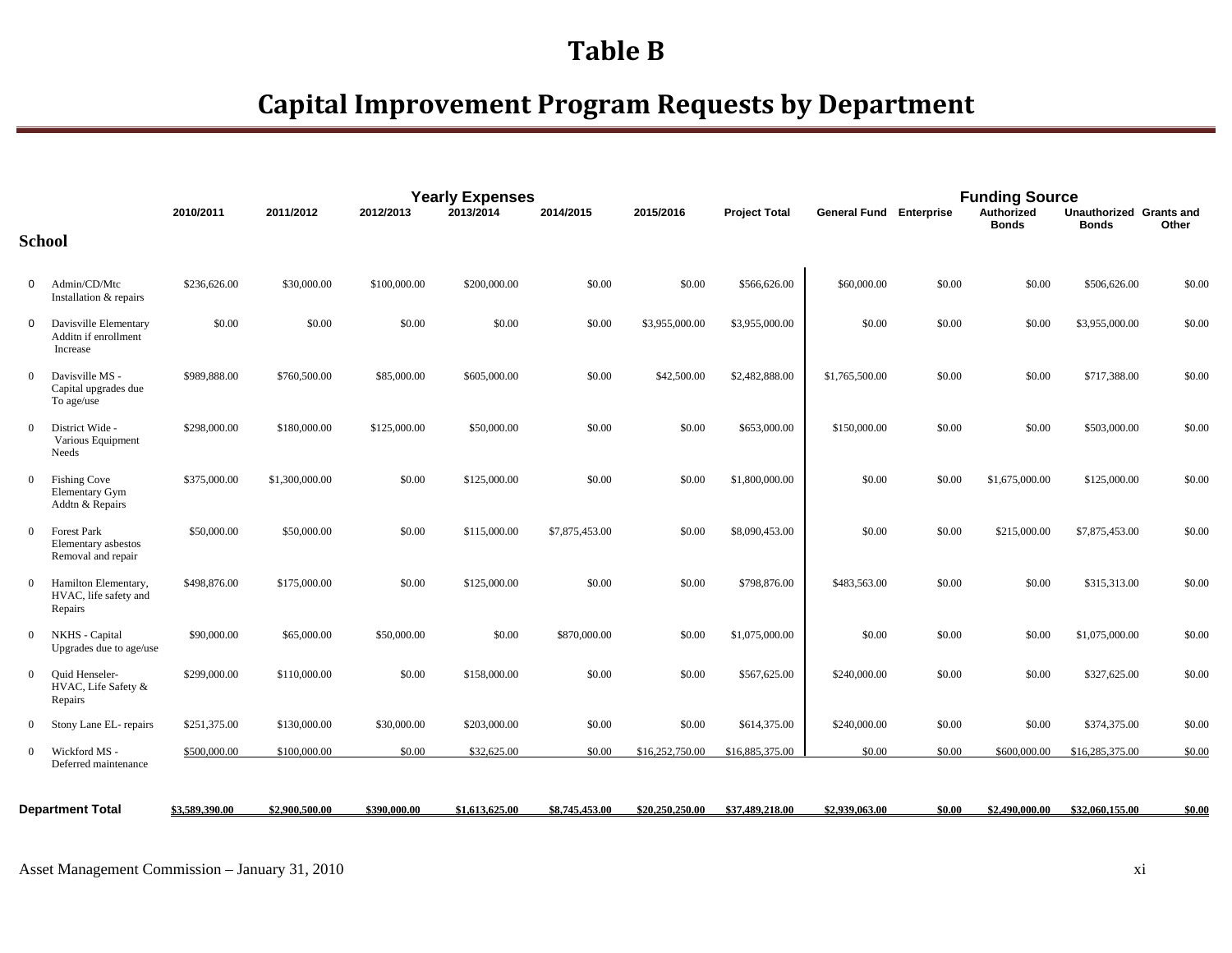# Table B

## Capital Improvement Program Requests by Department

| | | Yearly Expenses | | | | | | | Funding Source | | | | | |
|---|---|---|---|---|---|---|---|---|---|---|---|---|---|---|
| | | 2010/2011 | 2011/2012 | 2012/2013 | 2013/2014 | 2014/2015 | 2015/2016 | Project Total | General Fund | Enterprise | Authorized Bonds | Unauthorized Bonds | Grants and Other |
| **School** | | | | | | | | | | | | | |
| 0 | Admin/CD/Mtc Installation & repairs | $236,626.00 | $30,000.00 | $100,000.00 | $200,000.00 | $0.00 | $0.00 | $566,626.00 | $60,000.00 | $0.00 | $0.00 | $506,626.00 | $0.00 |
| 0 | Davisville Elementary Additn if enrollment Increase | $0.00 | $0.00 | $0.00 | $0.00 | $0.00 | $3,955,000.00 | $3,955,000.00 | $0.00 | $0.00 | $0.00 | $3,955,000.00 | $0.00 |
| 0 | Davisville MS - Capital upgrades due To age/use | $989,888.00 | $760,500.00 | $85,000.00 | $605,000.00 | $0.00 | $42,500.00 | $2,482,888.00 | $1,765,500.00 | $0.00 | $0.00 | $717,388.00 | $0.00 |
| 0 | District Wide - Various Equipment Needs | $298,000.00 | $180,000.00 | $125,000.00 | $50,000.00 | $0.00 | $0.00 | $653,000.00 | $150,000.00 | $0.00 | $0.00 | $503,000.00 | $0.00 |
| 0 | Fishing Cove Elementary Gym Addtn & Repairs | $375,000.00 | $1,300,000.00 | $0.00 | $125,000.00 | $0.00 | $0.00 | $1,800,000.00 | $0.00 | $0.00 | $1,675,000.00 | $125,000.00 | $0.00 |
| 0 | Forest Park Elementary asbestos Removal and repair | $50,000.00 | $50,000.00 | $0.00 | $115,000.00 | $7,875,453.00 | $0.00 | $8,090,453.00 | $0.00 | $0.00 | $215,000.00 | $7,875,453.00 | $0.00 |
| 0 | Hamilton Elementary, HVAC, life safety and Repairs | $498,876.00 | $175,000.00 | $0.00 | $125,000.00 | $0.00 | $0.00 | $798,876.00 | $483,563.00 | $0.00 | $0.00 | $315,313.00 | $0.00 |
| 0 | NKHS - Capital Upgrades due to age/use | $90,000.00 | $65,000.00 | $50,000.00 | $0.00 | $870,000.00 | $0.00 | $1,075,000.00 | $0.00 | $0.00 | $0.00 | $1,075,000.00 | $0.00 |
| 0 | Quid Henseler- HVAC, Life Safety & Repairs | $299,000.00 | $110,000.00 | $0.00 | $158,000.00 | $0.00 | $0.00 | $567,625.00 | $240,000.00 | $0.00 | $0.00 | $327,625.00 | $0.00 |
| 0 | Stony Lane EL- repairs | $251,375.00 | $130,000.00 | $30,000.00 | $203,000.00 | $0.00 | $0.00 | $614,375.00 | $240,000.00 | $0.00 | $0.00 | $374,375.00 | $0.00 |
| 0 | Wickford MS - Deferred maintenance | $500,000.00 | $100,000.00 | $0.00 | $32,625.00 | $0.00 | $16,252,750.00 | $16,885,375.00 | $0.00 | $0.00 | $600,000.00 | $16,285,375.00 | $0.00 |
| **Department Total** | | $3,589,390.00 | $2,900,500.00 | $390,000.00 | $1,613,625.00 | $8,745,453.00 | $20,250,250.00 | $37,489,218.00 | $2,939,063.00 | $0.00 | $2,490,000.00 | $32,060,155.00 | $0.00 |

Asset Management Commission – January 31, 2010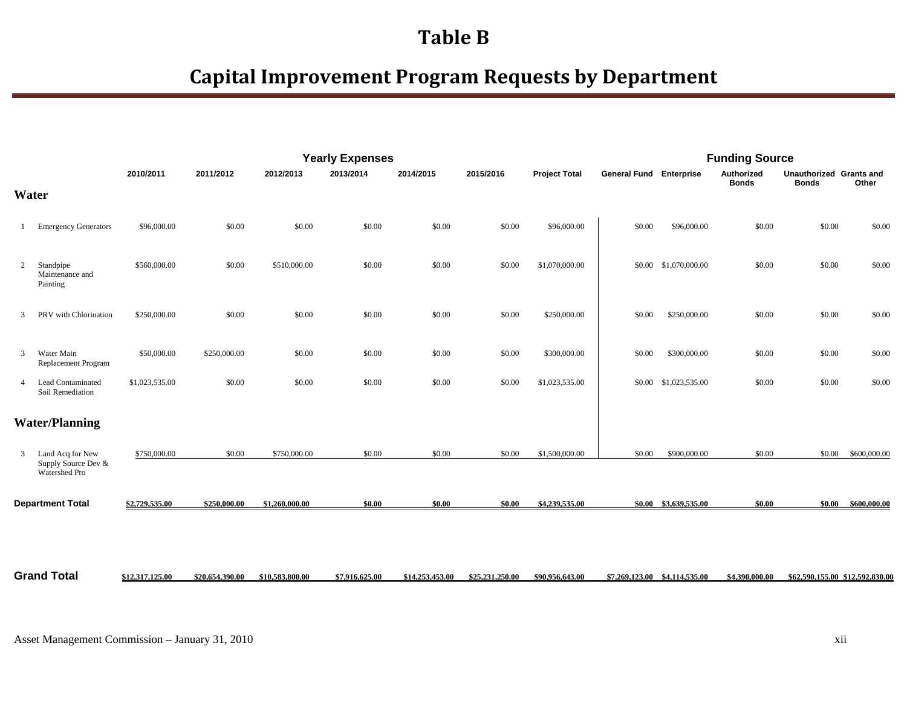# Table B

## Capital Improvement Program Requests by Department

| | | Yearly Expenses | | | | | | | Funding Source | | | | |
|---|---|---|---|---|---|---|---|---|---|---|---|---|---|
| | | 2010/2011 | 2011/2012 | 2012/2013 | 2013/2014 | 2014/2015 | 2015/2016 | Project Total | General Fund | Enterprise | Authorized Bonds | Unauthorized Bonds | Grants and Other |
| **Water** | | | | | | | | | | | | | |
| 1 | Emergency Generators | $96,000.00 | $0.00 | $0.00 | $0.00 | $0.00 | $0.00 | $96,000.00 | $0.00 | $96,000.00 | $0.00 | $0.00 | $0.00 |
| 2 | Standpipe Maintenance and Painting | $560,000.00 | $0.00 | $510,000.00 | $0.00 | $0.00 | $0.00 | $1,070,000.00 | $0.00 | $1,070,000.00 | $0.00 | $0.00 | $0.00 |
| 3 | PRV with Chlorination | $250,000.00 | $0.00 | $0.00 | $0.00 | $0.00 | $0.00 | $250,000.00 | $0.00 | $250,000.00 | $0.00 | $0.00 | $0.00 |
| 3 | Water Main Replacement Program | $50,000.00 | $250,000.00 | $0.00 | $0.00 | $0.00 | $0.00 | $300,000.00 | $0.00 | $300,000.00 | $0.00 | $0.00 | $0.00 |
| 4 | Lead Contaminated Soil Remediation | $1,023,535.00 | $0.00 | $0.00 | $0.00 | $0.00 | $0.00 | $1,023,535.00 | $0.00 | $1,023,535.00 | $0.00 | $0.00 | $0.00 |
| **Water/Planning** | | | | | | | | | | | | | |
| 3 | Land Acq for New Supply Source Dev & Watershed Pro | $750,000.00 | $0.00 | $750,000.00 | $0.00 | $0.00 | $0.00 | $1,500,000.00 | $0.00 | $900,000.00 | $0.00 | $0.00 | $600,000.00 |
| **Department Total** | | $2,729,535.00 | $250,000.00 | $1,260,000.00 | $0.00 | $0.00 | $0.00 | $4,239,535.00 | $0.00 | $3,639,535.00 | $0.00 | $0.00 | $600,000.00 |
| **Grand Total** | | $12,317,125.00 | $20,654,390.00 | $10,583,800.00 | $7,916,625.00 | $14,253,453.00 | $25,231,250.00 | $90,956,643.00 | $7,269,123.00 | $4,114,535.00 | $4,390,000.00 | $62,590,155.00 | $12,592,830.00 |

Asset Management Commission – January 31, 2010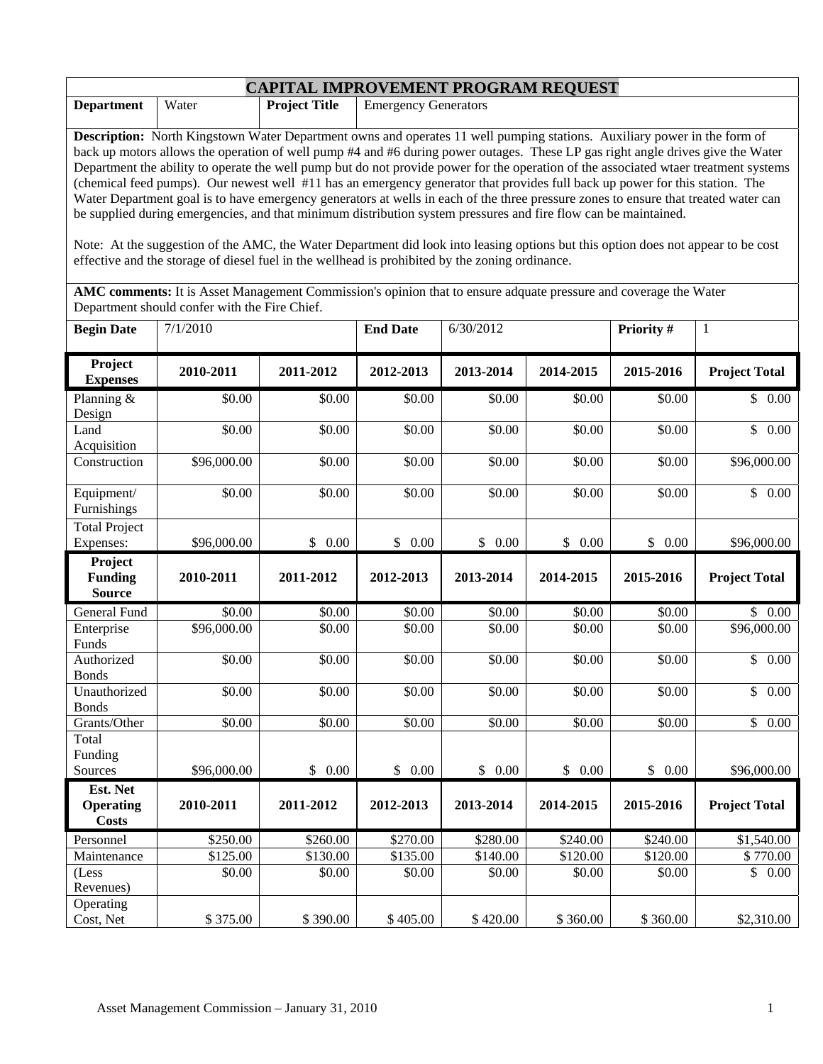# CAPITAL IMPROVEMENT PROGRAM REQUEST

| **Department** | Water | **Project Title** | Emergency Generators |
|---|---|---|---|

**Description:** North Kingstown Water Department owns and operates 11 well pumping stations. Auxiliary power in the form of back up motors allows the operation of well pump #4 and #6 during power outages. These LP gas right angle drives give the Water Department the ability to operate the well pump but do not provide power for the operation of the associated wtaer treatment systems (chemical feed pumps). Our newest well #11 has an emergency generator that provides full back up power for this station. The Water Department goal is to have emergency generators at wells in each of the three pressure zones to ensure that treated water can be supplied during emergencies, and that minimum distribution system pressures and fire flow can be maintained.

Note: At the suggestion of the AMC, the Water Department did look into leasing options but this option does not appear to be cost effective and the storage of diesel fuel in the wellhead is prohibited by the zoning ordinance.

**AMC comments:** It is Asset Management Commission's opinion that to ensure adquate pressure and coverage the Water Department should confer with the Fire Chief.

| **Begin Date** | 7/1/2010 | **End Date** | 6/30/2012 | **Priority #** | 1 |
|---|---|---|---|---|---|

| **Project Expenses** | **2010-2011** | **2011-2012** | **2012-2013** | **2013-2014** | **2014-2015** | **2015-2016** | **Project Total** |
|---|---|---|---|---|---|---|---|
| Planning & Design | $0.00 | $0.00 | $0.00 | $0.00 | $0.00 | $0.00 | $ 0.00 |
| Land Acquisition | $0.00 | $0.00 | $0.00 | $0.00 | $0.00 | $0.00 | $ 0.00 |
| Construction | $96,000.00 | $0.00 | $0.00 | $0.00 | $0.00 | $0.00 | $96,000.00 |
| Equipment/ Furnishings | $0.00 | $0.00 | $0.00 | $0.00 | $0.00 | $0.00 | $ 0.00 |
| Total Project Expenses: | $96,000.00 | $ 0.00 | $ 0.00 | $ 0.00 | $ 0.00 | $ 0.00 | $96,000.00 |
| **Project Funding Source** | **2010-2011** | **2011-2012** | **2012-2013** | **2013-2014** | **2014-2015** | **2015-2016** | **Project Total** |
| General Fund | $0.00 | $0.00 | $0.00 | $0.00 | $0.00 | $0.00 | $ 0.00 |
| Enterprise Funds | $96,000.00 | $0.00 | $0.00 | $0.00 | $0.00 | $0.00 | $96,000.00 |
| Authorized Bonds | $0.00 | $0.00 | $0.00 | $0.00 | $0.00 | $0.00 | $ 0.00 |
| Unauthorized Bonds | $0.00 | $0.00 | $0.00 | $0.00 | $0.00 | $0.00 | $ 0.00 |
| Grants/Other | $0.00 | $0.00 | $0.00 | $0.00 | $0.00 | $0.00 | $ 0.00 |
| Total Funding Sources | $96,000.00 | $ 0.00 | $ 0.00 | $ 0.00 | $ 0.00 | $ 0.00 | $96,000.00 |
| **Est. Net Operating Costs** | **2010-2011** | **2011-2012** | **2012-2013** | **2013-2014** | **2014-2015** | **2015-2016** | **Project Total** |
| Personnel | $250.00 | $260.00 | $270.00 | $280.00 | $240.00 | $240.00 | $1,540.00 |
| Maintenance | $125.00 | $130.00 | $135.00 | $140.00 | $120.00 | $120.00 | $ 770.00 |
| (Less Revenues) | $0.00 | $0.00 | $0.00 | $0.00 | $0.00 | $0.00 | $ 0.00 |
| Operating Cost, Net | $ 375.00 | $ 390.00 | $ 405.00 | $ 420.00 | $ 360.00 | $ 360.00 | $2,310.00 |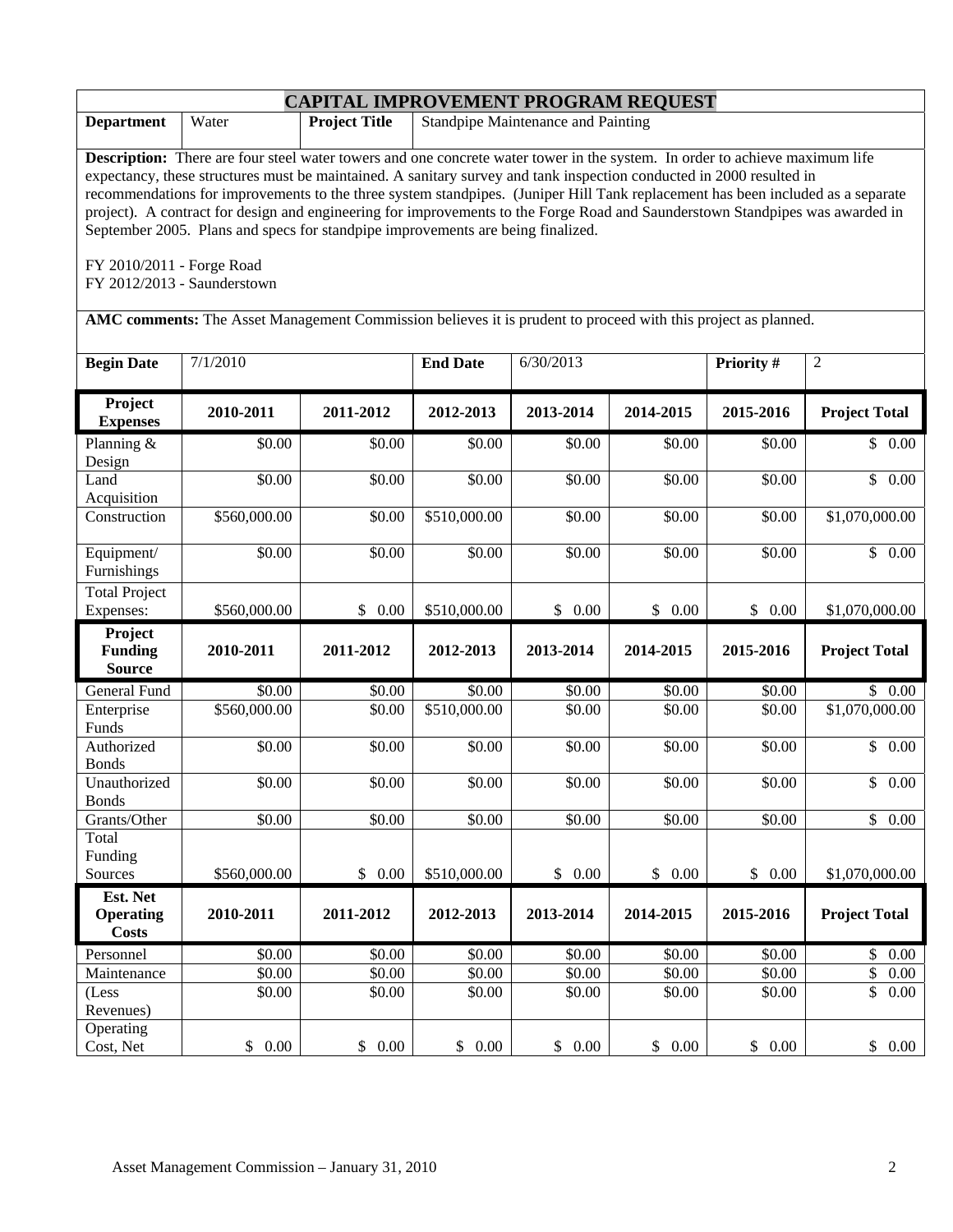# CAPITAL IMPROVEMENT PROGRAM REQUEST

| **Department** | Water | **Project Title** | Standpipe Maintenance and Painting |
|---|---|---|---|

**Description:** There are four steel water towers and one concrete water tower in the system. In order to achieve maximum life expectancy, these structures must be maintained. A sanitary survey and tank inspection conducted in 2000 resulted in recommendations for improvements to the three system standpipes. (Juniper Hill Tank replacement has been included as a separate project). A contract for design and engineering for improvements to the Forge Road and Saunderstown Standpipes was awarded in September 2005. Plans and specs for standpipe improvements are being finalized.

FY 2010/2011 - Forge Road
FY 2012/2013 - Saunderstown

**AMC comments:** The Asset Management Commission believes it is prudent to proceed with this project as planned.

| **Begin Date** | 7/1/2010 | **End Date** | 6/30/2013 | **Priority #** | 2 |
|---|---|---|---|---|---|

| **Project Expenses** | **2010-2011** | **2011-2012** | **2012-2013** | **2013-2014** | **2014-2015** | **2015-2016** | **Project Total** |
|---|---|---|---|---|---|---|---|
| Planning & Design | $0.00 | $0.00 | $0.00 | $0.00 | $0.00 | $0.00 | $ 0.00 |
| Land Acquisition | $0.00 | $0.00 | $0.00 | $0.00 | $0.00 | $0.00 | $ 0.00 |
| Construction | $560,000.00 | $0.00 | $510,000.00 | $0.00 | $0.00 | $0.00 | $1,070,000.00 |
| Equipment/ Furnishings | $0.00 | $0.00 | $0.00 | $0.00 | $0.00 | $0.00 | $ 0.00 |
| Total Project Expenses: | $560,000.00 | $ 0.00 | $510,000.00 | $ 0.00 | $ 0.00 | $ 0.00 | $1,070,000.00 |
| **Project Funding Source** | **2010-2011** | **2011-2012** | **2012-2013** | **2013-2014** | **2014-2015** | **2015-2016** | **Project Total** |
| General Fund | $0.00 | $0.00 | $0.00 | $0.00 | $0.00 | $0.00 | $ 0.00 |
| Enterprise Funds | $560,000.00 | $0.00 | $510,000.00 | $0.00 | $0.00 | $0.00 | $1,070,000.00 |
| Authorized Bonds | $0.00 | $0.00 | $0.00 | $0.00 | $0.00 | $0.00 | $ 0.00 |
| Unauthorized Bonds | $0.00 | $0.00 | $0.00 | $0.00 | $0.00 | $0.00 | $ 0.00 |
| Grants/Other | $0.00 | $0.00 | $0.00 | $0.00 | $0.00 | $0.00 | $ 0.00 |
| Total Funding Sources | $560,000.00 | $ 0.00 | $510,000.00 | $ 0.00 | $ 0.00 | $ 0.00 | $1,070,000.00 |
| **Est. Net Operating Costs** | **2010-2011** | **2011-2012** | **2012-2013** | **2013-2014** | **2014-2015** | **2015-2016** | **Project Total** |
| Personnel | $0.00 | $0.00 | $0.00 | $0.00 | $0.00 | $0.00 | $ 0.00 |
| Maintenance | $0.00 | $0.00 | $0.00 | $0.00 | $0.00 | $0.00 | $ 0.00 |
| (Less Revenues) | $0.00 | $0.00 | $0.00 | $0.00 | $0.00 | $0.00 | $ 0.00 |
| Operating Cost, Net | $ 0.00 | $ 0.00 | $ 0.00 | $ 0.00 | $ 0.00 | $ 0.00 | $ 0.00 |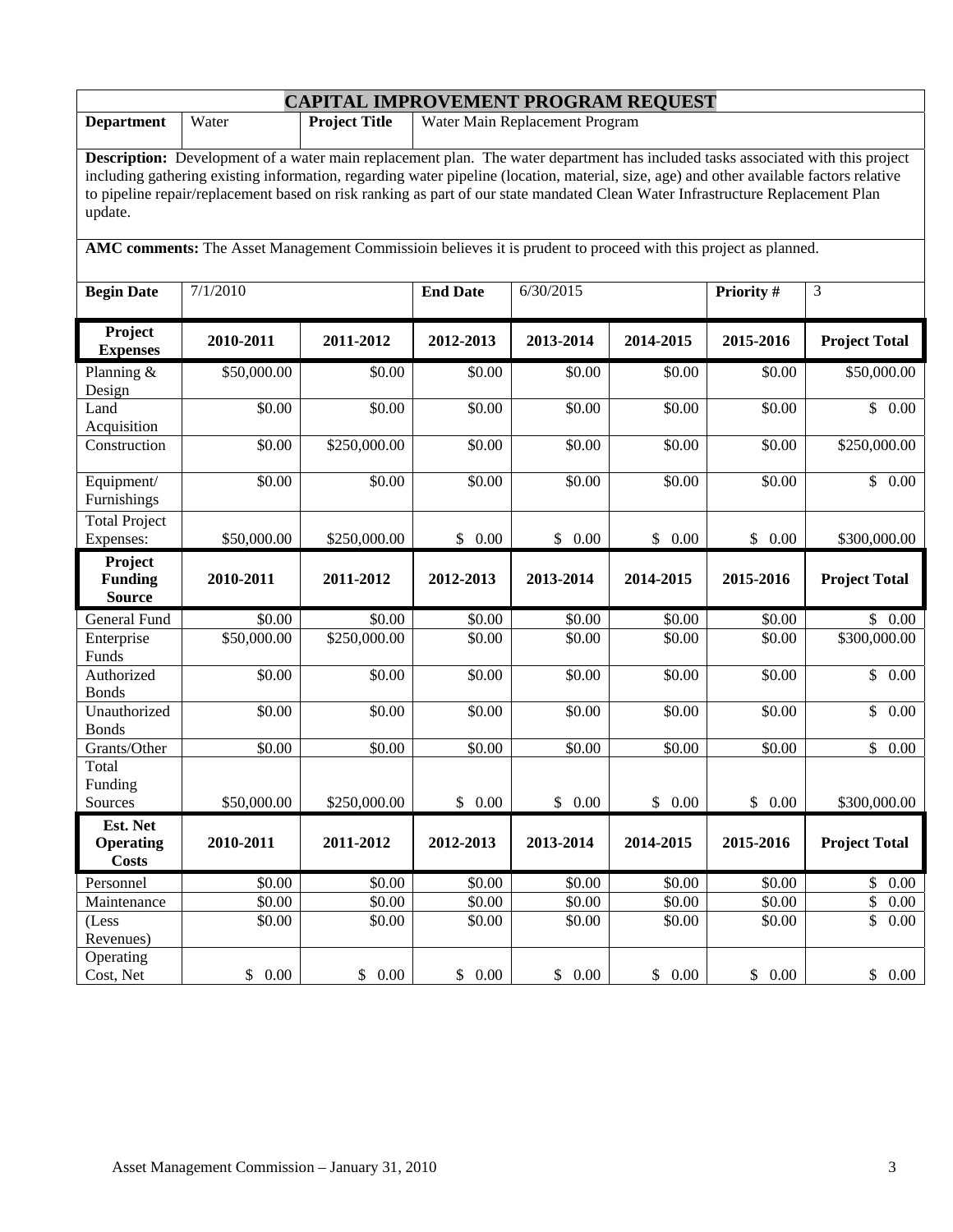# CAPITAL IMPROVEMENT PROGRAM REQUEST

| **Department** | Water | **Project Title** | Water Main Replacement Program |
|---|---|---|---|

**Description:** Development of a water main replacement plan. The water department has included tasks associated with this project including gathering existing information, regarding water pipeline (location, material, size, age) and other available factors relative to pipeline repair/replacement based on risk ranking as part of our state mandated Clean Water Infrastructure Replacement Plan update.

**AMC comments:** The Asset Management Commissioin believes it is prudent to proceed with this project as planned.

| **Begin Date** | 7/1/2010 | **End Date** | 6/30/2015 | **Priority #** | 3 |
|---|---|---|---|---|---|

| **Project Expenses** | **2010-2011** | **2011-2012** | **2012-2013** | **2013-2014** | **2014-2015** | **2015-2016** | **Project Total** |
|---|---|---|---|---|---|---|---|
| Planning & Design | $50,000.00 | $0.00 | $0.00 | $0.00 | $0.00 | $0.00 | $50,000.00 |
| Land Acquisition | $0.00 | $0.00 | $0.00 | $0.00 | $0.00 | $0.00 | $ 0.00 |
| Construction | $0.00 | $250,000.00 | $0.00 | $0.00 | $0.00 | $0.00 | $250,000.00 |
| Equipment/ Furnishings | $0.00 | $0.00 | $0.00 | $0.00 | $0.00 | $0.00 | $ 0.00 |
| Total Project Expenses: | $50,000.00 | $250,000.00 | $ 0.00 | $ 0.00 | $ 0.00 | $ 0.00 | $300,000.00 |
| **Project Funding Source** | **2010-2011** | **2011-2012** | **2012-2013** | **2013-2014** | **2014-2015** | **2015-2016** | **Project Total** |
| General Fund | $0.00 | $0.00 | $0.00 | $0.00 | $0.00 | $0.00 | $ 0.00 |
| Enterprise Funds | $50,000.00 | $250,000.00 | $0.00 | $0.00 | $0.00 | $0.00 | $300,000.00 |
| Authorized Bonds | $0.00 | $0.00 | $0.00 | $0.00 | $0.00 | $0.00 | $ 0.00 |
| Unauthorized Bonds | $0.00 | $0.00 | $0.00 | $0.00 | $0.00 | $0.00 | $ 0.00 |
| Grants/Other | $0.00 | $0.00 | $0.00 | $0.00 | $0.00 | $0.00 | $ 0.00 |
| Total Funding Sources | $50,000.00 | $250,000.00 | $ 0.00 | $ 0.00 | $ 0.00 | $ 0.00 | $300,000.00 |
| **Est. Net Operating Costs** | **2010-2011** | **2011-2012** | **2012-2013** | **2013-2014** | **2014-2015** | **2015-2016** | **Project Total** |
| Personnel | $0.00 | $0.00 | $0.00 | $0.00 | $0.00 | $0.00 | $ 0.00 |
| Maintenance | $0.00 | $0.00 | $0.00 | $0.00 | $0.00 | $0.00 | $ 0.00 |
| (Less Revenues) | $0.00 | $0.00 | $0.00 | $0.00 | $0.00 | $0.00 | $ 0.00 |
| Operating Cost, Net | $ 0.00 | $ 0.00 | $ 0.00 | $ 0.00 | $ 0.00 | $ 0.00 | $ 0.00 |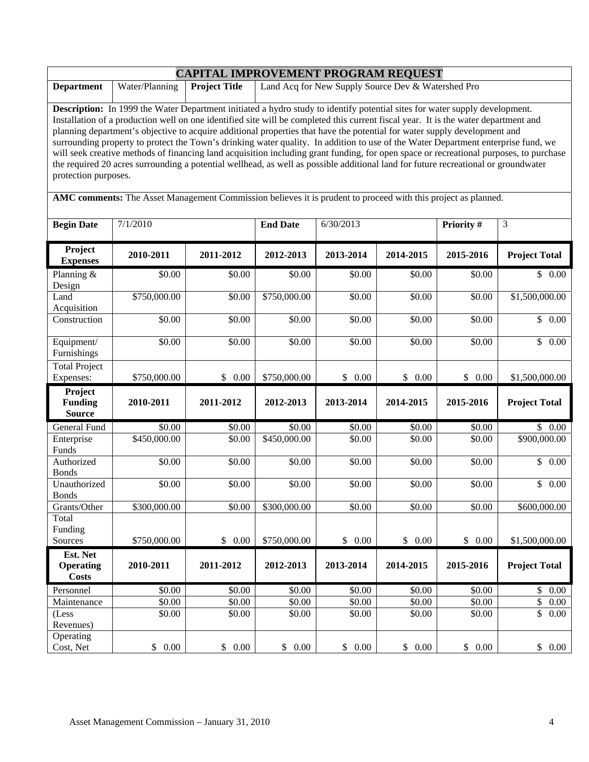# CAPITAL IMPROVEMENT PROGRAM REQUEST

| **Department** | Water/Planning | **Project Title** | Land Acq for New Supply Source Dev & Watershed Pro |
|---|---|---|---|

**Description:** In 1999 the Water Department initiated a hydro study to identify potential sites for water supply development. Installation of a production well on one identified site will be completed this current fiscal year. It is the water department and planning department's objective to acquire additional properties that have the potential for water supply development and surrounding property to protect the Town's drinking water quality. In addition to use of the Water Department enterprise fund, we will seek creative methods of financing land acquisition including grant funding, for open space or recreational purposes, to purchase the required 20 acres surrounding a potential wellhead, as well as possible additional land for future recreational or groundwater protection purposes.

**AMC comments:** The Asset Management Commission believes it is prudent to proceed with this project as planned.

| **Begin Date** | 7/1/2010 | **End Date** | 6/30/2013 | **Priority #** | 3 |
|---|---|---|---|---|---|

| **Project Expenses** | **2010-2011** | **2011-2012** | **2012-2013** | **2013-2014** | **2014-2015** | **2015-2016** | **Project Total** |
|---|---|---|---|---|---|---|---|
| Planning & Design | $0.00 | $0.00 | $0.00 | $0.00 | $0.00 | $0.00 | $ 0.00 |
| Land Acquisition | $750,000.00 | $0.00 | $750,000.00 | $0.00 | $0.00 | $0.00 | $1,500,000.00 |
| Construction | $0.00 | $0.00 | $0.00 | $0.00 | $0.00 | $0.00 | $ 0.00 |
| Equipment/ Furnishings | $0.00 | $0.00 | $0.00 | $0.00 | $0.00 | $0.00 | $ 0.00 |
| Total Project Expenses: | $750,000.00 | $ 0.00 | $750,000.00 | $ 0.00 | $ 0.00 | $ 0.00 | $1,500,000.00 |
| **Project Funding Source** | **2010-2011** | **2011-2012** | **2012-2013** | **2013-2014** | **2014-2015** | **2015-2016** | **Project Total** |
| General Fund | $0.00 | $0.00 | $0.00 | $0.00 | $0.00 | $0.00 | $ 0.00 |
| Enterprise Funds | $450,000.00 | $0.00 | $450,000.00 | $0.00 | $0.00 | $0.00 | $900,000.00 |
| Authorized Bonds | $0.00 | $0.00 | $0.00 | $0.00 | $0.00 | $0.00 | $ 0.00 |
| Unauthorized Bonds | $0.00 | $0.00 | $0.00 | $0.00 | $0.00 | $0.00 | $ 0.00 |
| Grants/Other | $300,000.00 | $0.00 | $300,000.00 | $0.00 | $0.00 | $0.00 | $600,000.00 |
| Total Funding Sources | $750,000.00 | $ 0.00 | $750,000.00 | $ 0.00 | $ 0.00 | $ 0.00 | $1,500,000.00 |
| **Est. Net Operating Costs** | **2010-2011** | **2011-2012** | **2012-2013** | **2013-2014** | **2014-2015** | **2015-2016** | **Project Total** |
| Personnel | $0.00 | $0.00 | $0.00 | $0.00 | $0.00 | $0.00 | $ 0.00 |
| Maintenance | $0.00 | $0.00 | $0.00 | $0.00 | $0.00 | $0.00 | $ 0.00 |
| (Less Revenues) | $0.00 | $0.00 | $0.00 | $0.00 | $0.00 | $0.00 | $ 0.00 |
| Operating Cost, Net | $ 0.00 | $ 0.00 | $ 0.00 | $ 0.00 | $ 0.00 | $ 0.00 | $ 0.00 |

Asset Management Commission – January 31, 2010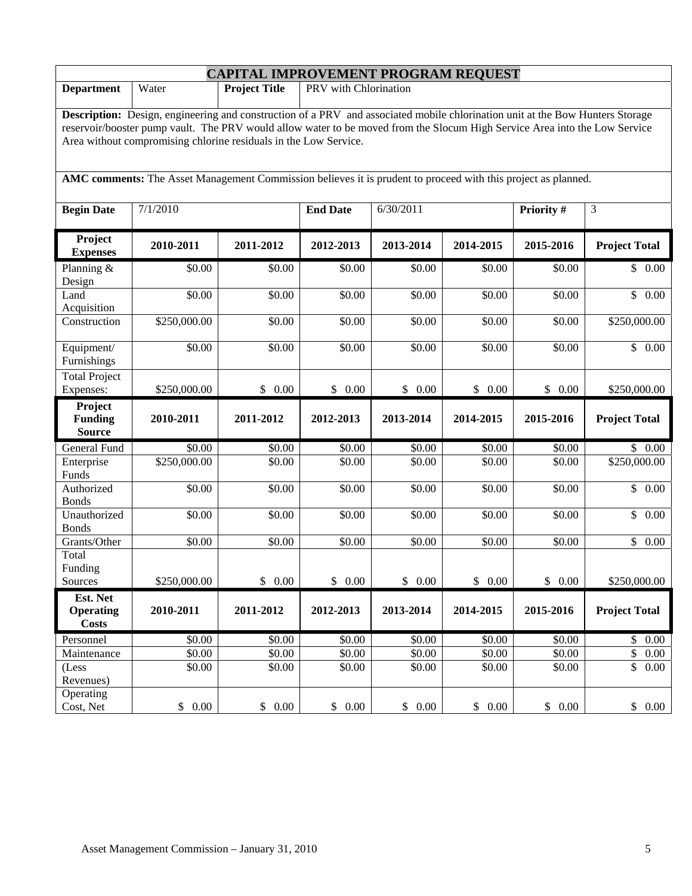## CAPITAL IMPROVEMENT PROGRAM REQUEST

| **Department** | Water | **Project Title** | PRV with Chlorination |
|---|---|---|---|

**Description:** Design, engineering and construction of a PRV and associated mobile chlorination unit at the Bow Hunters Storage reservoir/booster pump vault. The PRV would allow water to be moved from the Slocum High Service Area into the Low Service Area without compromising chlorine residuals in the Low Service.

**AMC comments:** The Asset Management Commission believes it is prudent to proceed with this project as planned.

| **Begin Date** | 7/1/2010 | **End Date** | 6/30/2011 | **Priority #** | 3 |
|---|---|---|---|---|---|

| **Project Expenses** | **2010-2011** | **2011-2012** | **2012-2013** | **2013-2014** | **2014-2015** | **2015-2016** | **Project Total** |
|---|---|---|---|---|---|---|---|
| Planning & Design | $0.00 | $0.00 | $0.00 | $0.00 | $0.00 | $0.00 | $ 0.00 |
| Land Acquisition | $0.00 | $0.00 | $0.00 | $0.00 | $0.00 | $0.00 | $ 0.00 |
| Construction | $250,000.00 | $0.00 | $0.00 | $0.00 | $0.00 | $0.00 | $250,000.00 |
| Equipment/ Furnishings | $0.00 | $0.00 | $0.00 | $0.00 | $0.00 | $0.00 | $ 0.00 |
| Total Project Expenses: | $250,000.00 | $ 0.00 | $ 0.00 | $ 0.00 | $ 0.00 | $ 0.00 | $250,000.00 |

| **Project Funding Source** | **2010-2011** | **2011-2012** | **2012-2013** | **2013-2014** | **2014-2015** | **2015-2016** | **Project Total** |
|---|---|---|---|---|---|---|---|
| General Fund | $0.00 | $0.00 | $0.00 | $0.00 | $0.00 | $0.00 | $ 0.00 |
| Enterprise Funds | $250,000.00 | $0.00 | $0.00 | $0.00 | $0.00 | $0.00 | $250,000.00 |
| Authorized Bonds | $0.00 | $0.00 | $0.00 | $0.00 | $0.00 | $0.00 | $ 0.00 |
| Unauthorized Bonds | $0.00 | $0.00 | $0.00 | $0.00 | $0.00 | $0.00 | $ 0.00 |
| Grants/Other | $0.00 | $0.00 | $0.00 | $0.00 | $0.00 | $0.00 | $ 0.00 |
| Total Funding Sources | $250,000.00 | $ 0.00 | $ 0.00 | $ 0.00 | $ 0.00 | $ 0.00 | $250,000.00 |

| **Est. Net Operating Costs** | **2010-2011** | **2011-2012** | **2012-2013** | **2013-2014** | **2014-2015** | **2015-2016** | **Project Total** |
|---|---|---|---|---|---|---|---|
| Personnel | $0.00 | $0.00 | $0.00 | $0.00 | $0.00 | $0.00 | $ 0.00 |
| Maintenance | $0.00 | $0.00 | $0.00 | $0.00 | $0.00 | $0.00 | $ 0.00 |
| (Less Revenues) | $0.00 | $0.00 | $0.00 | $0.00 | $0.00 | $0.00 | $ 0.00 |
| Operating Cost, Net | $ 0.00 | $ 0.00 | $ 0.00 | $ 0.00 | $ 0.00 | $ 0.00 | $ 0.00 |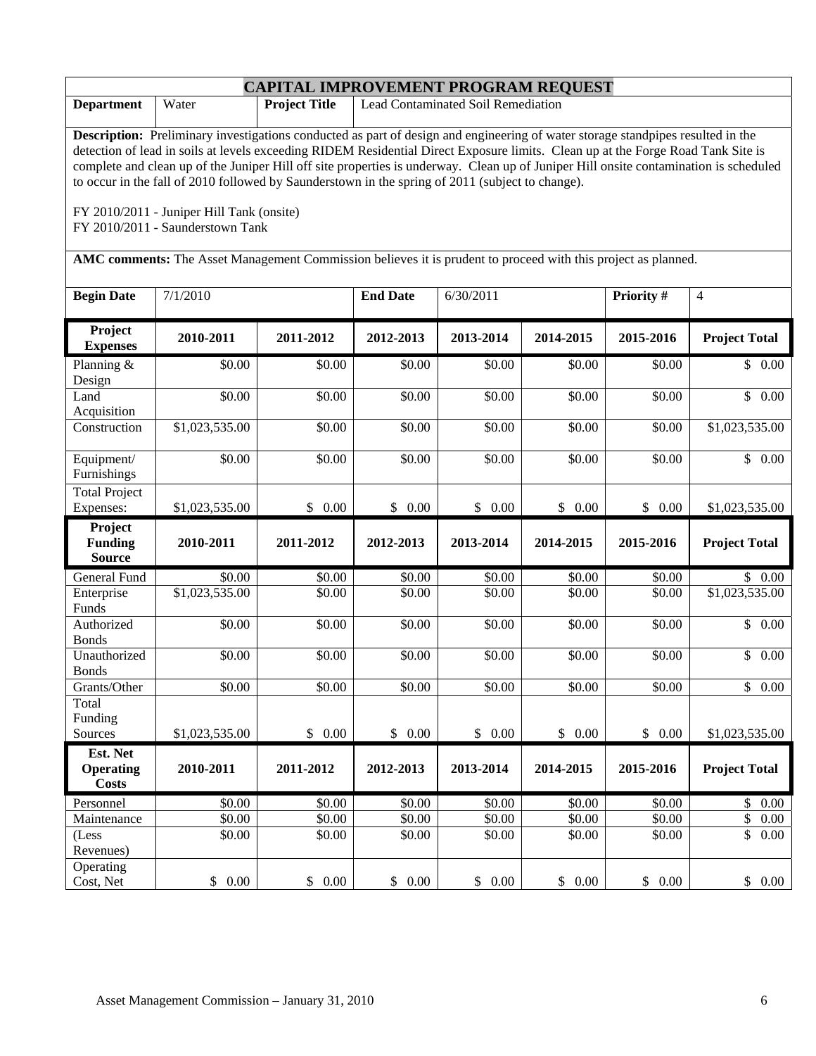# CAPITAL IMPROVEMENT PROGRAM REQUEST

| Department | Water | Project Title | Lead Contaminated Soil Remediation |
|---|---|---|---|

**Description:** Preliminary investigations conducted as part of design and engineering of water storage standpipes resulted in the detection of lead in soils at levels exceeding RIDEM Residential Direct Exposure limits. Clean up at the Forge Road Tank Site is complete and clean up of the Juniper Hill off site properties is underway. Clean up of Juniper Hill onsite contamination is scheduled to occur in the fall of 2010 followed by Saunderstown in the spring of 2011 (subject to change).

FY 2010/2011 - Juniper Hill Tank (onsite)
FY 2010/2011 - Saunderstown Tank

**AMC comments:** The Asset Management Commission believes it is prudent to proceed with this project as planned.

| Begin Date | 7/1/2010 | End Date | 6/30/2011 | Priority # | 4 |
|---|---|---|---|---|---|

| Project Expenses | 2010-2011 | 2011-2012 | 2012-2013 | 2013-2014 | 2014-2015 | 2015-2016 | Project Total |
|---|---|---|---|---|---|---|---|
| Planning & Design | $0.00 | $0.00 | $0.00 | $0.00 | $0.00 | $0.00 | $ 0.00 |
| Land Acquisition | $0.00 | $0.00 | $0.00 | $0.00 | $0.00 | $0.00 | $ 0.00 |
| Construction | $1,023,535.00 | $0.00 | $0.00 | $0.00 | $0.00 | $0.00 | $1,023,535.00 |
| Equipment/ Furnishings | $0.00 | $0.00 | $0.00 | $0.00 | $0.00 | $0.00 | $ 0.00 |
| Total Project Expenses: | $1,023,535.00 | $ 0.00 | $ 0.00 | $ 0.00 | $ 0.00 | $ 0.00 | $1,023,535.00 |

| Project Funding Source | 2010-2011 | 2011-2012 | 2012-2013 | 2013-2014 | 2014-2015 | 2015-2016 | Project Total |
|---|---|---|---|---|---|---|---|
| General Fund | $0.00 | $0.00 | $0.00 | $0.00 | $0.00 | $0.00 | $ 0.00 |
| Enterprise Funds | $1,023,535.00 | $0.00 | $0.00 | $0.00 | $0.00 | $0.00 | $1,023,535.00 |
| Authorized Bonds | $0.00 | $0.00 | $0.00 | $0.00 | $0.00 | $0.00 | $ 0.00 |
| Unauthorized Bonds | $0.00 | $0.00 | $0.00 | $0.00 | $0.00 | $0.00 | $ 0.00 |
| Grants/Other | $0.00 | $0.00 | $0.00 | $0.00 | $0.00 | $0.00 | $ 0.00 |
| Total Funding Sources | $1,023,535.00 | $ 0.00 | $ 0.00 | $ 0.00 | $ 0.00 | $ 0.00 | $1,023,535.00 |

| Est. Net Operating Costs | 2010-2011 | 2011-2012 | 2012-2013 | 2013-2014 | 2014-2015 | 2015-2016 | Project Total |
|---|---|---|---|---|---|---|---|
| Personnel | $0.00 | $0.00 | $0.00 | $0.00 | $0.00 | $0.00 | $ 0.00 |
| Maintenance | $0.00 | $0.00 | $0.00 | $0.00 | $0.00 | $0.00 | $ 0.00 |
| (Less Revenues) | $0.00 | $0.00 | $0.00 | $0.00 | $0.00 | $0.00 | $ 0.00 |
| Operating Cost, Net | $ 0.00 | $ 0.00 | $ 0.00 | $ 0.00 | $ 0.00 | $ 0.00 | $ 0.00 |

Asset Management Commission – January 31, 2010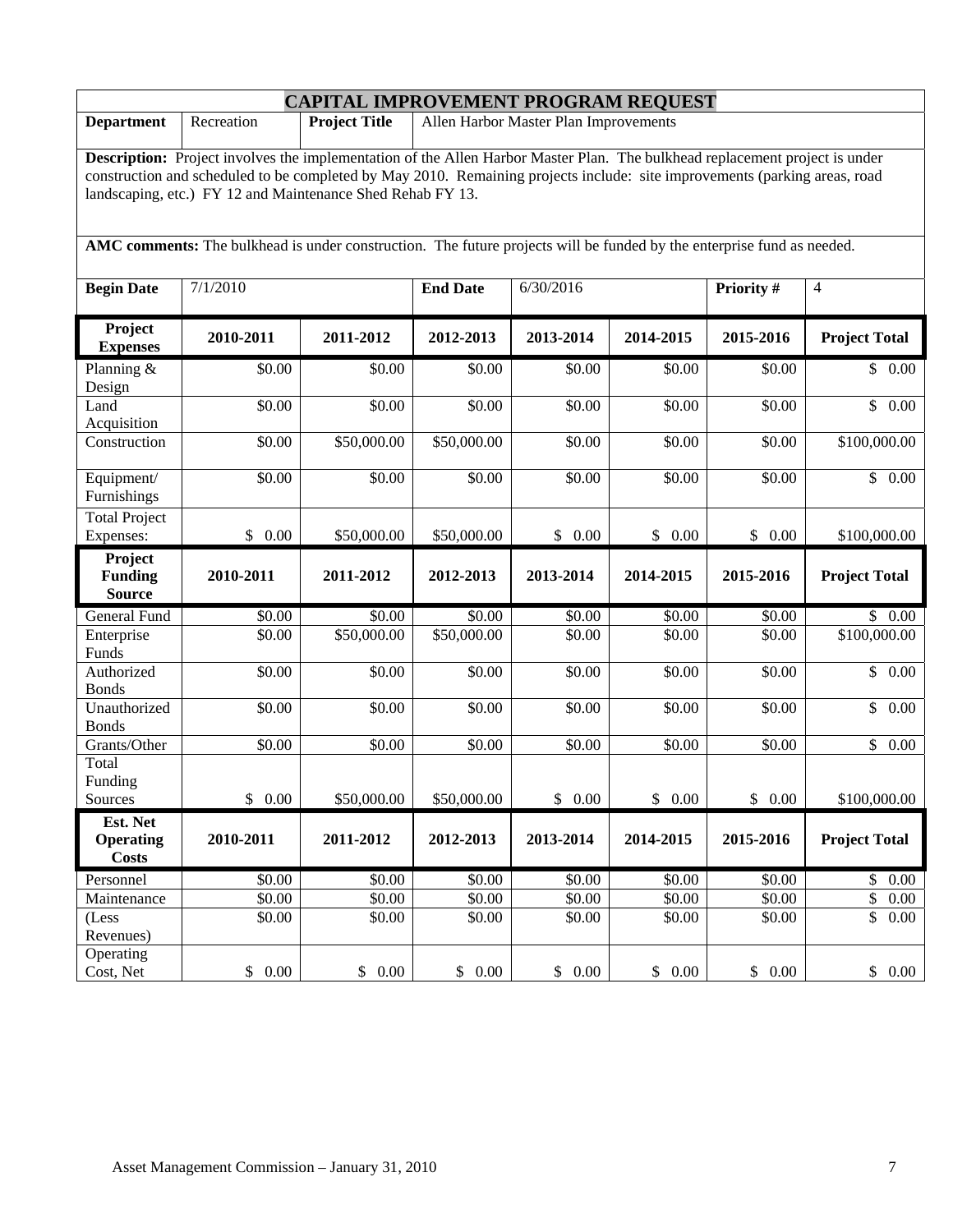# CAPITAL IMPROVEMENT PROGRAM REQUEST

| **Department** | Recreation | **Project Title** | Allen Harbor Master Plan Improvements |
|---|---|---|---|

**Description:** Project involves the implementation of the Allen Harbor Master Plan. The bulkhead replacement project is under construction and scheduled to be completed by May 2010. Remaining projects include: site improvements (parking areas, road landscaping, etc.) FY 12 and Maintenance Shed Rehab FY 13.

**AMC comments:** The bulkhead is under construction. The future projects will be funded by the enterprise fund as needed.

| **Begin Date** | 7/1/2010 | **End Date** | 6/30/2016 | **Priority #** | 4 |
|---|---|---|---|---|---|

| **Project Expenses** | **2010-2011** | **2011-2012** | **2012-2013** | **2013-2014** | **2014-2015** | **2015-2016** | **Project Total** |
|---|---|---|---|---|---|---|---|
| Planning & Design | $0.00 | $0.00 | $0.00 | $0.00 | $0.00 | $0.00 | $ 0.00 |
| Land Acquisition | $0.00 | $0.00 | $0.00 | $0.00 | $0.00 | $0.00 | $ 0.00 |
| Construction | $0.00 | $50,000.00 | $50,000.00 | $0.00 | $0.00 | $0.00 | $100,000.00 |
| Equipment/ Furnishings | $0.00 | $0.00 | $0.00 | $0.00 | $0.00 | $0.00 | $ 0.00 |
| Total Project Expenses: | $ 0.00 | $50,000.00 | $50,000.00 | $ 0.00 | $ 0.00 | $ 0.00 | $100,000.00 |
| **Project Funding Source** | **2010-2011** | **2011-2012** | **2012-2013** | **2013-2014** | **2014-2015** | **2015-2016** | **Project Total** |
| General Fund | $0.00 | $0.00 | $0.00 | $0.00 | $0.00 | $0.00 | $ 0.00 |
| Enterprise Funds | $0.00 | $50,000.00 | $50,000.00 | $0.00 | $0.00 | $0.00 | $100,000.00 |
| Authorized Bonds | $0.00 | $0.00 | $0.00 | $0.00 | $0.00 | $0.00 | $ 0.00 |
| Unauthorized Bonds | $0.00 | $0.00 | $0.00 | $0.00 | $0.00 | $0.00 | $ 0.00 |
| Grants/Other | $0.00 | $0.00 | $0.00 | $0.00 | $0.00 | $0.00 | $ 0.00 |
| Total Funding Sources | $ 0.00 | $50,000.00 | $50,000.00 | $ 0.00 | $ 0.00 | $ 0.00 | $100,000.00 |
| **Est. Net Operating Costs** | **2010-2011** | **2011-2012** | **2012-2013** | **2013-2014** | **2014-2015** | **2015-2016** | **Project Total** |
| Personnel | $0.00 | $0.00 | $0.00 | $0.00 | $0.00 | $0.00 | $ 0.00 |
| Maintenance | $0.00 | $0.00 | $0.00 | $0.00 | $0.00 | $0.00 | $ 0.00 |
| (Less Revenues) | $0.00 | $0.00 | $0.00 | $0.00 | $0.00 | $0.00 | $ 0.00 |
| Operating Cost, Net | $ 0.00 | $ 0.00 | $ 0.00 | $ 0.00 | $ 0.00 | $ 0.00 | $ 0.00 |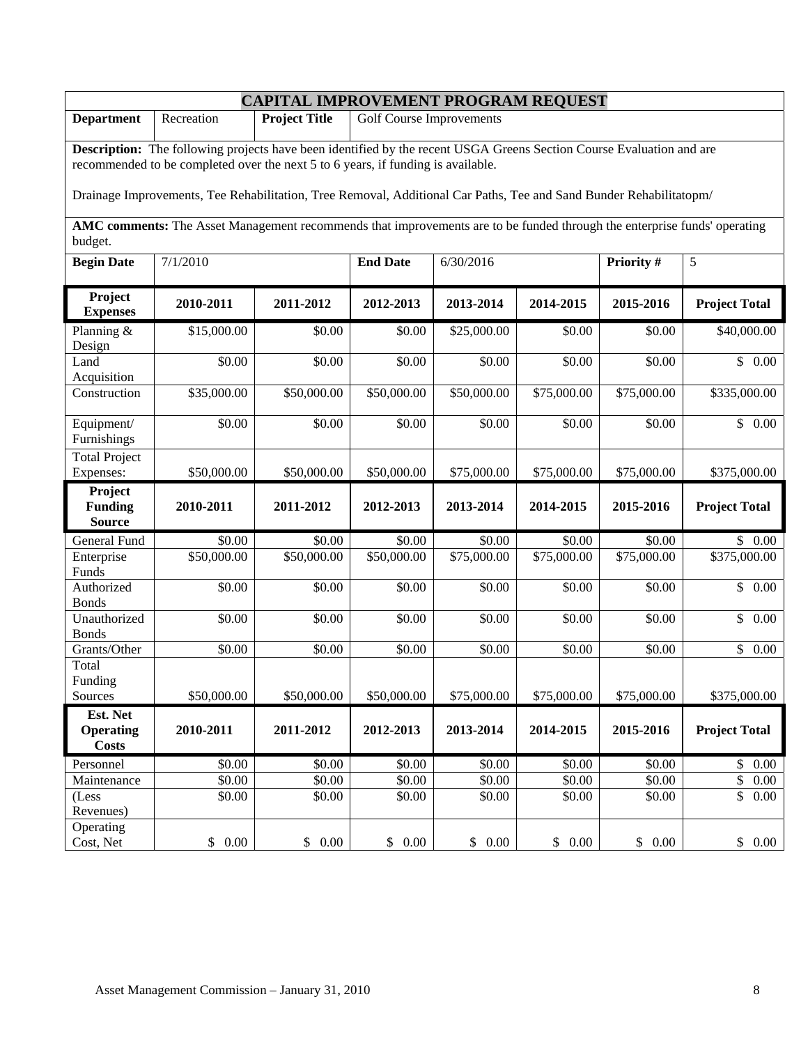# CAPITAL IMPROVEMENT PROGRAM REQUEST

| **Department** | Recreation | **Project Title** | Golf Course Improvements |
|---|---|---|---|

**Description:** The following projects have been identified by the recent USGA Greens Section Course Evaluation and are recommended to be completed over the next 5 to 6 years, if funding is available.

Drainage Improvements, Tee Rehabilitation, Tree Removal, Additional Car Paths, Tee and Sand Bunder Rehabilitatopm/

**AMC comments:** The Asset Management recommends that improvements are to be funded through the enterprise funds' operating budget.

| **Begin Date** | 7/1/2010 | **End Date** | 6/30/2016 | **Priority #** | 5 |
|---|---|---|---|---|---|

| **Project Expenses** | **2010-2011** | **2011-2012** | **2012-2013** | **2013-2014** | **2014-2015** | **2015-2016** | **Project Total** |
|---|---|---|---|---|---|---|---|
| Planning & Design | $15,000.00 | $0.00 | $0.00 | $25,000.00 | $0.00 | $0.00 | $40,000.00 |
| Land Acquisition | $0.00 | $0.00 | $0.00 | $0.00 | $0.00 | $0.00 | $ 0.00 |
| Construction | $35,000.00 | $50,000.00 | $50,000.00 | $50,000.00 | $75,000.00 | $75,000.00 | $335,000.00 |
| Equipment/ Furnishings | $0.00 | $0.00 | $0.00 | $0.00 | $0.00 | $0.00 | $ 0.00 |
| Total Project Expenses: | $50,000.00 | $50,000.00 | $50,000.00 | $75,000.00 | $75,000.00 | $75,000.00 | $375,000.00 |
| **Project Funding Source** | **2010-2011** | **2011-2012** | **2012-2013** | **2013-2014** | **2014-2015** | **2015-2016** | **Project Total** |
| General Fund | $0.00 | $0.00 | $0.00 | $0.00 | $0.00 | $0.00 | $ 0.00 |
| Enterprise Funds | $50,000.00 | $50,000.00 | $50,000.00 | $75,000.00 | $75,000.00 | $75,000.00 | $375,000.00 |
| Authorized Bonds | $0.00 | $0.00 | $0.00 | $0.00 | $0.00 | $0.00 | $ 0.00 |
| Unauthorized Bonds | $0.00 | $0.00 | $0.00 | $0.00 | $0.00 | $0.00 | $ 0.00 |
| Grants/Other | $0.00 | $0.00 | $0.00 | $0.00 | $0.00 | $0.00 | $ 0.00 |
| Total Funding Sources | $50,000.00 | $50,000.00 | $50,000.00 | $75,000.00 | $75,000.00 | $75,000.00 | $375,000.00 |
| **Est. Net Operating Costs** | **2010-2011** | **2011-2012** | **2012-2013** | **2013-2014** | **2014-2015** | **2015-2016** | **Project Total** |
| Personnel | $0.00 | $0.00 | $0.00 | $0.00 | $0.00 | $0.00 | $ 0.00 |
| Maintenance | $0.00 | $0.00 | $0.00 | $0.00 | $0.00 | $0.00 | $ 0.00 |
| (Less Revenues) | $0.00 | $0.00 | $0.00 | $0.00 | $0.00 | $0.00 | $ 0.00 |
| Operating Cost, Net | $ 0.00 | $ 0.00 | $ 0.00 | $ 0.00 | $ 0.00 | $ 0.00 | $ 0.00 |

Asset Management Commission – January 31, 2010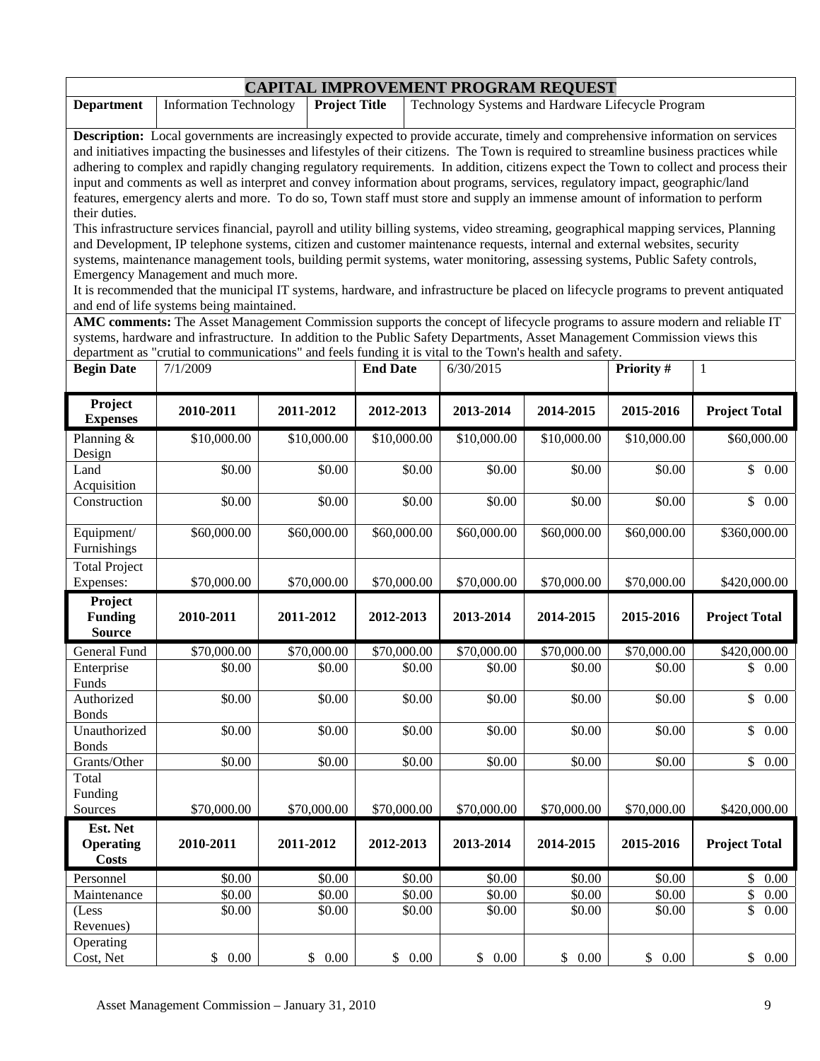# CAPITAL IMPROVEMENT PROGRAM REQUEST

| **Department** | Information Technology | **Project Title** | Technology Systems and Hardware Lifecycle Program |
|---|---|---|---|

**Description:** Local governments are increasingly expected to provide accurate, timely and comprehensive information on services and initiatives impacting the businesses and lifestyles of their citizens. The Town is required to streamline business practices while adhering to complex and rapidly changing regulatory requirements. In addition, citizens expect the Town to collect and process their input and comments as well as interpret and convey information about programs, services, regulatory impact, geographic/land features, emergency alerts and more. To do so, Town staff must store and supply an immense amount of information to perform their duties.

This infrastructure services financial, payroll and utility billing systems, video streaming, geographical mapping services, Planning and Development, IP telephone systems, citizen and customer maintenance requests, internal and external websites, security systems, maintenance management tools, building permit systems, water monitoring, assessing systems, Public Safety controls, Emergency Management and much more.

It is recommended that the municipal IT systems, hardware, and infrastructure be placed on lifecycle programs to prevent antiquated and end of life systems being maintained.

**AMC comments:** The Asset Management Commission supports the concept of lifecycle programs to assure modern and reliable IT systems, hardware and infrastructure. In addition to the Public Safety Departments, Asset Management Commission views this department as "crutial to communications" and feels funding it is vital to the Town's health and safety.

| **Begin Date** | 7/1/2009 | **End Date** | 6/30/2015 | **Priority #** | 1 |
|---|---|---|---|---|---|

| **Project Expenses** | **2010-2011** | **2011-2012** | **2012-2013** | **2013-2014** | **2014-2015** | **2015-2016** | **Project Total** |
|---|---|---|---|---|---|---|---|
| Planning & Design | $10,000.00 | $10,000.00 | $10,000.00 | $10,000.00 | $10,000.00 | $10,000.00 | $60,000.00 |
| Land Acquisition | $0.00 | $0.00 | $0.00 | $0.00 | $0.00 | $0.00 | $ 0.00 |
| Construction | $0.00 | $0.00 | $0.00 | $0.00 | $0.00 | $0.00 | $ 0.00 |
| Equipment/ Furnishings | $60,000.00 | $60,000.00 | $60,000.00 | $60,000.00 | $60,000.00 | $60,000.00 | $360,000.00 |
| Total Project Expenses: | $70,000.00 | $70,000.00 | $70,000.00 | $70,000.00 | $70,000.00 | $70,000.00 | $420,000.00 |

| **Project Funding Source** | **2010-2011** | **2011-2012** | **2012-2013** | **2013-2014** | **2014-2015** | **2015-2016** | **Project Total** |
|---|---|---|---|---|---|---|---|
| General Fund | $70,000.00 | $70,000.00 | $70,000.00 | $70,000.00 | $70,000.00 | $70,000.00 | $420,000.00 |
| Enterprise Funds | $0.00 | $0.00 | $0.00 | $0.00 | $0.00 | $0.00 | $ 0.00 |
| Authorized Bonds | $0.00 | $0.00 | $0.00 | $0.00 | $0.00 | $0.00 | $ 0.00 |
| Unauthorized Bonds | $0.00 | $0.00 | $0.00 | $0.00 | $0.00 | $0.00 | $ 0.00 |
| Grants/Other | $0.00 | $0.00 | $0.00 | $0.00 | $0.00 | $0.00 | $ 0.00 |
| Total Funding Sources | $70,000.00 | $70,000.00 | $70,000.00 | $70,000.00 | $70,000.00 | $70,000.00 | $420,000.00 |

| **Est. Net Operating Costs** | **2010-2011** | **2011-2012** | **2012-2013** | **2013-2014** | **2014-2015** | **2015-2016** | **Project Total** |
|---|---|---|---|---|---|---|---|
| Personnel | $0.00 | $0.00 | $0.00 | $0.00 | $0.00 | $0.00 | $ 0.00 |
| Maintenance | $0.00 | $0.00 | $0.00 | $0.00 | $0.00 | $0.00 | $ 0.00 |
| (Less Revenues) | $0.00 | $0.00 | $0.00 | $0.00 | $0.00 | $0.00 | $ 0.00 |
| Operating Cost, Net | $ 0.00 | $ 0.00 | $ 0.00 | $ 0.00 | $ 0.00 | $ 0.00 | $ 0.00 |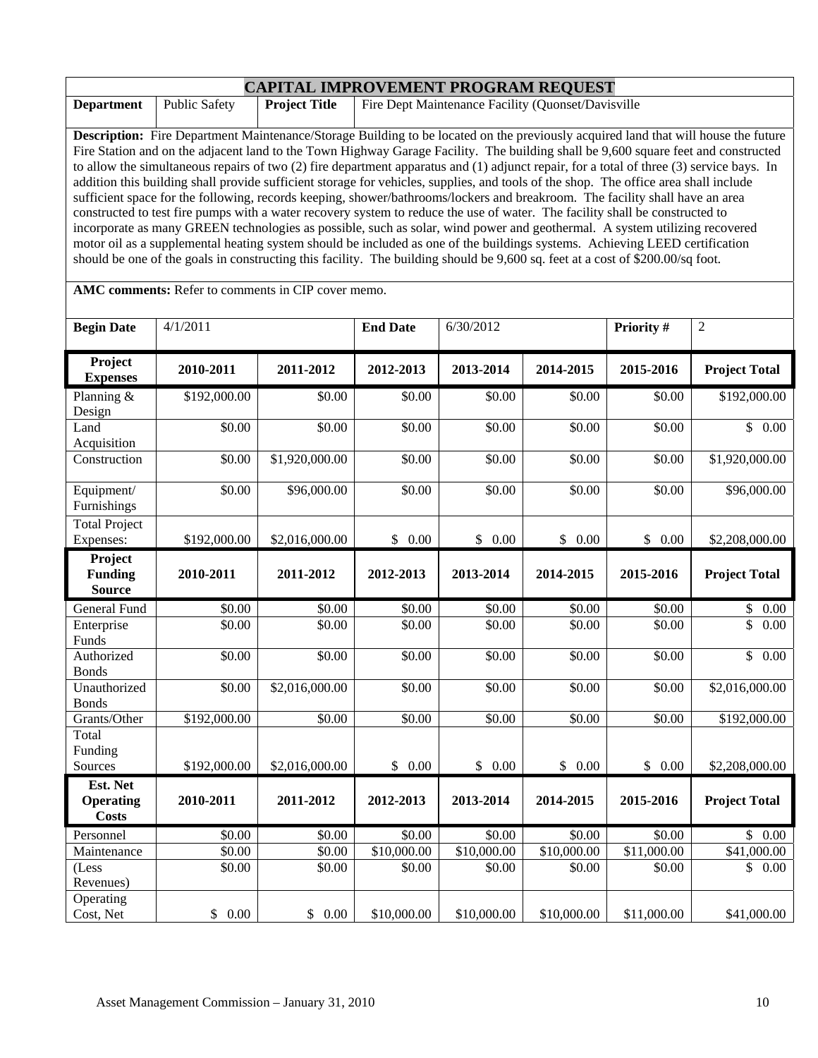# CAPITAL IMPROVEMENT PROGRAM REQUEST

| **Department** | Public Safety | **Project Title** | Fire Dept Maintenance Facility (Quonset/Davisville |
|---|---|---|---|

**Description:** Fire Department Maintenance/Storage Building to be located on the previously acquired land that will house the future Fire Station and on the adjacent land to the Town Highway Garage Facility. The building shall be 9,600 square feet and constructed to allow the simultaneous repairs of two (2) fire department apparatus and (1) adjunct repair, for a total of three (3) service bays. In addition this building shall provide sufficient storage for vehicles, supplies, and tools of the shop. The office area shall include sufficient space for the following, records keeping, shower/bathrooms/lockers and breakroom. The facility shall have an area constructed to test fire pumps with a water recovery system to reduce the use of water. The facility shall be constructed to incorporate as many GREEN technologies as possible, such as solar, wind power and geothermal. A system utilizing recovered motor oil as a supplemental heating system should be included as one of the buildings systems. Achieving LEED certification should be one of the goals in constructing this facility. The building should be 9,600 sq. feet at a cost of $200.00/sq foot.

**AMC comments:** Refer to comments in CIP cover memo.

| **Begin Date** | 4/1/2011 | **End Date** | 6/30/2012 | **Priority #** | 2 |
|---|---|---|---|---|---|

| **Project Expenses** | **2010-2011** | **2011-2012** | **2012-2013** | **2013-2014** | **2014-2015** | **2015-2016** | **Project Total** |
|---|---|---|---|---|---|---|---|
| Planning & Design | $192,000.00 | $0.00 | $0.00 | $0.00 | $0.00 | $0.00 | $192,000.00 |
| Land Acquisition | $0.00 | $0.00 | $0.00 | $0.00 | $0.00 | $0.00 | $ 0.00 |
| Construction | $0.00 | $1,920,000.00 | $0.00 | $0.00 | $0.00 | $0.00 | $1,920,000.00 |
| Equipment/ Furnishings | $0.00 | $96,000.00 | $0.00 | $0.00 | $0.00 | $0.00 | $96,000.00 |
| Total Project Expenses: | $192,000.00 | $2,016,000.00 | $ 0.00 | $ 0.00 | $ 0.00 | $ 0.00 | $2,208,000.00 |
| **Project Funding Source** | **2010-2011** | **2011-2012** | **2012-2013** | **2013-2014** | **2014-2015** | **2015-2016** | **Project Total** |
| General Fund | $0.00 | $0.00 | $0.00 | $0.00 | $0.00 | $0.00 | $ 0.00 |
| Enterprise Funds | $0.00 | $0.00 | $0.00 | $0.00 | $0.00 | $0.00 | $ 0.00 |
| Authorized Bonds | $0.00 | $0.00 | $0.00 | $0.00 | $0.00 | $0.00 | $ 0.00 |
| Unauthorized Bonds | $0.00 | $2,016,000.00 | $0.00 | $0.00 | $0.00 | $0.00 | $2,016,000.00 |
| Grants/Other | $192,000.00 | $0.00 | $0.00 | $0.00 | $0.00 | $0.00 | $192,000.00 |
| Total Funding Sources | $192,000.00 | $2,016,000.00 | $ 0.00 | $ 0.00 | $ 0.00 | $ 0.00 | $2,208,000.00 |
| **Est. Net Operating Costs** | **2010-2011** | **2011-2012** | **2012-2013** | **2013-2014** | **2014-2015** | **2015-2016** | **Project Total** |
| Personnel | $0.00 | $0.00 | $0.00 | $0.00 | $0.00 | $0.00 | $ 0.00 |
| Maintenance | $0.00 | $0.00 | $10,000.00 | $10,000.00 | $10,000.00 | $11,000.00 | $41,000.00 |
| (Less Revenues) | $0.00 | $0.00 | $0.00 | $0.00 | $0.00 | $0.00 | $ 0.00 |
| Operating Cost, Net | $ 0.00 | $ 0.00 | $10,000.00 | $10,000.00 | $10,000.00 | $11,000.00 | $41,000.00 |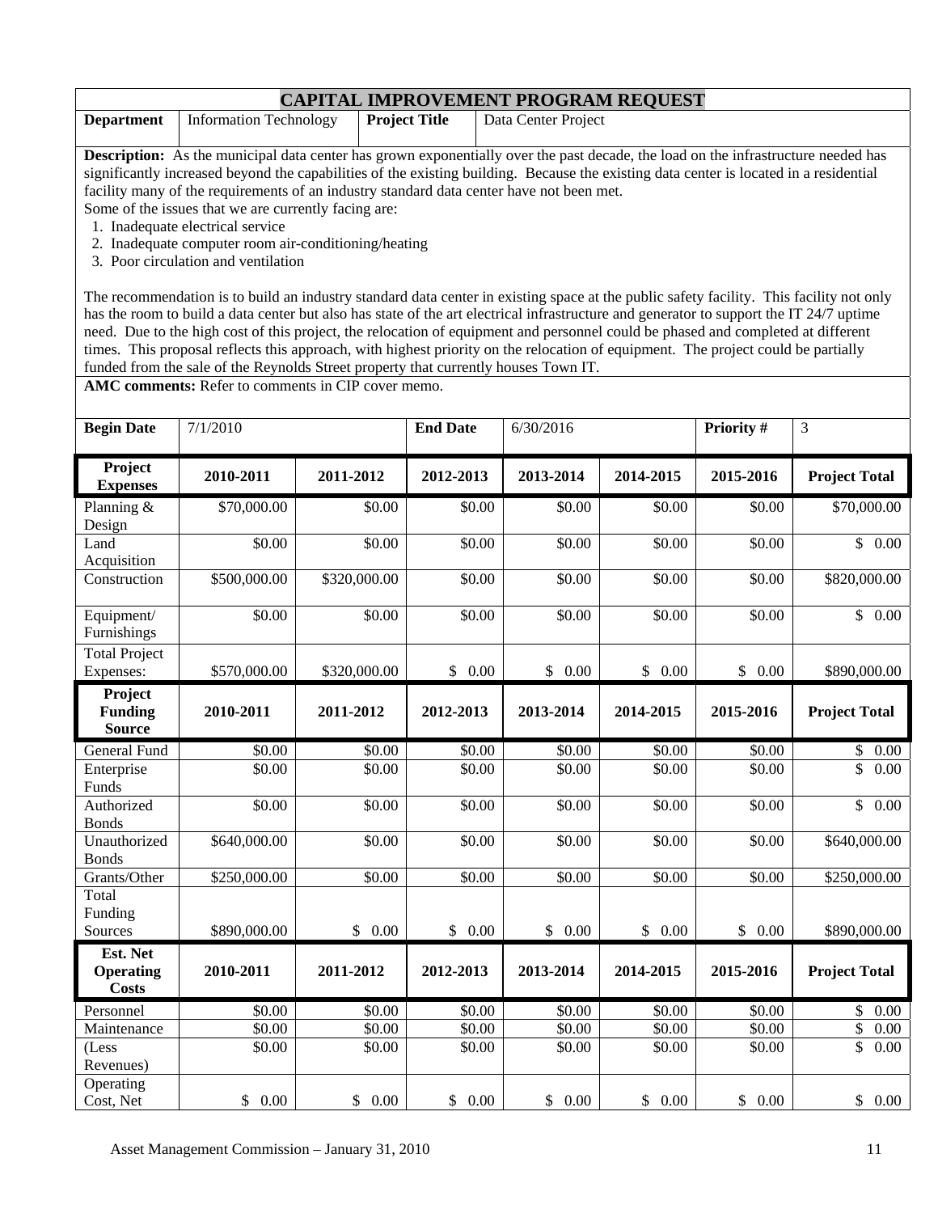# CAPITAL IMPROVEMENT PROGRAM REQUEST

| **Department** | Information Technology | **Project Title** | Data Center Project |
|---|---|---|---|

**Description:** As the municipal data center has grown exponentially over the past decade, the load on the infrastructure needed has significantly increased beyond the capabilities of the existing building. Because the existing data center is located in a residential facility many of the requirements of an industry standard data center have not been met.

Some of the issues that we are currently facing are:

1. Inadequate electrical service
2. Inadequate computer room air-conditioning/heating
3. Poor circulation and ventilation

The recommendation is to build an industry standard data center in existing space at the public safety facility. This facility not only has the room to build a data center but also has state of the art electrical infrastructure and generator to support the IT 24/7 uptime need. Due to the high cost of this project, the relocation of equipment and personnel could be phased and completed at different times. This proposal reflects this approach, with highest priority on the relocation of equipment. The project could be partially funded from the sale of the Reynolds Street property that currently houses Town IT.

**AMC comments:** Refer to comments in CIP cover memo.

| **Begin Date** | 7/1/2010 | **End Date** | 6/30/2016 | **Priority #** | 3 |
|---|---|---|---|---|---|

| **Project Expenses** | **2010-2011** | **2011-2012** | **2012-2013** | **2013-2014** | **2014-2015** | **2015-2016** | **Project Total** |
|---|---|---|---|---|---|---|---|
| Planning & Design | \$70,000.00 | \$0.00 | \$0.00 | \$0.00 | \$0.00 | \$0.00 | \$70,000.00 |
| Land Acquisition | \$0.00 | \$0.00 | \$0.00 | \$0.00 | \$0.00 | \$0.00 | \$ 0.00 |
| Construction | \$500,000.00 | \$320,000.00 | \$0.00 | \$0.00 | \$0.00 | \$0.00 | \$820,000.00 |
| Equipment/ Furnishings | \$0.00 | \$0.00 | \$0.00 | \$0.00 | \$0.00 | \$0.00 | \$ 0.00 |
| Total Project Expenses: | \$570,000.00 | \$320,000.00 | \$ 0.00 | \$ 0.00 | \$ 0.00 | \$ 0.00 | \$890,000.00 |
| **Project Funding Source** | **2010-2011** | **2011-2012** | **2012-2013** | **2013-2014** | **2014-2015** | **2015-2016** | **Project Total** |
| General Fund | \$0.00 | \$0.00 | \$0.00 | \$0.00 | \$0.00 | \$0.00 | \$ 0.00 |
| Enterprise Funds | \$0.00 | \$0.00 | \$0.00 | \$0.00 | \$0.00 | \$0.00 | \$ 0.00 |
| Authorized Bonds | \$0.00 | \$0.00 | \$0.00 | \$0.00 | \$0.00 | \$0.00 | \$ 0.00 |
| Unauthorized Bonds | \$640,000.00 | \$0.00 | \$0.00 | \$0.00 | \$0.00 | \$0.00 | \$640,000.00 |
| Grants/Other | \$250,000.00 | \$0.00 | \$0.00 | \$0.00 | \$0.00 | \$0.00 | \$250,000.00 |
| Total Funding Sources | \$890,000.00 | \$ 0.00 | \$ 0.00 | \$ 0.00 | \$ 0.00 | \$ 0.00 | \$890,000.00 |
| **Est. Net Operating Costs** | **2010-2011** | **2011-2012** | **2012-2013** | **2013-2014** | **2014-2015** | **2015-2016** | **Project Total** |
| Personnel | \$0.00 | \$0.00 | \$0.00 | \$0.00 | \$0.00 | \$0.00 | \$ 0.00 |
| Maintenance | \$0.00 | \$0.00 | \$0.00 | \$0.00 | \$0.00 | \$0.00 | \$ 0.00 |
| (Less Revenues) | \$0.00 | \$0.00 | \$0.00 | \$0.00 | \$0.00 | \$0.00 | \$ 0.00 |
| Operating Cost, Net | \$ 0.00 | \$ 0.00 | \$ 0.00 | \$ 0.00 | \$ 0.00 | \$ 0.00 | \$ 0.00 |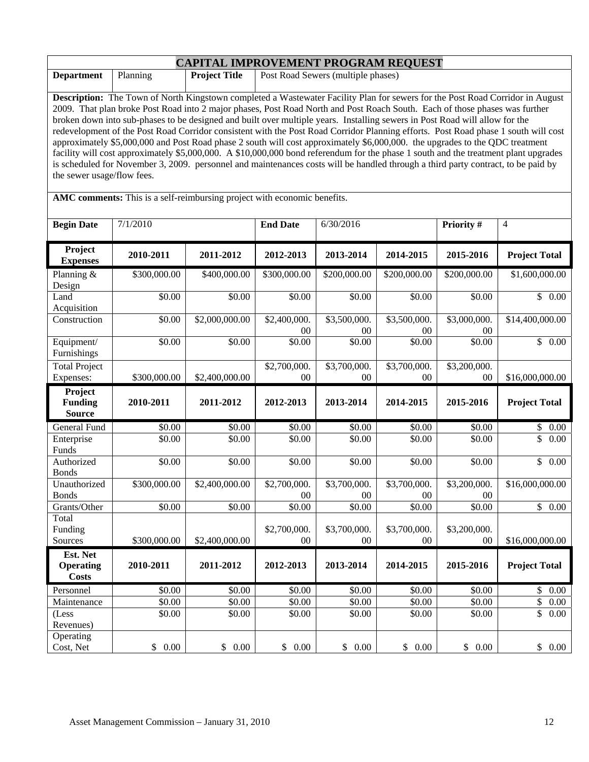# CAPITAL IMPROVEMENT PROGRAM REQUEST

| Department | Planning | Project Title | Post Road Sewers (multiple phases) |
|---|---|---|---|

**Description:** The Town of North Kingstown completed a Wastewater Facility Plan for sewers for the Post Road Corridor in August 2009. That plan broke Post Road into 2 major phases, Post Road North and Post Roach South. Each of those phases was further broken down into sub-phases to be designed and built over multiple years. Installing sewers in Post Road will allow for the redevelopment of the Post Road Corridor consistent with the Post Road Corridor Planning efforts. Post Road phase 1 south will cost approximately $5,000,000 and Post Road phase 2 south will cost approximately $6,000,000. the upgrades to the QDC treatment facility will cost approximately $5,000,000. A $10,000,000 bond referendum for the phase 1 south and the treatment plant upgrades is scheduled for November 3, 2009. personnel and maintenances costs will be handled through a third party contract, to be paid by the sewer usage/flow fees.

**AMC comments:** This is a self-reimbursing project with economic benefits.

| Begin Date | 7/1/2010 | End Date | 6/30/2016 | Priority # | 4 |
|---|---|---|---|---|---|

| Project Expenses | 2010-2011 | 2011-2012 | 2012-2013 | 2013-2014 | 2014-2015 | 2015-2016 | Project Total |
|---|---|---|---|---|---|---|---|
| Planning & Design | $300,000.00 | $400,000.00 | $300,000.00 | $200,000.00 | $200,000.00 | $200,000.00 | $1,600,000.00 |
| Land Acquisition | $0.00 | $0.00 | $0.00 | $0.00 | $0.00 | $0.00 | $ 0.00 |
| Construction | $0.00 | $2,000,000.00 | $2,400,000.00 | $3,500,000.00 | $3,500,000.00 | $3,000,000.00 | $14,400,000.00 |
| Equipment/ Furnishings | $0.00 | $0.00 | $0.00 | $0.00 | $0.00 | $0.00 | $ 0.00 |
| Total Project Expenses: | $300,000.00 | $2,400,000.00 | $2,700,000.00 | $3,700,000.00 | $3,700,000.00 | $3,200,000.00 | $16,000,000.00 |

| Project Funding Source | 2010-2011 | 2011-2012 | 2012-2013 | 2013-2014 | 2014-2015 | 2015-2016 | Project Total |
|---|---|---|---|---|---|---|---|
| General Fund | $0.00 | $0.00 | $0.00 | $0.00 | $0.00 | $0.00 | $ 0.00 |
| Enterprise Funds | $0.00 | $0.00 | $0.00 | $0.00 | $0.00 | $0.00 | $ 0.00 |
| Authorized Bonds | $0.00 | $0.00 | $0.00 | $0.00 | $0.00 | $0.00 | $ 0.00 |
| Unauthorized Bonds | $300,000.00 | $2,400,000.00 | $2,700,000.00 | $3,700,000.00 | $3,700,000.00 | $3,200,000.00 | $16,000,000.00 |
| Grants/Other | $0.00 | $0.00 | $0.00 | $0.00 | $0.00 | $0.00 | $ 0.00 |
| Total Funding Sources | $300,000.00 | $2,400,000.00 | $2,700,000.00 | $3,700,000.00 | $3,700,000.00 | $3,200,000.00 | $16,000,000.00 |

| Est. Net Operating Costs | 2010-2011 | 2011-2012 | 2012-2013 | 2013-2014 | 2014-2015 | 2015-2016 | Project Total |
|---|---|---|---|---|---|---|---|
| Personnel | $0.00 | $0.00 | $0.00 | $0.00 | $0.00 | $0.00 | $ 0.00 |
| Maintenance | $0.00 | $0.00 | $0.00 | $0.00 | $0.00 | $0.00 | $ 0.00 |
| (Less Revenues) | $0.00 | $0.00 | $0.00 | $0.00 | $0.00 | $0.00 | $ 0.00 |
| Operating Cost, Net | $ 0.00 | $ 0.00 | $ 0.00 | $ 0.00 | $ 0.00 | $ 0.00 | $ 0.00 |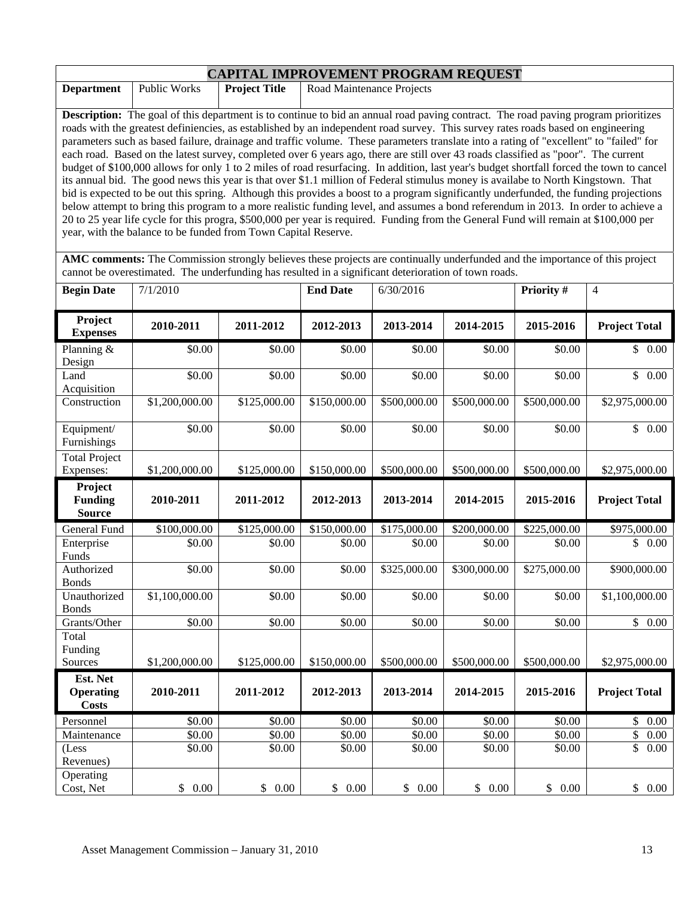# CAPITAL IMPROVEMENT PROGRAM REQUEST

| **Department** | Public Works | **Project Title** | Road Maintenance Projects |
|---|---|---|---|

**Description:** The goal of this department is to continue to bid an annual road paving contract. The road paving program prioritizes roads with the greatest definiencies, as established by an independent road survey. This survey rates roads based on engineering parameters such as based failure, drainage and traffic volume. These parameters translate into a rating of "excellent" to "failed" for each road. Based on the latest survey, completed over 6 years ago, there are still over 43 roads classified as "poor". The current budget of $100,000 allows for only 1 to 2 miles of road resurfacing. In addition, last year's budget shortfall forced the town to cancel its annual bid. The good news this year is that over $1.1 million of Federal stimulus money is availabe to North Kingstown. That bid is expected to be out this spring. Although this provides a boost to a program significantly underfunded, the funding projections below attempt to bring this program to a more realistic funding level, and assumes a bond referendum in 2013. In order to achieve a 20 to 25 year life cycle for this progra, $500,000 per year is required. Funding from the General Fund will remain at $100,000 per year, with the balance to be funded from Town Capital Reserve.

**AMC comments:** The Commission strongly believes these projects are continually underfunded and the importance of this project cannot be overestimated. The underfunding has resulted in a significant deterioration of town roads.

| **Begin Date** | 7/1/2010 | **End Date** | 6/30/2016 | **Priority #** | 4 |
|---|---|---|---|---|---|

| **Project Expenses** | **2010-2011** | **2011-2012** | **2012-2013** | **2013-2014** | **2014-2015** | **2015-2016** | **Project Total** |
|---|---|---|---|---|---|---|---|
| Planning & Design | $0.00 | $0.00 | $0.00 | $0.00 | $0.00 | $0.00 | $ 0.00 |
| Land Acquisition | $0.00 | $0.00 | $0.00 | $0.00 | $0.00 | $0.00 | $ 0.00 |
| Construction | $1,200,000.00 | $125,000.00 | $150,000.00 | $500,000.00 | $500,000.00 | $500,000.00 | $2,975,000.00 |
| Equipment/ Furnishings | $0.00 | $0.00 | $0.00 | $0.00 | $0.00 | $0.00 | $ 0.00 |
| Total Project Expenses: | $1,200,000.00 | $125,000.00 | $150,000.00 | $500,000.00 | $500,000.00 | $500,000.00 | $2,975,000.00 |
| **Project Funding Source** | **2010-2011** | **2011-2012** | **2012-2013** | **2013-2014** | **2014-2015** | **2015-2016** | **Project Total** |
| General Fund | $100,000.00 | $125,000.00 | $150,000.00 | $175,000.00 | $200,000.00 | $225,000.00 | $975,000.00 |
| Enterprise Funds | $0.00 | $0.00 | $0.00 | $0.00 | $0.00 | $0.00 | $ 0.00 |
| Authorized Bonds | $0.00 | $0.00 | $0.00 | $325,000.00 | $300,000.00 | $275,000.00 | $900,000.00 |
| Unauthorized Bonds | $1,100,000.00 | $0.00 | $0.00 | $0.00 | $0.00 | $0.00 | $1,100,000.00 |
| Grants/Other | $0.00 | $0.00 | $0.00 | $0.00 | $0.00 | $0.00 | $ 0.00 |
| Total Funding Sources | $1,200,000.00 | $125,000.00 | $150,000.00 | $500,000.00 | $500,000.00 | $500,000.00 | $2,975,000.00 |
| **Est. Net Operating Costs** | **2010-2011** | **2011-2012** | **2012-2013** | **2013-2014** | **2014-2015** | **2015-2016** | **Project Total** |
| Personnel | $0.00 | $0.00 | $0.00 | $0.00 | $0.00 | $0.00 | $ 0.00 |
| Maintenance | $0.00 | $0.00 | $0.00 | $0.00 | $0.00 | $0.00 | $ 0.00 |
| (Less Revenues) | $0.00 | $0.00 | $0.00 | $0.00 | $0.00 | $0.00 | $ 0.00 |
| Operating Cost, Net | $ 0.00 | $ 0.00 | $ 0.00 | $ 0.00 | $ 0.00 | $ 0.00 | $ 0.00 |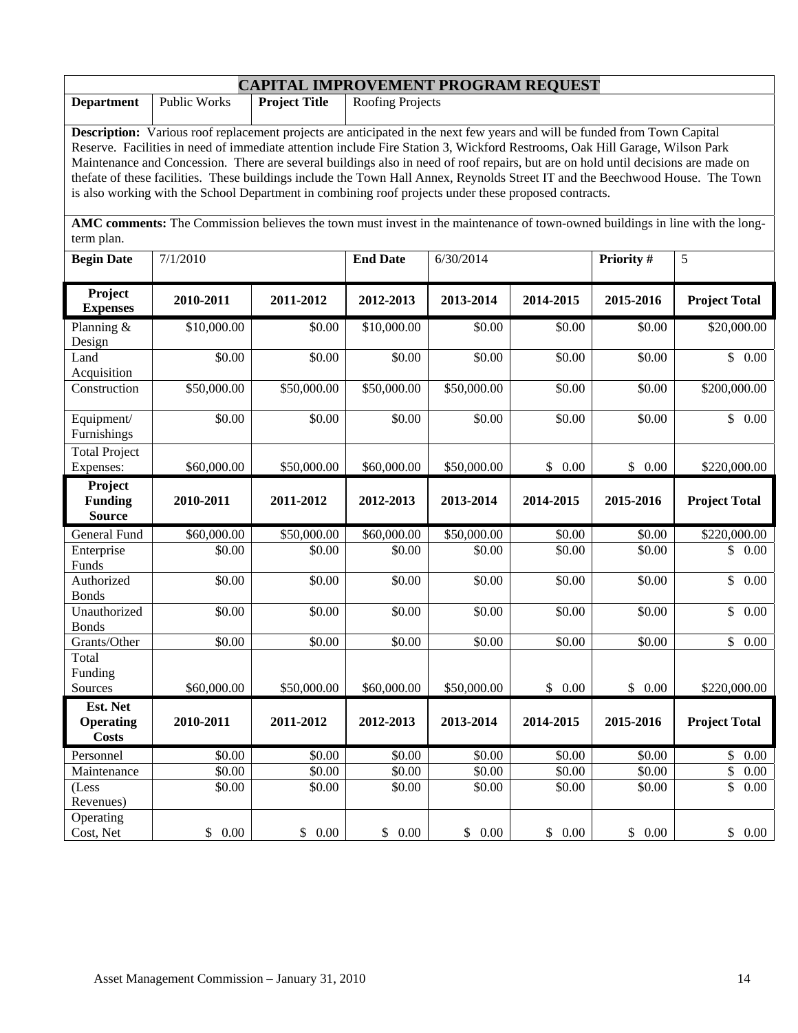# CAPITAL IMPROVEMENT PROGRAM REQUEST

| **Department** | Public Works | **Project Title** | Roofing Projects |
|---|---|---|---|

**Description:** Various roof replacement projects are anticipated in the next few years and will be funded from Town Capital Reserve. Facilities in need of immediate attention include Fire Station 3, Wickford Restrooms, Oak Hill Garage, Wilson Park Maintenance and Concession. There are several buildings also in need of roof repairs, but are on hold until decisions are made on thefate of these facilities. These buildings include the Town Hall Annex, Reynolds Street IT and the Beechwood House. The Town is also working with the School Department in combining roof projects under these proposed contracts.

**AMC comments:** The Commission believes the town must invest in the maintenance of town-owned buildings in line with the long-term plan.

| **Begin Date** | 7/1/2010 | **End Date** | 6/30/2014 | **Priority #** | 5 |
|---|---|---|---|---|---|

| **Project Expenses** | **2010-2011** | **2011-2012** | **2012-2013** | **2013-2014** | **2014-2015** | **2015-2016** | **Project Total** |
|---|---|---|---|---|---|---|---|
| Planning & Design | $10,000.00 | $0.00 | $10,000.00 | $0.00 | $0.00 | $0.00 | $20,000.00 |
| Land Acquisition | $0.00 | $0.00 | $0.00 | $0.00 | $0.00 | $0.00 | $ 0.00 |
| Construction | $50,000.00 | $50,000.00 | $50,000.00 | $50,000.00 | $0.00 | $0.00 | $200,000.00 |
| Equipment/ Furnishings | $0.00 | $0.00 | $0.00 | $0.00 | $0.00 | $0.00 | $ 0.00 |
| Total Project Expenses: | $60,000.00 | $50,000.00 | $60,000.00 | $50,000.00 | $ 0.00 | $ 0.00 | $220,000.00 |
| **Project Funding Source** | **2010-2011** | **2011-2012** | **2012-2013** | **2013-2014** | **2014-2015** | **2015-2016** | **Project Total** |
| General Fund | $60,000.00 | $50,000.00 | $60,000.00 | $50,000.00 | $0.00 | $0.00 | $220,000.00 |
| Enterprise Funds | $0.00 | $0.00 | $0.00 | $0.00 | $0.00 | $0.00 | $ 0.00 |
| Authorized Bonds | $0.00 | $0.00 | $0.00 | $0.00 | $0.00 | $0.00 | $ 0.00 |
| Unauthorized Bonds | $0.00 | $0.00 | $0.00 | $0.00 | $0.00 | $0.00 | $ 0.00 |
| Grants/Other | $0.00 | $0.00 | $0.00 | $0.00 | $0.00 | $0.00 | $ 0.00 |
| Total Funding Sources | $60,000.00 | $50,000.00 | $60,000.00 | $50,000.00 | $ 0.00 | $ 0.00 | $220,000.00 |
| **Est. Net Operating Costs** | **2010-2011** | **2011-2012** | **2012-2013** | **2013-2014** | **2014-2015** | **2015-2016** | **Project Total** |
| Personnel | $0.00 | $0.00 | $0.00 | $0.00 | $0.00 | $0.00 | $ 0.00 |
| Maintenance | $0.00 | $0.00 | $0.00 | $0.00 | $0.00 | $0.00 | $ 0.00 |
| (Less Revenues) | $0.00 | $0.00 | $0.00 | $0.00 | $0.00 | $0.00 | $ 0.00 |
| Operating Cost, Net | $ 0.00 | $ 0.00 | $ 0.00 | $ 0.00 | $ 0.00 | $ 0.00 | $ 0.00 |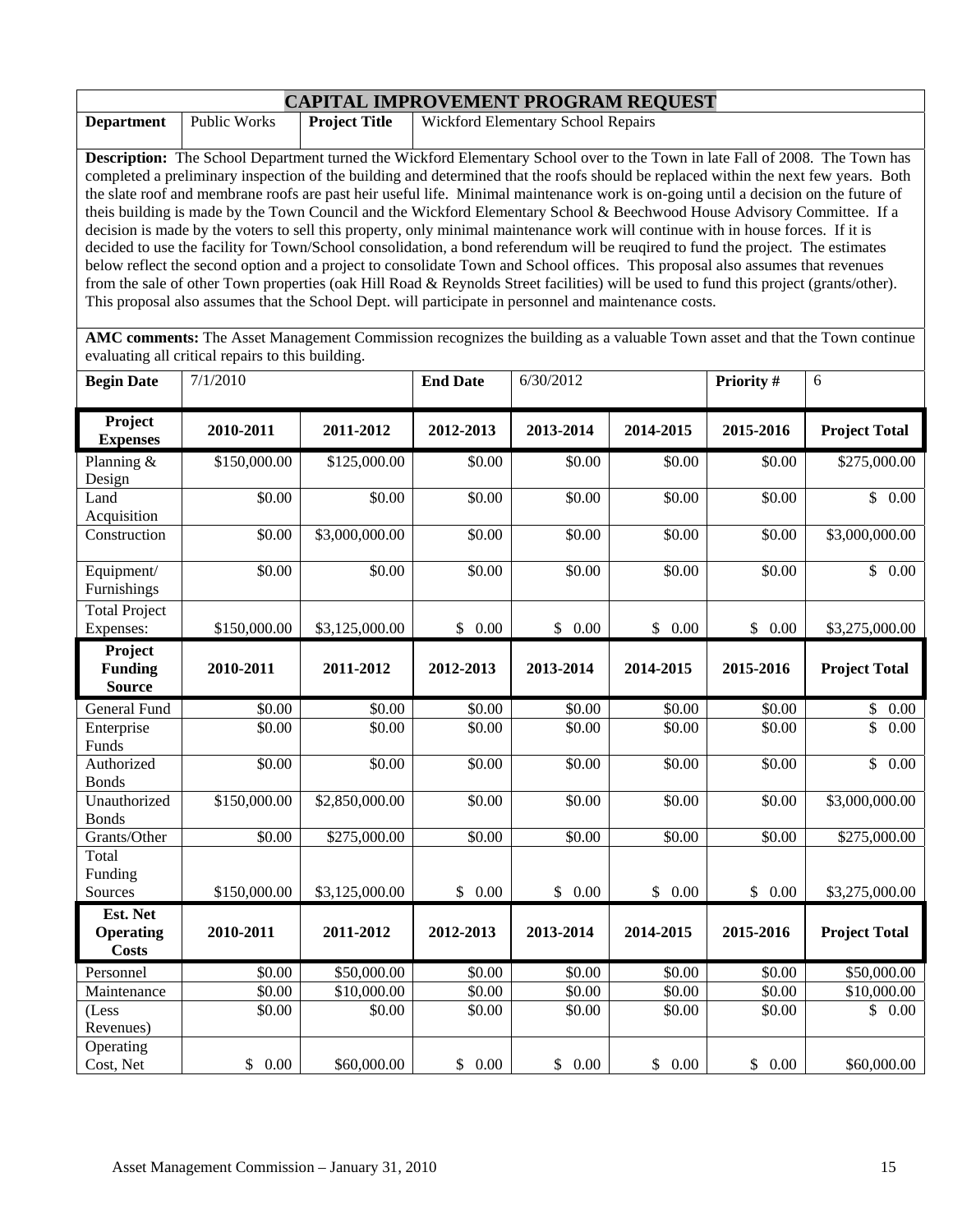# CAPITAL IMPROVEMENT PROGRAM REQUEST

| Department | Public Works | Project Title | Wickford Elementary School Repairs |
|---|---|---|---|

**Description:** The School Department turned the Wickford Elementary School over to the Town in late Fall of 2008. The Town has completed a preliminary inspection of the building and determined that the roofs should be replaced within the next few years. Both the slate roof and membrane roofs are past heir useful life. Minimal maintenance work is on-going until a decision on the future of theis building is made by the Town Council and the Wickford Elementary School & Beechwood House Advisory Committee. If a decision is made by the voters to sell this property, only minimal maintenance work will continue with in house forces. If it is decided to use the facility for Town/School consolidation, a bond referendum will be reuqired to fund the project. The estimates below reflect the second option and a project to consolidate Town and School offices. This proposal also assumes that revenues from the sale of other Town properties (oak Hill Road & Reynolds Street facilities) will be used to fund this project (grants/other). This proposal also assumes that the School Dept. will participate in personnel and maintenance costs.

**AMC comments:** The Asset Management Commission recognizes the building as a valuable Town asset and that the Town continue evaluating all critical repairs to this building.

| Begin Date | 7/1/2010 | End Date | 6/30/2012 | Priority # | 6 |
|---|---|---|---|---|---|

| **Project Expenses** | **2010-2011** | **2011-2012** | **2012-2013** | **2013-2014** | **2014-2015** | **2015-2016** | **Project Total** |
|---|---|---|---|---|---|---|---|
| Planning & Design | $150,000.00 | $125,000.00 | $0.00 | $0.00 | $0.00 | $0.00 | $275,000.00 |
| Land Acquisition | $0.00 | $0.00 | $0.00 | $0.00 | $0.00 | $0.00 | $ 0.00 |
| Construction | $0.00 | $3,000,000.00 | $0.00 | $0.00 | $0.00 | $0.00 | $3,000,000.00 |
| Equipment/ Furnishings | $0.00 | $0.00 | $0.00 | $0.00 | $0.00 | $0.00 | $ 0.00 |
| Total Project Expenses: | $150,000.00 | $3,125,000.00 | $ 0.00 | $ 0.00 | $ 0.00 | $ 0.00 | $3,275,000.00 |
| **Project Funding Source** | **2010-2011** | **2011-2012** | **2012-2013** | **2013-2014** | **2014-2015** | **2015-2016** | **Project Total** |
| General Fund | $0.00 | $0.00 | $0.00 | $0.00 | $0.00 | $0.00 | $ 0.00 |
| Enterprise Funds | $0.00 | $0.00 | $0.00 | $0.00 | $0.00 | $0.00 | $ 0.00 |
| Authorized Bonds | $0.00 | $0.00 | $0.00 | $0.00 | $0.00 | $0.00 | $ 0.00 |
| Unauthorized Bonds | $150,000.00 | $2,850,000.00 | $0.00 | $0.00 | $0.00 | $0.00 | $3,000,000.00 |
| Grants/Other | $0.00 | $275,000.00 | $0.00 | $0.00 | $0.00 | $0.00 | $275,000.00 |
| Total Funding Sources | $150,000.00 | $3,125,000.00 | $ 0.00 | $ 0.00 | $ 0.00 | $ 0.00 | $3,275,000.00 |
| **Est. Net Operating Costs** | **2010-2011** | **2011-2012** | **2012-2013** | **2013-2014** | **2014-2015** | **2015-2016** | **Project Total** |
| Personnel | $0.00 | $50,000.00 | $0.00 | $0.00 | $0.00 | $0.00 | $50,000.00 |
| Maintenance | $0.00 | $10,000.00 | $0.00 | $0.00 | $0.00 | $0.00 | $10,000.00 |
| (Less Revenues) | $0.00 | $0.00 | $0.00 | $0.00 | $0.00 | $0.00 | $ 0.00 |
| Operating Cost, Net | $ 0.00 | $60,000.00 | $ 0.00 | $ 0.00 | $ 0.00 | $ 0.00 | $60,000.00 |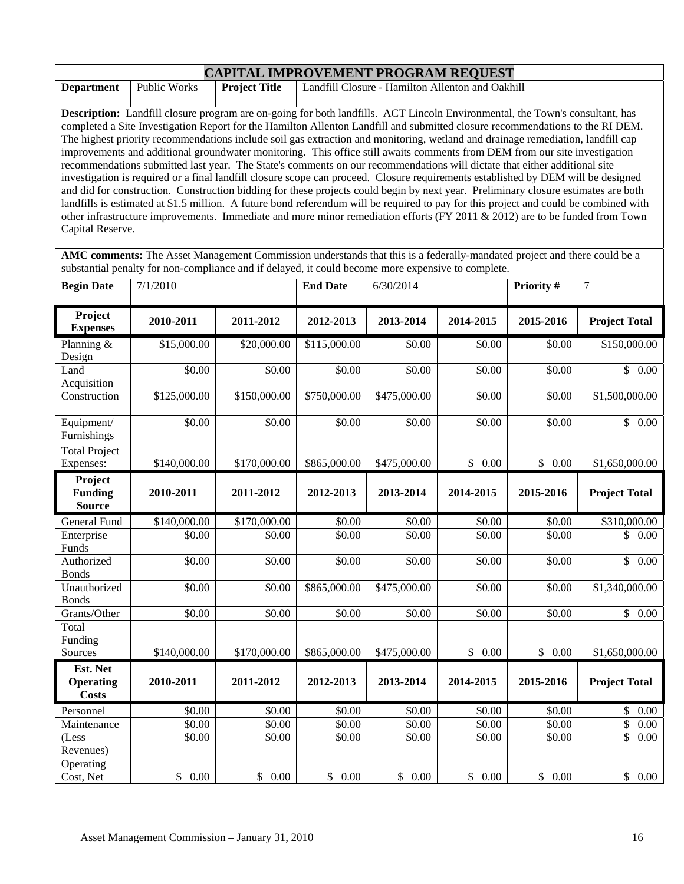# CAPITAL IMPROVEMENT PROGRAM REQUEST

| **Department** | Public Works | **Project Title** | Landfill Closure - Hamilton Allenton and Oakhill |
|---|---|---|---|

**Description:** Landfill closure program are on-going for both landfills. ACT Lincoln Environmental, the Town's consultant, has completed a Site Investigation Report for the Hamilton Allenton Landfill and submitted closure recommendations to the RI DEM. The highest priority recommendations include soil gas extraction and monitoring, wetland and drainage remediation, landfill cap improvements and additional groundwater monitoring. This office still awaits comments from DEM from our site investigation recommendations submitted last year. The State's comments on our recommendations will dictate that either additional site investigation is required or a final landfill closure scope can proceed. Closure requirements established by DEM will be designed and did for construction. Construction bidding for these projects could begin by next year. Preliminary closure estimates are both landfills is estimated at $1.5 million. A future bond referendum will be required to pay for this project and could be combined with other infrastructure improvements. Immediate and more minor remediation efforts (FY 2011 & 2012) are to be funded from Town Capital Reserve.

**AMC comments:** The Asset Management Commission understands that this is a federally-mandated project and there could be a substantial penalty for non-compliance and if delayed, it could become more expensive to complete.

| **Begin Date** | 7/1/2010 | **End Date** | 6/30/2014 | **Priority #** | 7 |
|---|---|---|---|---|---|

| **Project Expenses** | **2010-2011** | **2011-2012** | **2012-2013** | **2013-2014** | **2014-2015** | **2015-2016** | **Project Total** |
|---|---|---|---|---|---|---|---|
| Planning & Design | $15,000.00 | $20,000.00 | $115,000.00 | $0.00 | $0.00 | $0.00 | $150,000.00 |
| Land Acquisition | $0.00 | $0.00 | $0.00 | $0.00 | $0.00 | $0.00 | $ 0.00 |
| Construction | $125,000.00 | $150,000.00 | $750,000.00 | $475,000.00 | $0.00 | $0.00 | $1,500,000.00 |
| Equipment/ Furnishings | $0.00 | $0.00 | $0.00 | $0.00 | $0.00 | $0.00 | $ 0.00 |
| Total Project Expenses: | $140,000.00 | $170,000.00 | $865,000.00 | $475,000.00 | $ 0.00 | $ 0.00 | $1,650,000.00 |
| **Project Funding Source** | **2010-2011** | **2011-2012** | **2012-2013** | **2013-2014** | **2014-2015** | **2015-2016** | **Project Total** |
| General Fund | $140,000.00 | $170,000.00 | $0.00 | $0.00 | $0.00 | $0.00 | $310,000.00 |
| Enterprise Funds | $0.00 | $0.00 | $0.00 | $0.00 | $0.00 | $0.00 | $ 0.00 |
| Authorized Bonds | $0.00 | $0.00 | $0.00 | $0.00 | $0.00 | $0.00 | $ 0.00 |
| Unauthorized Bonds | $0.00 | $0.00 | $865,000.00 | $475,000.00 | $0.00 | $0.00 | $1,340,000.00 |
| Grants/Other | $0.00 | $0.00 | $0.00 | $0.00 | $0.00 | $0.00 | $ 0.00 |
| Total Funding Sources | $140,000.00 | $170,000.00 | $865,000.00 | $475,000.00 | $ 0.00 | $ 0.00 | $1,650,000.00 |
| **Est. Net Operating Costs** | **2010-2011** | **2011-2012** | **2012-2013** | **2013-2014** | **2014-2015** | **2015-2016** | **Project Total** |
| Personnel | $0.00 | $0.00 | $0.00 | $0.00 | $0.00 | $0.00 | $ 0.00 |
| Maintenance | $0.00 | $0.00 | $0.00 | $0.00 | $0.00 | $0.00 | $ 0.00 |
| (Less Revenues) | $0.00 | $0.00 | $0.00 | $0.00 | $0.00 | $0.00 | $ 0.00 |
| Operating Cost, Net | $ 0.00 | $ 0.00 | $ 0.00 | $ 0.00 | $ 0.00 | $ 0.00 | $ 0.00 |

Asset Management Commission – January 31, 2010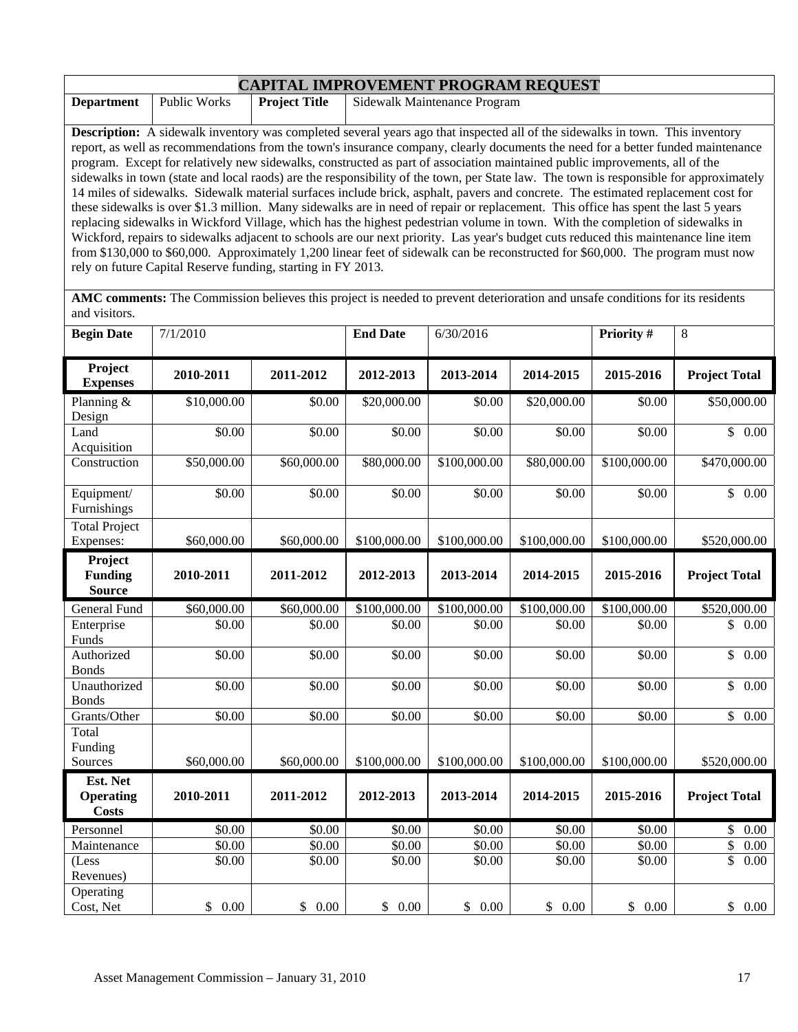# CAPITAL IMPROVEMENT PROGRAM REQUEST

| **Department** | Public Works | **Project Title** | Sidewalk Maintenance Program |
|---|---|---|---|

**Description:** A sidewalk inventory was completed several years ago that inspected all of the sidewalks in town. This inventory report, as well as recommendations from the town's insurance company, clearly documents the need for a better funded maintenance program. Except for relatively new sidewalks, constructed as part of association maintained public improvements, all of the sidewalks in town (state and local raods) are the responsibility of the town, per State law. The town is responsible for approximately 14 miles of sidewalks. Sidewalk material surfaces include brick, asphalt, pavers and concrete. The estimated replacement cost for these sidewalks is over $1.3 million. Many sidewalks are in need of repair or replacement. This office has spent the last 5 years replacing sidewalks in Wickford Village, which has the highest pedestrian volume in town. With the completion of sidewalks in Wickford, repairs to sidewalks adjacent to schools are our next priority. Las year's budget cuts reduced this maintenance line item from $130,000 to $60,000. Approximately 1,200 linear feet of sidewalk can be reconstructed for $60,000. The program must now rely on future Capital Reserve funding, starting in FY 2013.

**AMC comments:** The Commission believes this project is needed to prevent deterioration and unsafe conditions for its residents and visitors.

| **Begin Date** | 7/1/2010 | **End Date** | 6/30/2016 | **Priority #** | 8 |
|---|---|---|---|---|---|

| **Project Expenses** | **2010-2011** | **2011-2012** | **2012-2013** | **2013-2014** | **2014-2015** | **2015-2016** | **Project Total** |
|---|---|---|---|---|---|---|---|
| Planning & Design | $10,000.00 | $0.00 | $20,000.00 | $0.00 | $20,000.00 | $0.00 | $50,000.00 |
| Land Acquisition | $0.00 | $0.00 | $0.00 | $0.00 | $0.00 | $0.00 | $ 0.00 |
| Construction | $50,000.00 | $60,000.00 | $80,000.00 | $100,000.00 | $80,000.00 | $100,000.00 | $470,000.00 |
| Equipment/ Furnishings | $0.00 | $0.00 | $0.00 | $0.00 | $0.00 | $0.00 | $ 0.00 |
| Total Project Expenses: | $60,000.00 | $60,000.00 | $100,000.00 | $100,000.00 | $100,000.00 | $100,000.00 | $520,000.00 |
| **Project Funding Source** | **2010-2011** | **2011-2012** | **2012-2013** | **2013-2014** | **2014-2015** | **2015-2016** | **Project Total** |
| General Fund | $60,000.00 | $60,000.00 | $100,000.00 | $100,000.00 | $100,000.00 | $100,000.00 | $520,000.00 |
| Enterprise Funds | $0.00 | $0.00 | $0.00 | $0.00 | $0.00 | $0.00 | $ 0.00 |
| Authorized Bonds | $0.00 | $0.00 | $0.00 | $0.00 | $0.00 | $0.00 | $ 0.00 |
| Unauthorized Bonds | $0.00 | $0.00 | $0.00 | $0.00 | $0.00 | $0.00 | $ 0.00 |
| Grants/Other | $0.00 | $0.00 | $0.00 | $0.00 | $0.00 | $0.00 | $ 0.00 |
| Total Funding Sources | $60,000.00 | $60,000.00 | $100,000.00 | $100,000.00 | $100,000.00 | $100,000.00 | $520,000.00 |
| **Est. Net Operating Costs** | **2010-2011** | **2011-2012** | **2012-2013** | **2013-2014** | **2014-2015** | **2015-2016** | **Project Total** |
| Personnel | $0.00 | $0.00 | $0.00 | $0.00 | $0.00 | $0.00 | $ 0.00 |
| Maintenance | $0.00 | $0.00 | $0.00 | $0.00 | $0.00 | $0.00 | $ 0.00 |
| (Less Revenues) | $0.00 | $0.00 | $0.00 | $0.00 | $0.00 | $0.00 | $ 0.00 |
| Operating Cost, Net | $ 0.00 | $ 0.00 | $ 0.00 | $ 0.00 | $ 0.00 | $ 0.00 | $ 0.00 |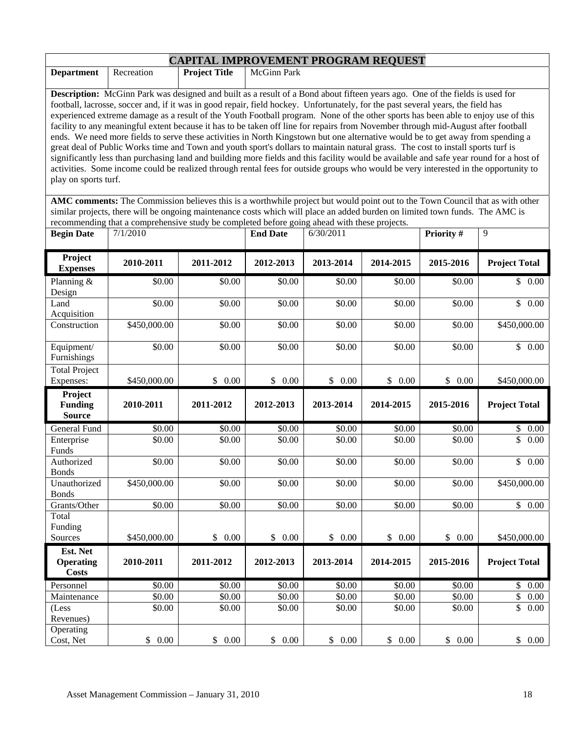# CAPITAL IMPROVEMENT PROGRAM REQUEST

| **Department** | Recreation | **Project Title** | McGinn Park |
|---|---|---|---|

**Description:** McGinn Park was designed and built as a result of a Bond about fifteen years ago. One of the fields is used for football, lacrosse, soccer and, if it was in good repair, field hockey. Unfortunately, for the past several years, the field has experienced extreme damage as a result of the Youth Football program. None of the other sports has been able to enjoy use of this facility to any meaningful extent because it has to be taken off line for repairs from November through mid-August after football ends. We need more fields to serve these activities in North Kingstown but one alternative would be to get away from spending a great deal of Public Works time and Town and youth sport's dollars to maintain natural grass. The cost to install sports turf is significantly less than purchasing land and building more fields and this facility would be available and safe year round for a host of activities. Some income could be realized through rental fees for outside groups who would be very interested in the opportunity to play on sports turf.

**AMC comments:** The Commission believes this is a worthwhile project but would point out to the Town Council that as with other similar projects, there will be ongoing maintenance costs which will place an added burden on limited town funds. The AMC is recommending that a comprehensive study be completed before going ahead with these projects.

| **Begin Date** | 7/1/2010 | **End Date** | 6/30/2011 | **Priority #** | 9 |
|---|---|---|---|---|---|

| **Project Expenses** | **2010-2011** | **2011-2012** | **2012-2013** | **2013-2014** | **2014-2015** | **2015-2016** | **Project Total** |
|---|---|---|---|---|---|---|---|
| Planning & Design | $0.00 | $0.00 | $0.00 | $0.00 | $0.00 | $0.00 | $ 0.00 |
| Land Acquisition | $0.00 | $0.00 | $0.00 | $0.00 | $0.00 | $0.00 | $ 0.00 |
| Construction | $450,000.00 | $0.00 | $0.00 | $0.00 | $0.00 | $0.00 | $450,000.00 |
| Equipment/ Furnishings | $0.00 | $0.00 | $0.00 | $0.00 | $0.00 | $0.00 | $ 0.00 |
| Total Project Expenses: | $450,000.00 | $ 0.00 | $ 0.00 | $ 0.00 | $ 0.00 | $ 0.00 | $450,000.00 |

| **Project Funding Source** | **2010-2011** | **2011-2012** | **2012-2013** | **2013-2014** | **2014-2015** | **2015-2016** | **Project Total** |
|---|---|---|---|---|---|---|---|
| General Fund | $0.00 | $0.00 | $0.00 | $0.00 | $0.00 | $0.00 | $ 0.00 |
| Enterprise Funds | $0.00 | $0.00 | $0.00 | $0.00 | $0.00 | $0.00 | $ 0.00 |
| Authorized Bonds | $0.00 | $0.00 | $0.00 | $0.00 | $0.00 | $0.00 | $ 0.00 |
| Unauthorized Bonds | $450,000.00 | $0.00 | $0.00 | $0.00 | $0.00 | $0.00 | $450,000.00 |
| Grants/Other | $0.00 | $0.00 | $0.00 | $0.00 | $0.00 | $0.00 | $ 0.00 |
| Total Funding Sources | $450,000.00 | $ 0.00 | $ 0.00 | $ 0.00 | $ 0.00 | $ 0.00 | $450,000.00 |

| **Est. Net Operating Costs** | **2010-2011** | **2011-2012** | **2012-2013** | **2013-2014** | **2014-2015** | **2015-2016** | **Project Total** |
|---|---|---|---|---|---|---|---|
| Personnel | $0.00 | $0.00 | $0.00 | $0.00 | $0.00 | $0.00 | $ 0.00 |
| Maintenance | $0.00 | $0.00 | $0.00 | $0.00 | $0.00 | $0.00 | $ 0.00 |
| (Less Revenues) | $0.00 | $0.00 | $0.00 | $0.00 | $0.00 | $0.00 | $ 0.00 |
| Operating Cost, Net | $ 0.00 | $ 0.00 | $ 0.00 | $ 0.00 | $ 0.00 | $ 0.00 | $ 0.00 |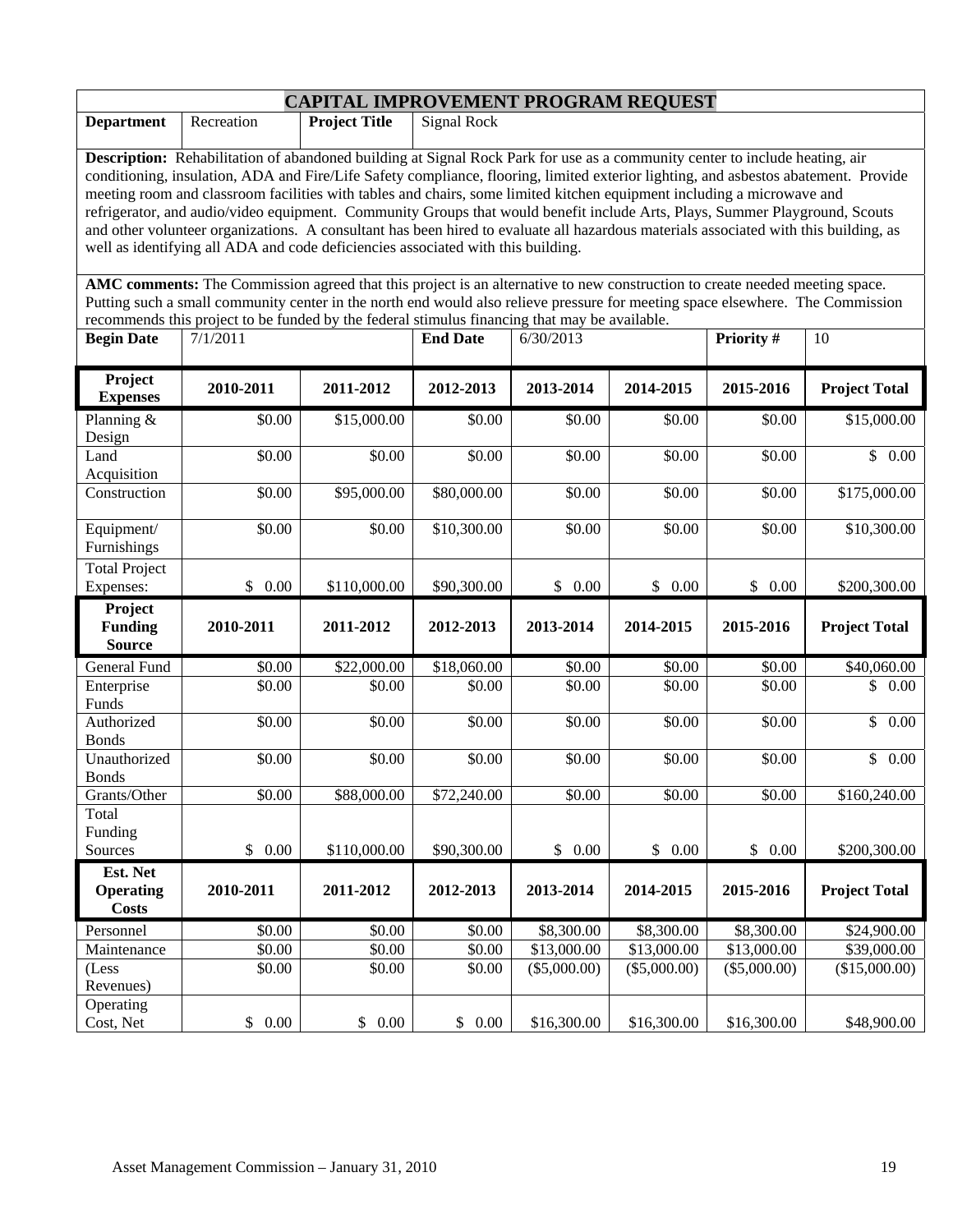# CAPITAL IMPROVEMENT PROGRAM REQUEST

| **Department** | Recreation | **Project Title** | Signal Rock |
|---|---|---|---|

**Description:** Rehabilitation of abandoned building at Signal Rock Park for use as a community center to include heating, air conditioning, insulation, ADA and Fire/Life Safety compliance, flooring, limited exterior lighting, and asbestos abatement. Provide meeting room and classroom facilities with tables and chairs, some limited kitchen equipment including a microwave and refrigerator, and audio/video equipment. Community Groups that would benefit include Arts, Plays, Summer Playground, Scouts and other volunteer organizations. A consultant has been hired to evaluate all hazardous materials associated with this building, as well as identifying all ADA and code deficiencies associated with this building.

**AMC comments:** The Commission agreed that this project is an alternative to new construction to create needed meeting space. Putting such a small community center in the north end would also relieve pressure for meeting space elsewhere. The Commission recommends this project to be funded by the federal stimulus financing that may be available.

| **Begin Date** | 7/1/2011 | **End Date** | 6/30/2013 | **Priority #** | 10 |
|---|---|---|---|---|---|

| **Project Expenses** | **2010-2011** | **2011-2012** | **2012-2013** | **2013-2014** | **2014-2015** | **2015-2016** | **Project Total** |
|---|---|---|---|---|---|---|---|
| Planning & Design | $0.00 | $15,000.00 | $0.00 | $0.00 | $0.00 | $0.00 | $15,000.00 |
| Land Acquisition | $0.00 | $0.00 | $0.00 | $0.00 | $0.00 | $0.00 | $ 0.00 |
| Construction | $0.00 | $95,000.00 | $80,000.00 | $0.00 | $0.00 | $0.00 | $175,000.00 |
| Equipment/ Furnishings | $0.00 | $0.00 | $10,300.00 | $0.00 | $0.00 | $0.00 | $10,300.00 |
| Total Project Expenses: | $ 0.00 | $110,000.00 | $90,300.00 | $ 0.00 | $ 0.00 | $ 0.00 | $200,300.00 |
| **Project Funding Source** | **2010-2011** | **2011-2012** | **2012-2013** | **2013-2014** | **2014-2015** | **2015-2016** | **Project Total** |
| General Fund | $0.00 | $22,000.00 | $18,060.00 | $0.00 | $0.00 | $0.00 | $40,060.00 |
| Enterprise Funds | $0.00 | $0.00 | $0.00 | $0.00 | $0.00 | $0.00 | $ 0.00 |
| Authorized Bonds | $0.00 | $0.00 | $0.00 | $0.00 | $0.00 | $0.00 | $ 0.00 |
| Unauthorized Bonds | $0.00 | $0.00 | $0.00 | $0.00 | $0.00 | $0.00 | $ 0.00 |
| Grants/Other | $0.00 | $88,000.00 | $72,240.00 | $0.00 | $0.00 | $0.00 | $160,240.00 |
| Total Funding Sources | $ 0.00 | $110,000.00 | $90,300.00 | $ 0.00 | $ 0.00 | $ 0.00 | $200,300.00 |
| **Est. Net Operating Costs** | **2010-2011** | **2011-2012** | **2012-2013** | **2013-2014** | **2014-2015** | **2015-2016** | **Project Total** |
| Personnel | $0.00 | $0.00 | $0.00 | $8,300.00 | $8,300.00 | $8,300.00 | $24,900.00 |
| Maintenance | $0.00 | $0.00 | $0.00 | $13,000.00 | $13,000.00 | $13,000.00 | $39,000.00 |
| (Less Revenues) | $0.00 | $0.00 | $0.00 | ($5,000.00) | ($5,000.00) | ($5,000.00) | ($15,000.00) |
| Operating Cost, Net | $ 0.00 | $ 0.00 | $ 0.00 | $16,300.00 | $16,300.00 | $16,300.00 | $48,900.00 |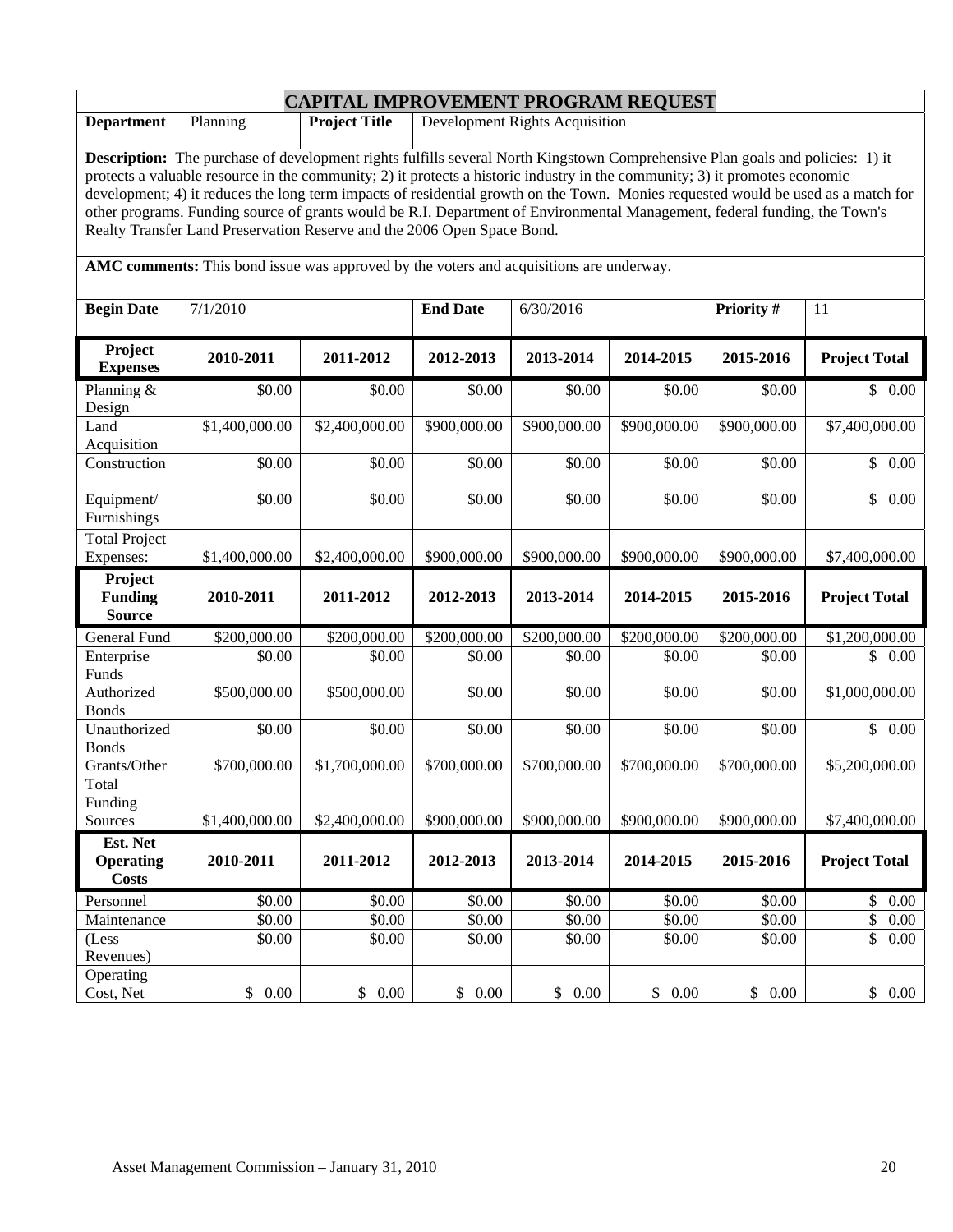# CAPITAL IMPROVEMENT PROGRAM REQUEST

| **Department** | Planning | **Project Title** | Development Rights Acquisition |
|---|---|---|---|

**Description:** The purchase of development rights fulfills several North Kingstown Comprehensive Plan goals and policies: 1) it protects a valuable resource in the community; 2) it protects a historic industry in the community; 3) it promotes economic development; 4) it reduces the long term impacts of residential growth on the Town. Monies requested would be used as a match for other programs. Funding source of grants would be R.I. Department of Environmental Management, federal funding, the Town's Realty Transfer Land Preservation Reserve and the 2006 Open Space Bond.

**AMC comments:** This bond issue was approved by the voters and acquisitions are underway.

| **Begin Date** | 7/1/2010 | **End Date** | 6/30/2016 | **Priority #** | 11 |
|---|---|---|---|---|---|

| **Project Expenses** | **2010-2011** | **2011-2012** | **2012-2013** | **2013-2014** | **2014-2015** | **2015-2016** | **Project Total** |
|---|---|---|---|---|---|---|---|
| Planning & Design | $0.00 | $0.00 | $0.00 | $0.00 | $0.00 | $0.00 | $ 0.00 |
| Land Acquisition | $1,400,000.00 | $2,400,000.00 | $900,000.00 | $900,000.00 | $900,000.00 | $900,000.00 | $7,400,000.00 |
| Construction | $0.00 | $0.00 | $0.00 | $0.00 | $0.00 | $0.00 | $ 0.00 |
| Equipment/ Furnishings | $0.00 | $0.00 | $0.00 | $0.00 | $0.00 | $0.00 | $ 0.00 |
| Total Project Expenses: | $1,400,000.00 | $2,400,000.00 | $900,000.00 | $900,000.00 | $900,000.00 | $900,000.00 | $7,400,000.00 |

| **Project Funding Source** | **2010-2011** | **2011-2012** | **2012-2013** | **2013-2014** | **2014-2015** | **2015-2016** | **Project Total** |
|---|---|---|---|---|---|---|---|
| General Fund | $200,000.00 | $200,000.00 | $200,000.00 | $200,000.00 | $200,000.00 | $200,000.00 | $1,200,000.00 |
| Enterprise Funds | $0.00 | $0.00 | $0.00 | $0.00 | $0.00 | $0.00 | $ 0.00 |
| Authorized Bonds | $500,000.00 | $500,000.00 | $0.00 | $0.00 | $0.00 | $0.00 | $1,000,000.00 |
| Unauthorized Bonds | $0.00 | $0.00 | $0.00 | $0.00 | $0.00 | $0.00 | $ 0.00 |
| Grants/Other | $700,000.00 | $1,700,000.00 | $700,000.00 | $700,000.00 | $700,000.00 | $700,000.00 | $5,200,000.00 |
| Total Funding Sources | $1,400,000.00 | $2,400,000.00 | $900,000.00 | $900,000.00 | $900,000.00 | $900,000.00 | $7,400,000.00 |

| **Est. Net Operating Costs** | **2010-2011** | **2011-2012** | **2012-2013** | **2013-2014** | **2014-2015** | **2015-2016** | **Project Total** |
|---|---|---|---|---|---|---|---|
| Personnel | $0.00 | $0.00 | $0.00 | $0.00 | $0.00 | $0.00 | $ 0.00 |
| Maintenance | $0.00 | $0.00 | $0.00 | $0.00 | $0.00 | $0.00 | $ 0.00 |
| (Less Revenues) | $0.00 | $0.00 | $0.00 | $0.00 | $0.00 | $0.00 | $ 0.00 |
| Operating Cost, Net | $ 0.00 | $ 0.00 | $ 0.00 | $ 0.00 | $ 0.00 | $ 0.00 | $ 0.00 |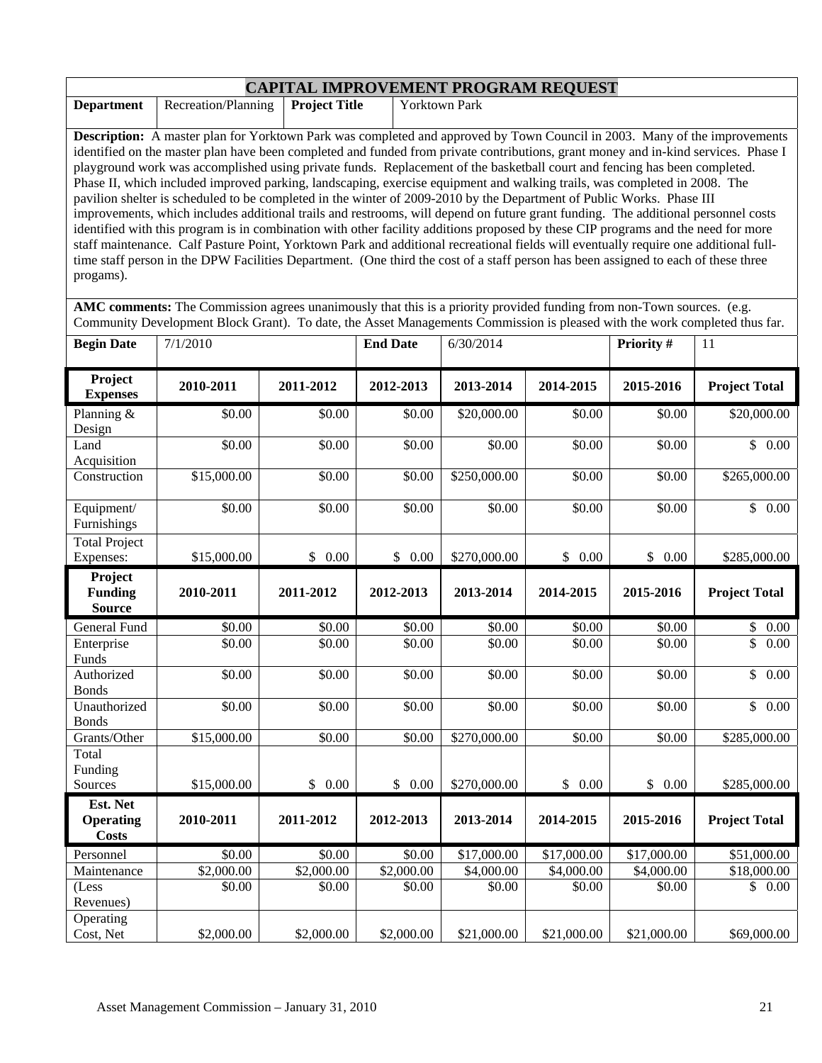# CAPITAL IMPROVEMENT PROGRAM REQUEST

| **Department** | Recreation/Planning | **Project Title** | Yorktown Park |
|---|---|---|---|

**Description:** A master plan for Yorktown Park was completed and approved by Town Council in 2003. Many of the improvements identified on the master plan have been completed and funded from private contributions, grant money and in-kind services. Phase I playground work was accomplished using private funds. Replacement of the basketball court and fencing has been completed. Phase II, which included improved parking, landscaping, exercise equipment and walking trails, was completed in 2008. The pavilion shelter is scheduled to be completed in the winter of 2009-2010 by the Department of Public Works. Phase III improvements, which includes additional trails and restrooms, will depend on future grant funding. The additional personnel costs identified with this program is in combination with other facility additions proposed by these CIP programs and the need for more staff maintenance. Calf Pasture Point, Yorktown Park and additional recreational fields will eventually require one additional full-time staff person in the DPW Facilities Department. (One third the cost of a staff person has been assigned to each of these three progams).

**AMC comments:** The Commission agrees unanimously that this is a priority provided funding from non-Town sources. (e.g. Community Development Block Grant). To date, the Asset Managements Commission is pleased with the work completed thus far.

| **Begin Date** | 7/1/2010 | **End Date** | 6/30/2014 | **Priority #** | 11 |
|---|---|---|---|---|---|

| **Project Expenses** | **2010-2011** | **2011-2012** | **2012-2013** | **2013-2014** | **2014-2015** | **2015-2016** | **Project Total** |
|---|---|---|---|---|---|---|---|
| Planning & Design | $0.00 | $0.00 | $0.00 | $20,000.00 | $0.00 | $0.00 | $20,000.00 |
| Land Acquisition | $0.00 | $0.00 | $0.00 | $0.00 | $0.00 | $0.00 | $ 0.00 |
| Construction | $15,000.00 | $0.00 | $0.00 | $250,000.00 | $0.00 | $0.00 | $265,000.00 |
| Equipment/ Furnishings | $0.00 | $0.00 | $0.00 | $0.00 | $0.00 | $0.00 | $ 0.00 |
| Total Project Expenses: | $15,000.00 | $ 0.00 | $ 0.00 | $270,000.00 | $ 0.00 | $ 0.00 | $285,000.00 |
| **Project Funding Source** | **2010-2011** | **2011-2012** | **2012-2013** | **2013-2014** | **2014-2015** | **2015-2016** | **Project Total** |
| General Fund | $0.00 | $0.00 | $0.00 | $0.00 | $0.00 | $0.00 | $ 0.00 |
| Enterprise Funds | $0.00 | $0.00 | $0.00 | $0.00 | $0.00 | $0.00 | $ 0.00 |
| Authorized Bonds | $0.00 | $0.00 | $0.00 | $0.00 | $0.00 | $0.00 | $ 0.00 |
| Unauthorized Bonds | $0.00 | $0.00 | $0.00 | $0.00 | $0.00 | $0.00 | $ 0.00 |
| Grants/Other | $15,000.00 | $0.00 | $0.00 | $270,000.00 | $0.00 | $0.00 | $285,000.00 |
| Total Funding Sources | $15,000.00 | $ 0.00 | $ 0.00 | $270,000.00 | $ 0.00 | $ 0.00 | $285,000.00 |
| **Est. Net Operating Costs** | **2010-2011** | **2011-2012** | **2012-2013** | **2013-2014** | **2014-2015** | **2015-2016** | **Project Total** |
| Personnel | $0.00 | $0.00 | $0.00 | $17,000.00 | $17,000.00 | $17,000.00 | $51,000.00 |
| Maintenance | $2,000.00 | $2,000.00 | $2,000.00 | $4,000.00 | $4,000.00 | $4,000.00 | $18,000.00 |
| (Less Revenues) | $0.00 | $0.00 | $0.00 | $0.00 | $0.00 | $0.00 | $ 0.00 |
| Operating Cost, Net | $2,000.00 | $2,000.00 | $2,000.00 | $21,000.00 | $21,000.00 | $21,000.00 | $69,000.00 |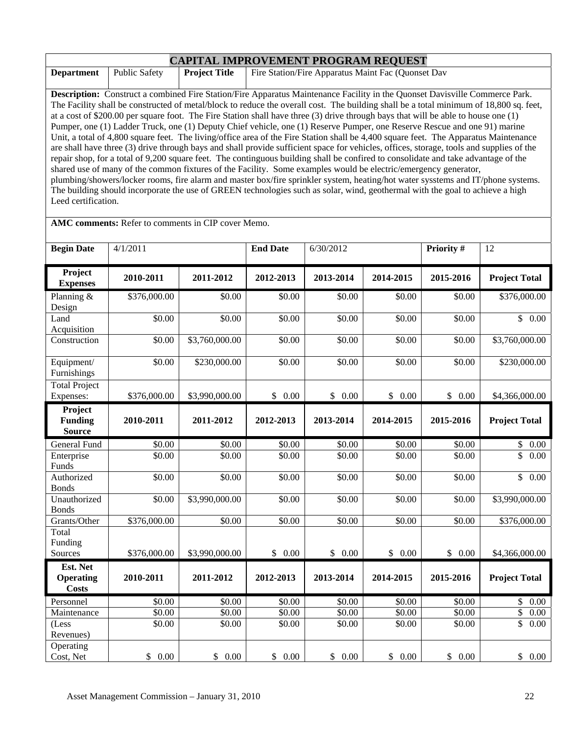# CAPITAL IMPROVEMENT PROGRAM REQUEST

| **Department** | Public Safety | **Project Title** | Fire Station/Fire Apparatus Maint Fac (Quonset Dav |
|---|---|---|---|

**Description:** Construct a combined Fire Station/Fire Apparatus Maintenance Facility in the Quonset Davisville Commerce Park. The Facility shall be constructed of metal/block to reduce the overall cost. The building shall be a total minimum of 18,800 sq. feet, at a cost of $200.00 per square foot. The Fire Station shall have three (3) drive through bays that will be able to house one (1) Pumper, one (1) Ladder Truck, one (1) Deputy Chief vehicle, one (1) Reserve Pumper, one Reserve Rescue and one 91) marine Unit, a total of 4,800 square feet. The living/office area of the Fire Station shall be 4,400 square feet. The Apparatus Maintenance are shall have three (3) drive through bays and shall provide sufficient space for vehicles, offices, storage, tools and supplies of the repair shop, for a total of 9,200 square feet. The continguous building shall be confired to consolidate and take advantage of the shared use of many of the common fixtures of the Facility. Some examples would be electric/emergency generator, plumbing/showers/locker rooms, fire alarm and master box/fire sprinkler system, heating/hot water sysstems and IT/phone systems. The building should incorporate the use of GREEN technologies such as solar, wind, geothermal with the goal to achieve a high Leed certification.

**AMC comments:** Refer to comments in CIP cover Memo.

| **Begin Date** | 4/1/2011 | **End Date** | 6/30/2012 | **Priority #** | 12 |
|---|---|---|---|---|---|

| **Project Expenses** | **2010-2011** | **2011-2012** | **2012-2013** | **2013-2014** | **2014-2015** | **2015-2016** | **Project Total** |
|---|---|---|---|---|---|---|---|
| Planning & Design | $376,000.00 | $0.00 | $0.00 | $0.00 | $0.00 | $0.00 | $376,000.00 |
| Land Acquisition | $0.00 | $0.00 | $0.00 | $0.00 | $0.00 | $0.00 | $ 0.00 |
| Construction | $0.00 | $3,760,000.00 | $0.00 | $0.00 | $0.00 | $0.00 | $3,760,000.00 |
| Equipment/ Furnishings | $0.00 | $230,000.00 | $0.00 | $0.00 | $0.00 | $0.00 | $230,000.00 |
| Total Project Expenses: | $376,000.00 | $3,990,000.00 | $ 0.00 | $ 0.00 | $ 0.00 | $ 0.00 | $4,366,000.00 |
| **Project Funding Source** | **2010-2011** | **2011-2012** | **2012-2013** | **2013-2014** | **2014-2015** | **2015-2016** | **Project Total** |
| General Fund | $0.00 | $0.00 | $0.00 | $0.00 | $0.00 | $0.00 | $ 0.00 |
| Enterprise Funds | $0.00 | $0.00 | $0.00 | $0.00 | $0.00 | $0.00 | $ 0.00 |
| Authorized Bonds | $0.00 | $0.00 | $0.00 | $0.00 | $0.00 | $0.00 | $ 0.00 |
| Unauthorized Bonds | $0.00 | $3,990,000.00 | $0.00 | $0.00 | $0.00 | $0.00 | $3,990,000.00 |
| Grants/Other | $376,000.00 | $0.00 | $0.00 | $0.00 | $0.00 | $0.00 | $376,000.00 |
| Total Funding Sources | $376,000.00 | $3,990,000.00 | $ 0.00 | $ 0.00 | $ 0.00 | $ 0.00 | $4,366,000.00 |
| **Est. Net Operating Costs** | **2010-2011** | **2011-2012** | **2012-2013** | **2013-2014** | **2014-2015** | **2015-2016** | **Project Total** |
| Personnel | $0.00 | $0.00 | $0.00 | $0.00 | $0.00 | $0.00 | $ 0.00 |
| Maintenance | $0.00 | $0.00 | $0.00 | $0.00 | $0.00 | $0.00 | $ 0.00 |
| (Less Revenues) | $0.00 | $0.00 | $0.00 | $0.00 | $0.00 | $0.00 | $ 0.00 |
| Operating Cost, Net | $ 0.00 | $ 0.00 | $ 0.00 | $ 0.00 | $ 0.00 | $ 0.00 | $ 0.00 |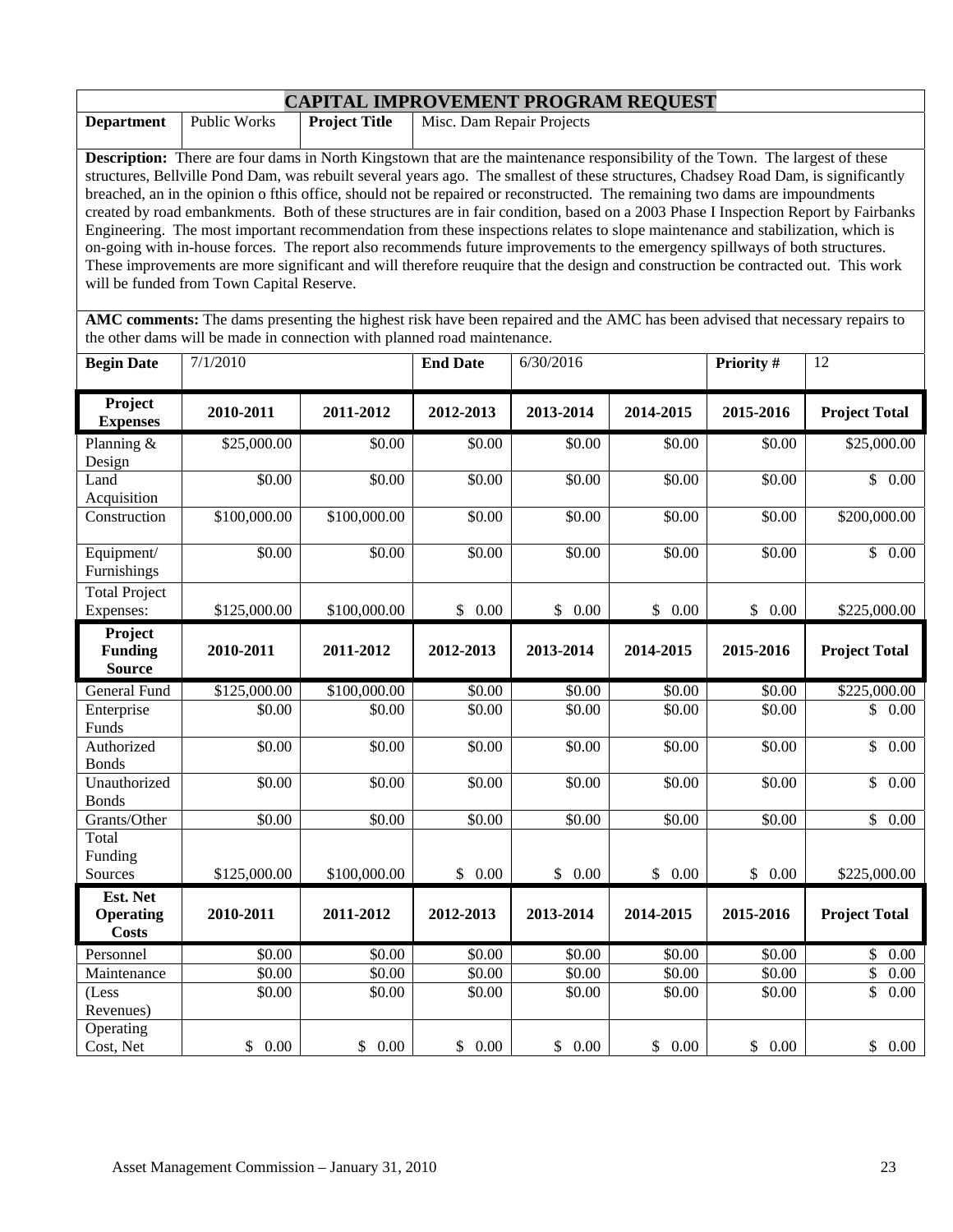# CAPITAL IMPROVEMENT PROGRAM REQUEST

| **Department** | Public Works | **Project Title** | Misc. Dam Repair Projects |
|---|---|---|---|

**Description:** There are four dams in North Kingstown that are the maintenance responsibility of the Town. The largest of these structures, Bellville Pond Dam, was rebuilt several years ago. The smallest of these structures, Chadsey Road Dam, is significantly breached, an in the opinion o fthis office, should not be repaired or reconstructed. The remaining two dams are impoundments created by road embankments. Both of these structures are in fair condition, based on a 2003 Phase I Inspection Report by Fairbanks Engineering. The most important recommendation from these inspections relates to slope maintenance and stabilization, which is on-going with in-house forces. The report also recommends future improvements to the emergency spillways of both structures. These improvements are more significant and will therefore reuquire that the design and construction be contracted out. This work will be funded from Town Capital Reserve.

**AMC comments:** The dams presenting the highest risk have been repaired and the AMC has been advised that necessary repairs to the other dams will be made in connection with planned road maintenance.

| **Begin Date** | 7/1/2010 | **End Date** | 6/30/2016 | **Priority #** | 12 |
|---|---|---|---|---|---|

| **Project Expenses** | **2010-2011** | **2011-2012** | **2012-2013** | **2013-2014** | **2014-2015** | **2015-2016** | **Project Total** |
|---|---|---|---|---|---|---|---|
| Planning & Design | \$25,000.00 | \$0.00 | \$0.00 | \$0.00 | \$0.00 | \$0.00 | \$25,000.00 |
| Land Acquisition | \$0.00 | \$0.00 | \$0.00 | \$0.00 | \$0.00 | \$0.00 | \$ 0.00 |
| Construction | \$100,000.00 | \$100,000.00 | \$0.00 | \$0.00 | \$0.00 | \$0.00 | \$200,000.00 |
| Equipment/ Furnishings | \$0.00 | \$0.00 | \$0.00 | \$0.00 | \$0.00 | \$0.00 | \$ 0.00 |
| Total Project Expenses: | \$125,000.00 | \$100,000.00 | \$ 0.00 | \$ 0.00 | \$ 0.00 | \$ 0.00 | \$225,000.00 |
| **Project Funding Source** | **2010-2011** | **2011-2012** | **2012-2013** | **2013-2014** | **2014-2015** | **2015-2016** | **Project Total** |
| General Fund | \$125,000.00 | \$100,000.00 | \$0.00 | \$0.00 | \$0.00 | \$0.00 | \$225,000.00 |
| Enterprise Funds | \$0.00 | \$0.00 | \$0.00 | \$0.00 | \$0.00 | \$0.00 | \$ 0.00 |
| Authorized Bonds | \$0.00 | \$0.00 | \$0.00 | \$0.00 | \$0.00 | \$0.00 | \$ 0.00 |
| Unauthorized Bonds | \$0.00 | \$0.00 | \$0.00 | \$0.00 | \$0.00 | \$0.00 | \$ 0.00 |
| Grants/Other | \$0.00 | \$0.00 | \$0.00 | \$0.00 | \$0.00 | \$0.00 | \$ 0.00 |
| Total Funding Sources | \$125,000.00 | \$100,000.00 | \$ 0.00 | \$ 0.00 | \$ 0.00 | \$ 0.00 | \$225,000.00 |
| **Est. Net Operating Costs** | **2010-2011** | **2011-2012** | **2012-2013** | **2013-2014** | **2014-2015** | **2015-2016** | **Project Total** |
| Personnel | \$0.00 | \$0.00 | \$0.00 | \$0.00 | \$0.00 | \$0.00 | \$ 0.00 |
| Maintenance | \$0.00 | \$0.00 | \$0.00 | \$0.00 | \$0.00 | \$0.00 | \$ 0.00 |
| (Less Revenues) | \$0.00 | \$0.00 | \$0.00 | \$0.00 | \$0.00 | \$0.00 | \$ 0.00 |
| Operating Cost, Net | \$ 0.00 | \$ 0.00 | \$ 0.00 | \$ 0.00 | \$ 0.00 | \$ 0.00 | \$ 0.00 |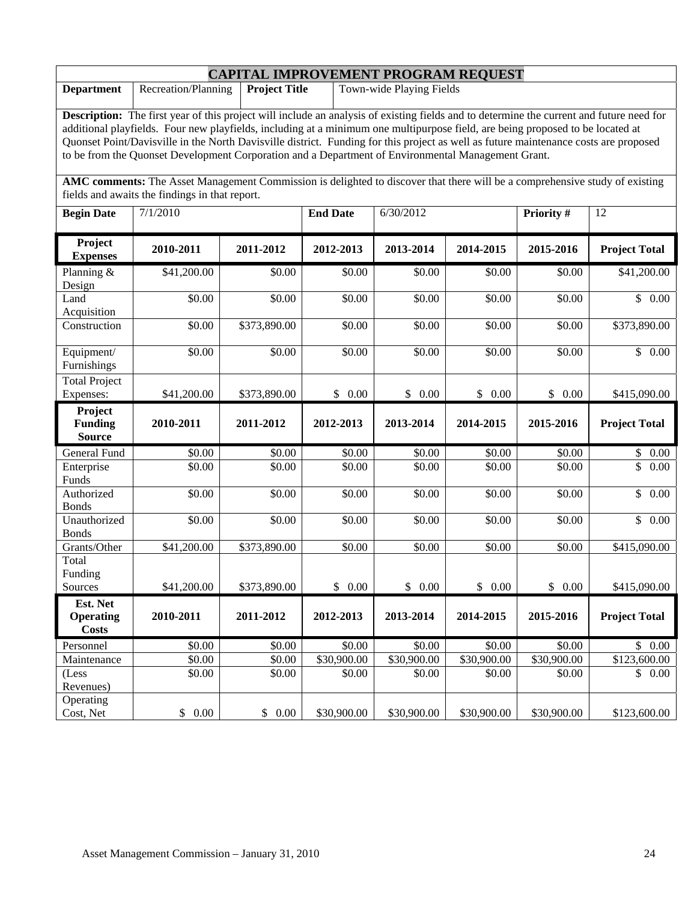# CAPITAL IMPROVEMENT PROGRAM REQUEST

| **Department** | Recreation/Planning | **Project Title** | Town-wide Playing Fields |
|---|---|---|---|

**Description:** The first year of this project will include an analysis of existing fields and to determine the current and future need for additional playfields. Four new playfields, including at a minimum one multipurpose field, are being proposed to be located at Quonset Point/Davisville in the North Davisville district. Funding for this project as well as future maintenance costs are proposed to be from the Quonset Development Corporation and a Department of Environmental Management Grant.

**AMC comments:** The Asset Management Commission is delighted to discover that there will be a comprehensive study of existing fields and awaits the findings in that report.

| **Begin Date** | 7/1/2010 | **End Date** | 6/30/2012 | **Priority #** | 12 |
|---|---|---|---|---|---|

| **Project Expenses** | **2010-2011** | **2011-2012** | **2012-2013** | **2013-2014** | **2014-2015** | **2015-2016** | **Project Total** |
|---|---|---|---|---|---|---|---|
| Planning & Design | $41,200.00 | $0.00 | $0.00 | $0.00 | $0.00 | $0.00 | $41,200.00 |
| Land Acquisition | $0.00 | $0.00 | $0.00 | $0.00 | $0.00 | $0.00 | $ 0.00 |
| Construction | $0.00 | $373,890.00 | $0.00 | $0.00 | $0.00 | $0.00 | $373,890.00 |
| Equipment/ Furnishings | $0.00 | $0.00 | $0.00 | $0.00 | $0.00 | $0.00 | $ 0.00 |
| Total Project Expenses: | $41,200.00 | $373,890.00 | $ 0.00 | $ 0.00 | $ 0.00 | $ 0.00 | $415,090.00 |
| **Project Funding Source** | **2010-2011** | **2011-2012** | **2012-2013** | **2013-2014** | **2014-2015** | **2015-2016** | **Project Total** |
| General Fund | $0.00 | $0.00 | $0.00 | $0.00 | $0.00 | $0.00 | $ 0.00 |
| Enterprise Funds | $0.00 | $0.00 | $0.00 | $0.00 | $0.00 | $0.00 | $ 0.00 |
| Authorized Bonds | $0.00 | $0.00 | $0.00 | $0.00 | $0.00 | $0.00 | $ 0.00 |
| Unauthorized Bonds | $0.00 | $0.00 | $0.00 | $0.00 | $0.00 | $0.00 | $ 0.00 |
| Grants/Other | $41,200.00 | $373,890.00 | $0.00 | $0.00 | $0.00 | $0.00 | $415,090.00 |
| Total Funding Sources | $41,200.00 | $373,890.00 | $ 0.00 | $ 0.00 | $ 0.00 | $ 0.00 | $415,090.00 |
| **Est. Net Operating Costs** | **2010-2011** | **2011-2012** | **2012-2013** | **2013-2014** | **2014-2015** | **2015-2016** | **Project Total** |
| Personnel | $0.00 | $0.00 | $0.00 | $0.00 | $0.00 | $0.00 | $ 0.00 |
| Maintenance | $0.00 | $0.00 | $30,900.00 | $30,900.00 | $30,900.00 | $30,900.00 | $123,600.00 |
| (Less Revenues) | $0.00 | $0.00 | $0.00 | $0.00 | $0.00 | $0.00 | $ 0.00 |
| Operating Cost, Net | $ 0.00 | $ 0.00 | $30,900.00 | $30,900.00 | $30,900.00 | $30,900.00 | $123,600.00 |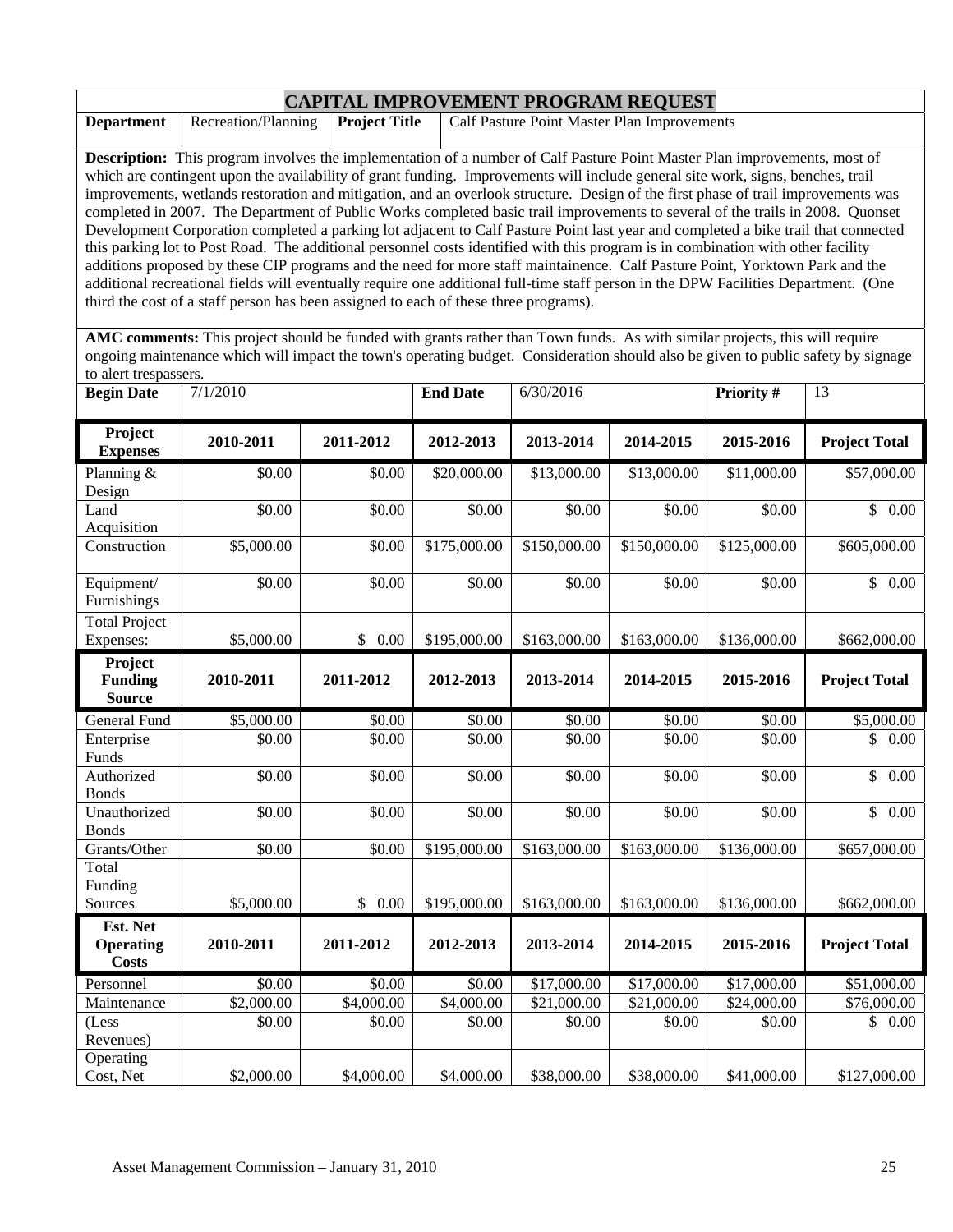# CAPITAL IMPROVEMENT PROGRAM REQUEST

| Department | Recreation/Planning | Project Title | Calf Pasture Point Master Plan Improvements |
|---|---|---|---|

**Description:** This program involves the implementation of a number of Calf Pasture Point Master Plan improvements, most of which are contingent upon the availability of grant funding. Improvements will include general site work, signs, benches, trail improvements, wetlands restoration and mitigation, and an overlook structure. Design of the first phase of trail improvements was completed in 2007. The Department of Public Works completed basic trail improvements to several of the trails in 2008. Quonset Development Corporation completed a parking lot adjacent to Calf Pasture Point last year and completed a bike trail that connected this parking lot to Post Road. The additional personnel costs identified with this program is in combination with other facility additions proposed by these CIP programs and the need for more staff maintainence. Calf Pasture Point, Yorktown Park and the additional recreational fields will eventually require one additional full-time staff person in the DPW Facilities Department. (One third the cost of a staff person has been assigned to each of these three programs).

**AMC comments:** This project should be funded with grants rather than Town funds. As with similar projects, this will require ongoing maintenance which will impact the town's operating budget. Consideration should also be given to public safety by signage to alert trespassers.

| Begin Date | 7/1/2010 | End Date | 6/30/2016 | Priority # | 13 |
|---|---|---|---|---|---|

| Project Expenses | 2010-2011 | 2011-2012 | 2012-2013 | 2013-2014 | 2014-2015 | 2015-2016 | Project Total |
|---|---|---|---|---|---|---|---|
| Planning & Design | $0.00 | $0.00 | $20,000.00 | $13,000.00 | $13,000.00 | $11,000.00 | $57,000.00 |
| Land Acquisition | $0.00 | $0.00 | $0.00 | $0.00 | $0.00 | $0.00 | $ 0.00 |
| Construction | $5,000.00 | $0.00 | $175,000.00 | $150,000.00 | $150,000.00 | $125,000.00 | $605,000.00 |
| Equipment/ Furnishings | $0.00 | $0.00 | $0.00 | $0.00 | $0.00 | $0.00 | $ 0.00 |
| Total Project Expenses: | $5,000.00 | $ 0.00 | $195,000.00 | $163,000.00 | $163,000.00 | $136,000.00 | $662,000.00 |

| Project Funding Source | 2010-2011 | 2011-2012 | 2012-2013 | 2013-2014 | 2014-2015 | 2015-2016 | Project Total |
|---|---|---|---|---|---|---|---|
| General Fund | $5,000.00 | $0.00 | $0.00 | $0.00 | $0.00 | $0.00 | $5,000.00 |
| Enterprise Funds | $0.00 | $0.00 | $0.00 | $0.00 | $0.00 | $0.00 | $ 0.00 |
| Authorized Bonds | $0.00 | $0.00 | $0.00 | $0.00 | $0.00 | $0.00 | $ 0.00 |
| Unauthorized Bonds | $0.00 | $0.00 | $0.00 | $0.00 | $0.00 | $0.00 | $ 0.00 |
| Grants/Other | $0.00 | $0.00 | $195,000.00 | $163,000.00 | $163,000.00 | $136,000.00 | $657,000.00 |
| Total Funding Sources | $5,000.00 | $ 0.00 | $195,000.00 | $163,000.00 | $163,000.00 | $136,000.00 | $662,000.00 |

| Est. Net Operating Costs | 2010-2011 | 2011-2012 | 2012-2013 | 2013-2014 | 2014-2015 | 2015-2016 | Project Total |
|---|---|---|---|---|---|---|---|
| Personnel | $0.00 | $0.00 | $0.00 | $17,000.00 | $17,000.00 | $17,000.00 | $51,000.00 |
| Maintenance | $2,000.00 | $4,000.00 | $4,000.00 | $21,000.00 | $21,000.00 | $24,000.00 | $76,000.00 |
| (Less Revenues) | $0.00 | $0.00 | $0.00 | $0.00 | $0.00 | $0.00 | $ 0.00 |
| Operating Cost, Net | $2,000.00 | $4,000.00 | $4,000.00 | $38,000.00 | $38,000.00 | $41,000.00 | $127,000.00 |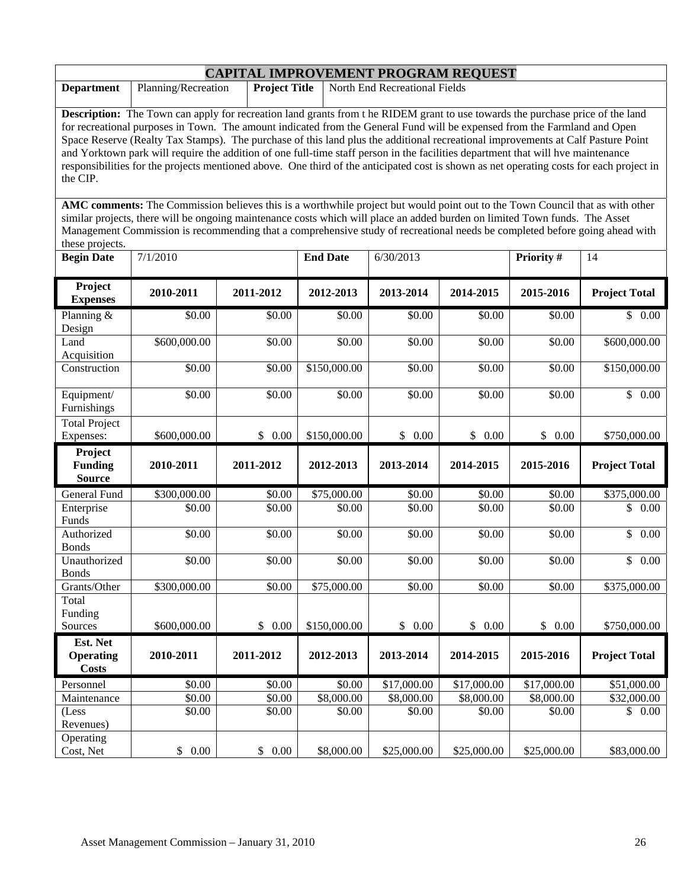# CAPITAL IMPROVEMENT PROGRAM REQUEST

| **Department** | Planning/Recreation | **Project Title** | North End Recreational Fields |
|---|---|---|---|

**Description:** The Town can apply for recreation land grants from t he RIDEM grant to use towards the purchase price of the land for recreational purposes in Town. The amount indicated from the General Fund will be expensed from the Farmland and Open Space Reserve (Realty Tax Stamps). The purchase of this land plus the additional recreational improvements at Calf Pasture Point and Yorktown park will require the addition of one full-time staff person in the facilities department that will hve maintenance responsibilities for the projects mentioned above. One third of the anticipated cost is shown as net operating costs for each project in the CIP.

**AMC comments:** The Commission believes this is a worthwhile project but would point out to the Town Council that as with other similar projects, there will be ongoing maintenance costs which will place an added burden on limited Town funds. The Asset Management Commission is recommending that a comprehensive study of recreational needs be completed before going ahead with these projects.

| **Begin Date** | 7/1/2010 | **End Date** | 6/30/2013 | **Priority #** | 14 |
|---|---|---|---|---|---|

| **Project Expenses** | **2010-2011** | **2011-2012** | **2012-2013** | **2013-2014** | **2014-2015** | **2015-2016** | **Project Total** |
|---|---|---|---|---|---|---|---|
| Planning & Design | $0.00 | $0.00 | $0.00 | $0.00 | $0.00 | $0.00 | $ 0.00 |
| Land Acquisition | $600,000.00 | $0.00 | $0.00 | $0.00 | $0.00 | $0.00 | $600,000.00 |
| Construction | $0.00 | $0.00 | $150,000.00 | $0.00 | $0.00 | $0.00 | $150,000.00 |
| Equipment/ Furnishings | $0.00 | $0.00 | $0.00 | $0.00 | $0.00 | $0.00 | $ 0.00 |
| Total Project Expenses: | $600,000.00 | $ 0.00 | $150,000.00 | $ 0.00 | $ 0.00 | $ 0.00 | $750,000.00 |
| **Project Funding Source** | **2010-2011** | **2011-2012** | **2012-2013** | **2013-2014** | **2014-2015** | **2015-2016** | **Project Total** |
| General Fund | $300,000.00 | $0.00 | $75,000.00 | $0.00 | $0.00 | $0.00 | $375,000.00 |
| Enterprise Funds | $0.00 | $0.00 | $0.00 | $0.00 | $0.00 | $0.00 | $ 0.00 |
| Authorized Bonds | $0.00 | $0.00 | $0.00 | $0.00 | $0.00 | $0.00 | $ 0.00 |
| Unauthorized Bonds | $0.00 | $0.00 | $0.00 | $0.00 | $0.00 | $0.00 | $ 0.00 |
| Grants/Other | $300,000.00 | $0.00 | $75,000.00 | $0.00 | $0.00 | $0.00 | $375,000.00 |
| Total Funding Sources | $600,000.00 | $ 0.00 | $150,000.00 | $ 0.00 | $ 0.00 | $ 0.00 | $750,000.00 |
| **Est. Net Operating Costs** | **2010-2011** | **2011-2012** | **2012-2013** | **2013-2014** | **2014-2015** | **2015-2016** | **Project Total** |
| Personnel | $0.00 | $0.00 | $0.00 | $17,000.00 | $17,000.00 | $17,000.00 | $51,000.00 |
| Maintenance | $0.00 | $0.00 | $8,000.00 | $8,000.00 | $8,000.00 | $8,000.00 | $32,000.00 |
| (Less Revenues) | $0.00 | $0.00 | $0.00 | $0.00 | $0.00 | $0.00 | $ 0.00 |
| Operating Cost, Net | $ 0.00 | $ 0.00 | $8,000.00 | $25,000.00 | $25,000.00 | $25,000.00 | $83,000.00 |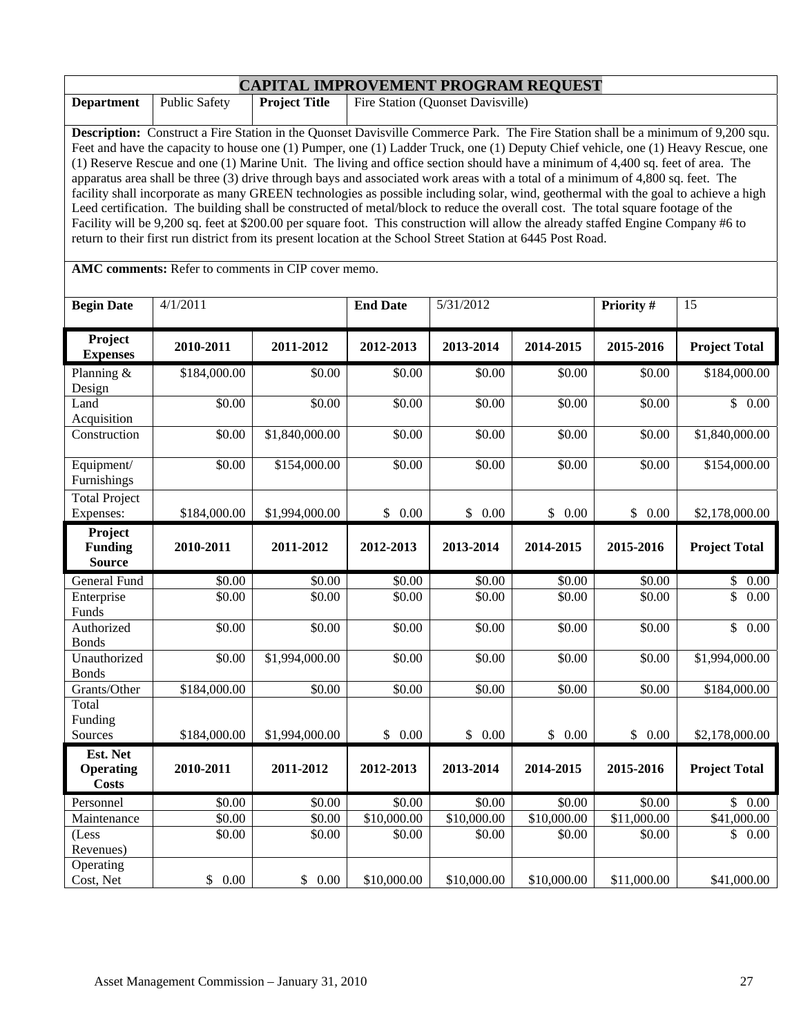# CAPITAL IMPROVEMENT PROGRAM REQUEST

| **Department** | Public Safety | **Project Title** | Fire Station (Quonset Davisville) |
|---|---|---|---|

**Description:** Construct a Fire Station in the Quonset Davisville Commerce Park. The Fire Station shall be a minimum of 9,200 squ. Feet and have the capacity to house one (1) Pumper, one (1) Ladder Truck, one (1) Deputy Chief vehicle, one (1) Heavy Rescue, one (1) Reserve Rescue and one (1) Marine Unit. The living and office section should have a minimum of 4,400 sq. feet of area. The apparatus area shall be three (3) drive through bays and associated work areas with a total of a minimum of 4,800 sq. feet. The facility shall incorporate as many GREEN technologies as possible including solar, wind, geothermal with the goal to achieve a high Leed certification. The building shall be constructed of metal/block to reduce the overall cost. The total square footage of the Facility will be 9,200 sq. feet at $200.00 per square foot. This construction will allow the already staffed Engine Company #6 to return to their first run district from its present location at the School Street Station at 6445 Post Road.

**AMC comments:** Refer to comments in CIP cover memo.

| **Begin Date** | 4/1/2011 | **End Date** | 5/31/2012 | **Priority #** | 15 |
|---|---|---|---|---|---|

| **Project Expenses** | **2010-2011** | **2011-2012** | **2012-2013** | **2013-2014** | **2014-2015** | **2015-2016** | **Project Total** |
|---|---|---|---|---|---|---|---|
| Planning & Design | $184,000.00 | $0.00 | $0.00 | $0.00 | $0.00 | $0.00 | $184,000.00 |
| Land Acquisition | $0.00 | $0.00 | $0.00 | $0.00 | $0.00 | $0.00 | $ 0.00 |
| Construction | $0.00 | $1,840,000.00 | $0.00 | $0.00 | $0.00 | $0.00 | $1,840,000.00 |
| Equipment/ Furnishings | $0.00 | $154,000.00 | $0.00 | $0.00 | $0.00 | $0.00 | $154,000.00 |
| Total Project Expenses: | $184,000.00 | $1,994,000.00 | $ 0.00 | $ 0.00 | $ 0.00 | $ 0.00 | $2,178,000.00 |
| **Project Funding Source** | **2010-2011** | **2011-2012** | **2012-2013** | **2013-2014** | **2014-2015** | **2015-2016** | **Project Total** |
| General Fund | $0.00 | $0.00 | $0.00 | $0.00 | $0.00 | $0.00 | $ 0.00 |
| Enterprise Funds | $0.00 | $0.00 | $0.00 | $0.00 | $0.00 | $0.00 | $ 0.00 |
| Authorized Bonds | $0.00 | $0.00 | $0.00 | $0.00 | $0.00 | $0.00 | $ 0.00 |
| Unauthorized Bonds | $0.00 | $1,994,000.00 | $0.00 | $0.00 | $0.00 | $0.00 | $1,994,000.00 |
| Grants/Other | $184,000.00 | $0.00 | $0.00 | $0.00 | $0.00 | $0.00 | $184,000.00 |
| Total Funding Sources | $184,000.00 | $1,994,000.00 | $ 0.00 | $ 0.00 | $ 0.00 | $ 0.00 | $2,178,000.00 |
| **Est. Net Operating Costs** | **2010-2011** | **2011-2012** | **2012-2013** | **2013-2014** | **2014-2015** | **2015-2016** | **Project Total** |
| Personnel | $0.00 | $0.00 | $0.00 | $0.00 | $0.00 | $0.00 | $ 0.00 |
| Maintenance | $0.00 | $0.00 | $10,000.00 | $10,000.00 | $10,000.00 | $11,000.00 | $41,000.00 |
| (Less Revenues) | $0.00 | $0.00 | $0.00 | $0.00 | $0.00 | $0.00 | $ 0.00 |
| Operating Cost, Net | $ 0.00 | $ 0.00 | $10,000.00 | $10,000.00 | $10,000.00 | $11,000.00 | $41,000.00 |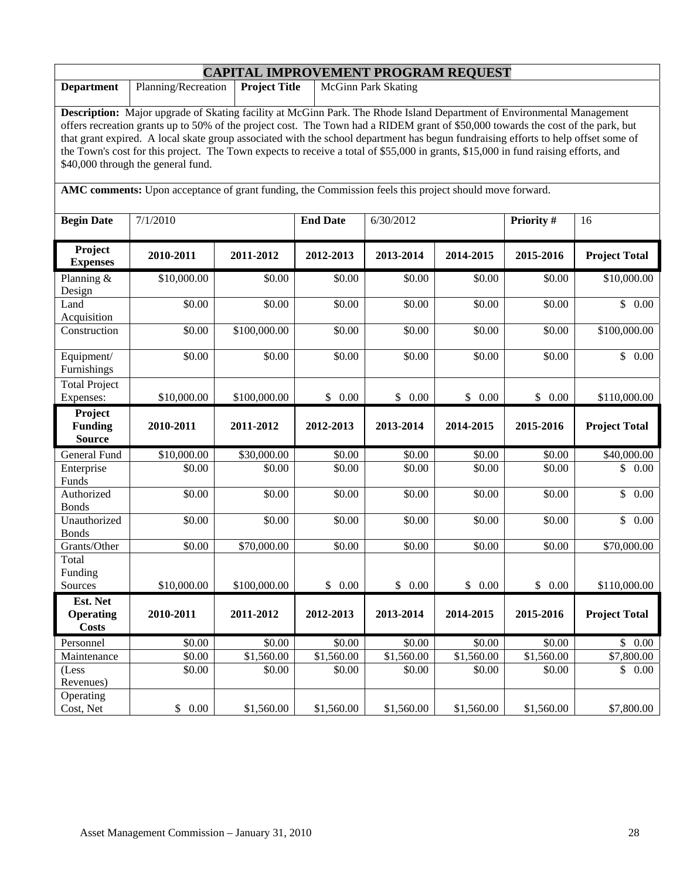## CAPITAL IMPROVEMENT PROGRAM REQUEST

| **Department** | Planning/Recreation | **Project Title** | McGinn Park Skating |
|---|---|---|---|

**Description:** Major upgrade of Skating facility at McGinn Park. The Rhode Island Department of Environmental Management offers recreation grants up to 50% of the project cost. The Town had a RIDEM grant of $50,000 towards the cost of the park, but that grant expired. A local skate group associated with the school department has begun fundraising efforts to help offset some of the Town's cost for this project. The Town expects to receive a total of $55,000 in grants, $15,000 in fund raising efforts, and $40,000 through the general fund.

**AMC comments:** Upon acceptance of grant funding, the Commission feels this project should move forward.

| **Begin Date** | 7/1/2010 | **End Date** | 6/30/2012 | **Priority #** | 16 |
|---|---|---|---|---|---|

| **Project Expenses** | **2010-2011** | **2011-2012** | **2012-2013** | **2013-2014** | **2014-2015** | **2015-2016** | **Project Total** |
|---|---|---|---|---|---|---|---|
| Planning & Design | $10,000.00 | $0.00 | $0.00 | $0.00 | $0.00 | $0.00 | $10,000.00 |
| Land Acquisition | $0.00 | $0.00 | $0.00 | $0.00 | $0.00 | $0.00 | $ 0.00 |
| Construction | $0.00 | $100,000.00 | $0.00 | $0.00 | $0.00 | $0.00 | $100,000.00 |
| Equipment/ Furnishings | $0.00 | $0.00 | $0.00 | $0.00 | $0.00 | $0.00 | $ 0.00 |
| Total Project Expenses: | $10,000.00 | $100,000.00 | $ 0.00 | $ 0.00 | $ 0.00 | $ 0.00 | $110,000.00 |
| **Project Funding Source** | **2010-2011** | **2011-2012** | **2012-2013** | **2013-2014** | **2014-2015** | **2015-2016** | **Project Total** |
| General Fund | $10,000.00 | $30,000.00 | $0.00 | $0.00 | $0.00 | $0.00 | $40,000.00 |
| Enterprise Funds | $0.00 | $0.00 | $0.00 | $0.00 | $0.00 | $0.00 | $ 0.00 |
| Authorized Bonds | $0.00 | $0.00 | $0.00 | $0.00 | $0.00 | $0.00 | $ 0.00 |
| Unauthorized Bonds | $0.00 | $0.00 | $0.00 | $0.00 | $0.00 | $0.00 | $ 0.00 |
| Grants/Other | $0.00 | $70,000.00 | $0.00 | $0.00 | $0.00 | $0.00 | $70,000.00 |
| Total Funding Sources | $10,000.00 | $100,000.00 | $ 0.00 | $ 0.00 | $ 0.00 | $ 0.00 | $110,000.00 |
| **Est. Net Operating Costs** | **2010-2011** | **2011-2012** | **2012-2013** | **2013-2014** | **2014-2015** | **2015-2016** | **Project Total** |
| Personnel | $0.00 | $0.00 | $0.00 | $0.00 | $0.00 | $0.00 | $ 0.00 |
| Maintenance | $0.00 | $1,560.00 | $1,560.00 | $1,560.00 | $1,560.00 | $1,560.00 | $7,800.00 |
| (Less Revenues) | $0.00 | $0.00 | $0.00 | $0.00 | $0.00 | $0.00 | $ 0.00 |
| Operating Cost, Net | $ 0.00 | $1,560.00 | $1,560.00 | $1,560.00 | $1,560.00 | $1,560.00 | $7,800.00 |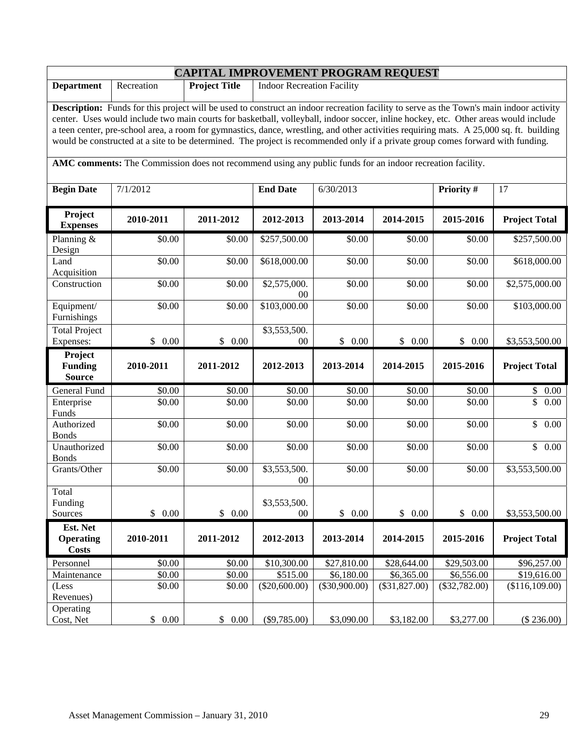# CAPITAL IMPROVEMENT PROGRAM REQUEST

| **Department** | Recreation | **Project Title** | Indoor Recreation Facility |
|---|---|---|---|

**Description:** Funds for this project will be used to construct an indoor recreation facility to serve as the Town's main indoor activity center. Uses would include two main courts for basketball, volleyball, indoor soccer, inline hockey, etc. Other areas would include a teen center, pre-school area, a room for gymnastics, dance, wrestling, and other activities requiring mats. A 25,000 sq. ft. building would be constructed at a site to be determined. The project is recommended only if a private group comes forward with funding.

**AMC comments:** The Commission does not recommend using any public funds for an indoor recreation facility.

| **Begin Date** | 7/1/2012 | **End Date** | 6/30/2013 | **Priority #** | 17 |
|---|---|---|---|---|---|

| **Project Expenses** | **2010-2011** | **2011-2012** | **2012-2013** | **2013-2014** | **2014-2015** | **2015-2016** | **Project Total** |
|---|---|---|---|---|---|---|---|
| Planning & Design | $0.00 | $0.00 | $257,500.00 | $0.00 | $0.00 | $0.00 | $257,500.00 |
| Land Acquisition | $0.00 | $0.00 | $618,000.00 | $0.00 | $0.00 | $0.00 | $618,000.00 |
| Construction | $0.00 | $0.00 | $2,575,000.00 | $0.00 | $0.00 | $0.00 | $2,575,000.00 |
| Equipment/ Furnishings | $0.00 | $0.00 | $103,000.00 | $0.00 | $0.00 | $0.00 | $103,000.00 |
| Total Project Expenses: | $ 0.00 | $ 0.00 | $3,553,500.00 | $ 0.00 | $ 0.00 | $ 0.00 | $3,553,500.00 |

| **Project Funding Source** | **2010-2011** | **2011-2012** | **2012-2013** | **2013-2014** | **2014-2015** | **2015-2016** | **Project Total** |
|---|---|---|---|---|---|---|---|
| General Fund | $0.00 | $0.00 | $0.00 | $0.00 | $0.00 | $0.00 | $ 0.00 |
| Enterprise Funds | $0.00 | $0.00 | $0.00 | $0.00 | $0.00 | $0.00 | $ 0.00 |
| Authorized Bonds | $0.00 | $0.00 | $0.00 | $0.00 | $0.00 | $0.00 | $ 0.00 |
| Unauthorized Bonds | $0.00 | $0.00 | $0.00 | $0.00 | $0.00 | $0.00 | $ 0.00 |
| Grants/Other | $0.00 | $0.00 | $3,553,500.00 | $0.00 | $0.00 | $0.00 | $3,553,500.00 |
| Total Funding Sources | $ 0.00 | $ 0.00 | $3,553,500.00 | $ 0.00 | $ 0.00 | $ 0.00 | $3,553,500.00 |

| **Est. Net Operating Costs** | **2010-2011** | **2011-2012** | **2012-2013** | **2013-2014** | **2014-2015** | **2015-2016** | **Project Total** |
|---|---|---|---|---|---|---|---|
| Personnel | $0.00 | $0.00 | $10,300.00 | $27,810.00 | $28,644.00 | $29,503.00 | $96,257.00 |
| Maintenance | $0.00 | $0.00 | $515.00 | $6,180.00 | $6,365.00 | $6,556.00 | $19,616.00 |
| (Less Revenues) | $0.00 | $0.00 | ($20,600.00) | ($30,900.00) | ($31,827.00) | ($32,782.00) | ($116,109.00) |
| Operating Cost, Net | $ 0.00 | $ 0.00 | ($9,785.00) | $3,090.00 | $3,182.00 | $3,277.00 | ($ 236.00) |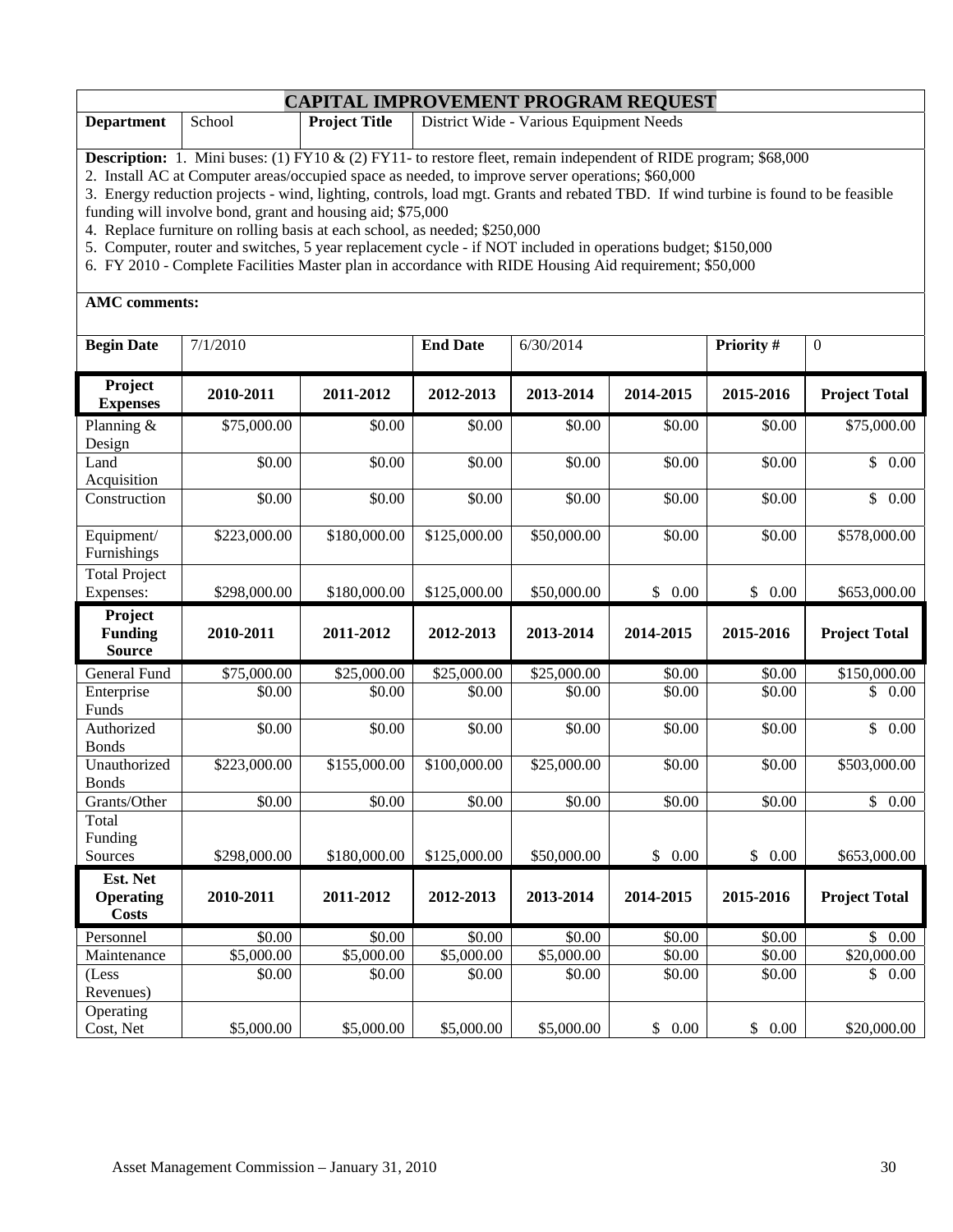## CAPITAL IMPROVEMENT PROGRAM REQUEST

| **Department** | School | **Project Title** | District Wide - Various Equipment Needs |
|---|---|---|---|

**Description:** 1. Mini buses: (1) FY10 & (2) FY11- to restore fleet, remain independent of RIDE program; $68,000
2. Install AC at Computer areas/occupied space as needed, to improve server operations; $60,000
3. Energy reduction projects - wind, lighting, controls, load mgt. Grants and rebated TBD. If wind turbine is found to be feasible funding will involve bond, grant and housing aid; $75,000
4. Replace furniture on rolling basis at each school, as needed; $250,000
5. Computer, router and switches, 5 year replacement cycle - if NOT included in operations budget; $150,000
6. FY 2010 - Complete Facilities Master plan in accordance with RIDE Housing Aid requirement; $50,000

**AMC comments:**

| **Begin Date** | 7/1/2010 | **End Date** | 6/30/2014 | **Priority #** | 0 |
|---|---|---|---|---|---|

| **Project Expenses** | **2010-2011** | **2011-2012** | **2012-2013** | **2013-2014** | **2014-2015** | **2015-2016** | **Project Total** |
|---|---|---|---|---|---|---|---|
| Planning & Design | $75,000.00 | $0.00 | $0.00 | $0.00 | $0.00 | $0.00 | $75,000.00 |
| Land Acquisition | $0.00 | $0.00 | $0.00 | $0.00 | $0.00 | $0.00 | $ 0.00 |
| Construction | $0.00 | $0.00 | $0.00 | $0.00 | $0.00 | $0.00 | $ 0.00 |
| Equipment/ Furnishings | $223,000.00 | $180,000.00 | $125,000.00 | $50,000.00 | $0.00 | $0.00 | $578,000.00 |
| Total Project Expenses: | $298,000.00 | $180,000.00 | $125,000.00 | $50,000.00 | $ 0.00 | $ 0.00 | $653,000.00 |
| **Project Funding Source** | **2010-2011** | **2011-2012** | **2012-2013** | **2013-2014** | **2014-2015** | **2015-2016** | **Project Total** |
| General Fund | $75,000.00 | $25,000.00 | $25,000.00 | $25,000.00 | $0.00 | $0.00 | $150,000.00 |
| Enterprise Funds | $0.00 | $0.00 | $0.00 | $0.00 | $0.00 | $0.00 | $ 0.00 |
| Authorized Bonds | $0.00 | $0.00 | $0.00 | $0.00 | $0.00 | $0.00 | $ 0.00 |
| Unauthorized Bonds | $223,000.00 | $155,000.00 | $100,000.00 | $25,000.00 | $0.00 | $0.00 | $503,000.00 |
| Grants/Other | $0.00 | $0.00 | $0.00 | $0.00 | $0.00 | $0.00 | $ 0.00 |
| Total Funding Sources | $298,000.00 | $180,000.00 | $125,000.00 | $50,000.00 | $ 0.00 | $ 0.00 | $653,000.00 |
| **Est. Net Operating Costs** | **2010-2011** | **2011-2012** | **2012-2013** | **2013-2014** | **2014-2015** | **2015-2016** | **Project Total** |
| Personnel | $0.00 | $0.00 | $0.00 | $0.00 | $0.00 | $0.00 | $ 0.00 |
| Maintenance | $5,000.00 | $5,000.00 | $5,000.00 | $5,000.00 | $0.00 | $0.00 | $20,000.00 |
| (Less Revenues) | $0.00 | $0.00 | $0.00 | $0.00 | $0.00 | $0.00 | $ 0.00 |
| Operating Cost, Net | $5,000.00 | $5,000.00 | $5,000.00 | $5,000.00 | $ 0.00 | $ 0.00 | $20,000.00 |

Asset Management Commission – January 31, 2010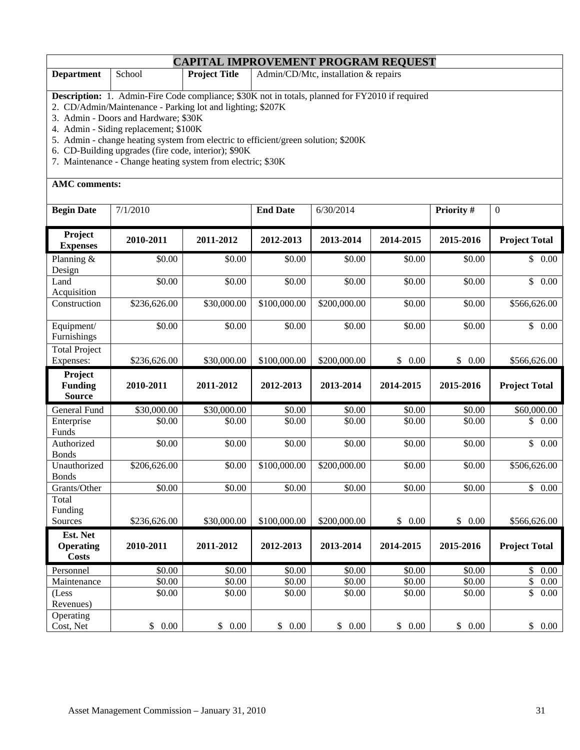# CAPITAL IMPROVEMENT PROGRAM REQUEST

| **Department** | School | **Project Title** | Admin/CD/Mtc, installation & repairs |
|---|---|---|---|

**Description:** 1. Admin-Fire Code compliance; $30K not in totals, planned for FY2010 if required
2. CD/Admin/Maintenance - Parking lot and lighting; $207K
3. Admin - Doors and Hardware; $30K
4. Admin - Siding replacement; $100K
5. Admin - change heating system from electric to efficient/green solution; $200K
6. CD-Building upgrades (fire code, interior); $90K
7. Maintenance - Change heating system from electric; $30K

**AMC comments:**

| **Begin Date** | 7/1/2010 | **End Date** | 6/30/2014 | **Priority #** | 0 |
|---|---|---|---|---|---|

| **Project Expenses** | **2010-2011** | **2011-2012** | **2012-2013** | **2013-2014** | **2014-2015** | **2015-2016** | **Project Total** |
|---|---|---|---|---|---|---|---|
| Planning & Design | $0.00 | $0.00 | $0.00 | $0.00 | $0.00 | $0.00 | $ 0.00 |
| Land Acquisition | $0.00 | $0.00 | $0.00 | $0.00 | $0.00 | $0.00 | $ 0.00 |
| Construction | $236,626.00 | $30,000.00 | $100,000.00 | $200,000.00 | $0.00 | $0.00 | $566,626.00 |
| Equipment/ Furnishings | $0.00 | $0.00 | $0.00 | $0.00 | $0.00 | $0.00 | $ 0.00 |
| Total Project Expenses: | $236,626.00 | $30,000.00 | $100,000.00 | $200,000.00 | $ 0.00 | $ 0.00 | $566,626.00 |
| **Project Funding Source** | **2010-2011** | **2011-2012** | **2012-2013** | **2013-2014** | **2014-2015** | **2015-2016** | **Project Total** |
| General Fund | $30,000.00 | $30,000.00 | $0.00 | $0.00 | $0.00 | $0.00 | $60,000.00 |
| Enterprise Funds | $0.00 | $0.00 | $0.00 | $0.00 | $0.00 | $0.00 | $ 0.00 |
| Authorized Bonds | $0.00 | $0.00 | $0.00 | $0.00 | $0.00 | $0.00 | $ 0.00 |
| Unauthorized Bonds | $206,626.00 | $0.00 | $100,000.00 | $200,000.00 | $0.00 | $0.00 | $506,626.00 |
| Grants/Other | $0.00 | $0.00 | $0.00 | $0.00 | $0.00 | $0.00 | $ 0.00 |
| Total Funding Sources | $236,626.00 | $30,000.00 | $100,000.00 | $200,000.00 | $ 0.00 | $ 0.00 | $566,626.00 |
| **Est. Net Operating Costs** | **2010-2011** | **2011-2012** | **2012-2013** | **2013-2014** | **2014-2015** | **2015-2016** | **Project Total** |
| Personnel | $0.00 | $0.00 | $0.00 | $0.00 | $0.00 | $0.00 | $ 0.00 |
| Maintenance | $0.00 | $0.00 | $0.00 | $0.00 | $0.00 | $0.00 | $ 0.00 |
| (Less Revenues) | $0.00 | $0.00 | $0.00 | $0.00 | $0.00 | $0.00 | $ 0.00 |
| Operating Cost, Net | $ 0.00 | $ 0.00 | $ 0.00 | $ 0.00 | $ 0.00 | $ 0.00 | $ 0.00 |

Asset Management Commission – January 31, 2010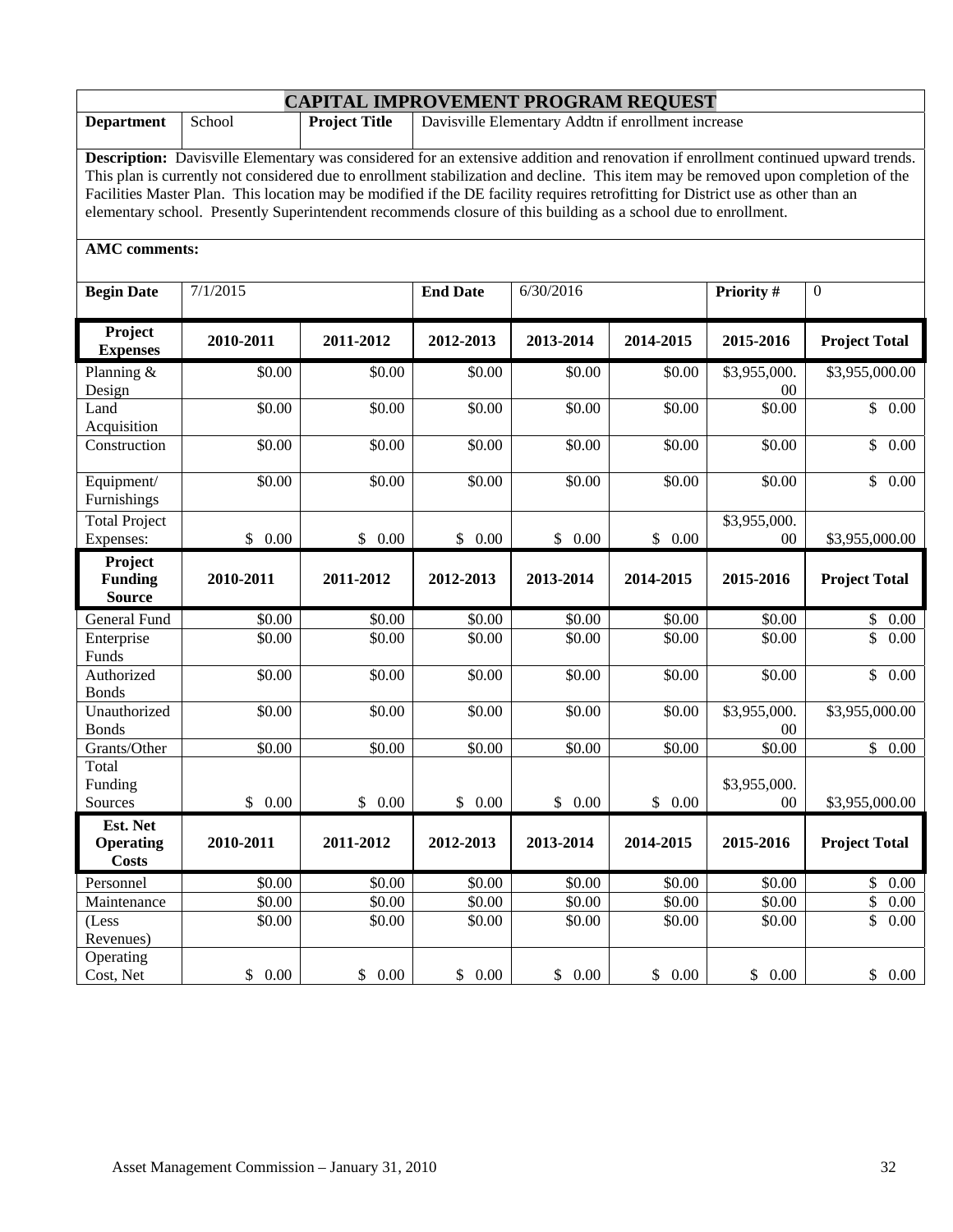# CAPITAL IMPROVEMENT PROGRAM REQUEST

| **Department** | School | **Project Title** | Davisville Elementary Addtn if enrollment increase |
|---|---|---|---|

**Description:** Davisville Elementary was considered for an extensive addition and renovation if enrollment continued upward trends. This plan is currently not considered due to enrollment stabilization and decline. This item may be removed upon completion of the Facilities Master Plan. This location may be modified if the DE facility requires retrofitting for District use as other than an elementary school. Presently Superintendent recommends closure of this building as a school due to enrollment.

**AMC comments:**

| **Begin Date** | 7/1/2015 | **End Date** | 6/30/2016 | **Priority #** | 0 |
|---|---|---|---|---|---|

| **Project Expenses** | **2010-2011** | **2011-2012** | **2012-2013** | **2013-2014** | **2014-2015** | **2015-2016** | **Project Total** |
|---|---|---|---|---|---|---|---|
| Planning & Design | $0.00 | $0.00 | $0.00 | $0.00 | $0.00 | $3,955,000.00 | $3,955,000.00 |
| Land Acquisition | $0.00 | $0.00 | $0.00 | $0.00 | $0.00 | $0.00 | $ 0.00 |
| Construction | $0.00 | $0.00 | $0.00 | $0.00 | $0.00 | $0.00 | $ 0.00 |
| Equipment/ Furnishings | $0.00 | $0.00 | $0.00 | $0.00 | $0.00 | $0.00 | $ 0.00 |
| Total Project Expenses: | $ 0.00 | $ 0.00 | $ 0.00 | $ 0.00 | $ 0.00 | $3,955,000.00 | $3,955,000.00 |
| **Project Funding Source** | **2010-2011** | **2011-2012** | **2012-2013** | **2013-2014** | **2014-2015** | **2015-2016** | **Project Total** |
| General Fund | $0.00 | $0.00 | $0.00 | $0.00 | $0.00 | $0.00 | $ 0.00 |
| Enterprise Funds | $0.00 | $0.00 | $0.00 | $0.00 | $0.00 | $0.00 | $ 0.00 |
| Authorized Bonds | $0.00 | $0.00 | $0.00 | $0.00 | $0.00 | $0.00 | $ 0.00 |
| Unauthorized Bonds | $0.00 | $0.00 | $0.00 | $0.00 | $0.00 | $3,955,000.00 | $3,955,000.00 |
| Grants/Other | $0.00 | $0.00 | $0.00 | $0.00 | $0.00 | $0.00 | $ 0.00 |
| Total Funding Sources | $ 0.00 | $ 0.00 | $ 0.00 | $ 0.00 | $ 0.00 | $3,955,000.00 | $3,955,000.00 |
| **Est. Net Operating Costs** | **2010-2011** | **2011-2012** | **2012-2013** | **2013-2014** | **2014-2015** | **2015-2016** | **Project Total** |
| Personnel | $0.00 | $0.00 | $0.00 | $0.00 | $0.00 | $0.00 | $ 0.00 |
| Maintenance | $0.00 | $0.00 | $0.00 | $0.00 | $0.00 | $0.00 | $ 0.00 |
| (Less Revenues) | $0.00 | $0.00 | $0.00 | $0.00 | $0.00 | $0.00 | $ 0.00 |
| Operating Cost, Net | $ 0.00 | $ 0.00 | $ 0.00 | $ 0.00 | $ 0.00 | $ 0.00 | $ 0.00 |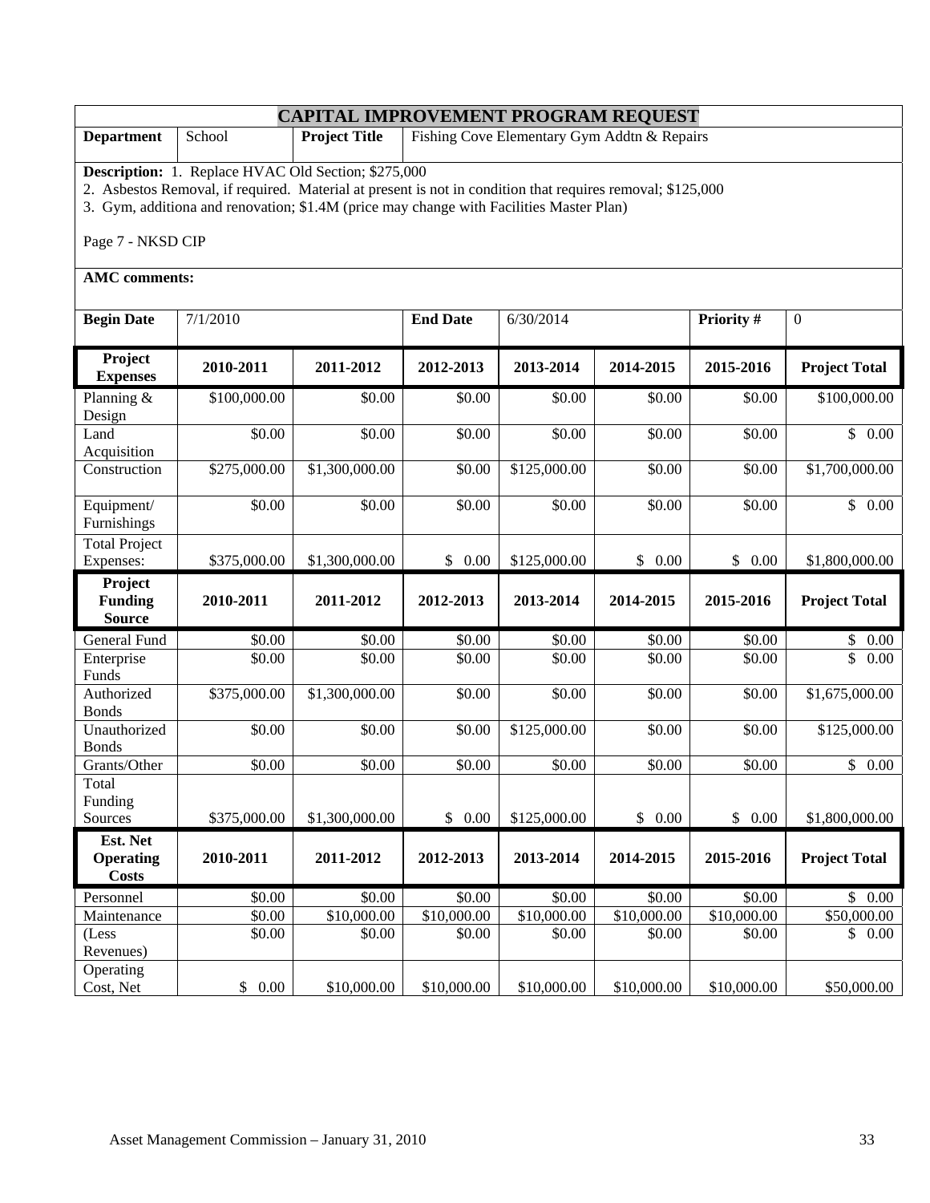# CAPITAL IMPROVEMENT PROGRAM REQUEST

| **Department** | School | **Project Title** | Fishing Cove Elementary Gym Addtn & Repairs |
|---|---|---|---|

**Description:** 1. Replace HVAC Old Section; $275,000
2. Asbestos Removal, if required. Material at present is not in condition that requires removal; $125,000
3. Gym, additiona and renovation; $1.4M (price may change with Facilities Master Plan)

Page 7 - NKSD CIP

**AMC comments:**

| **Begin Date** | 7/1/2010 | **End Date** | 6/30/2014 | **Priority #** | 0 |
|---|---|---|---|---|---|

| **Project Expenses** | **2010-2011** | **2011-2012** | **2012-2013** | **2013-2014** | **2014-2015** | **2015-2016** | **Project Total** |
|---|---|---|---|---|---|---|---|
| Planning & Design | $100,000.00 | $0.00 | $0.00 | $0.00 | $0.00 | $0.00 | $100,000.00 |
| Land Acquisition | $0.00 | $0.00 | $0.00 | $0.00 | $0.00 | $0.00 | $ 0.00 |
| Construction | $275,000.00 | $1,300,000.00 | $0.00 | $125,000.00 | $0.00 | $0.00 | $1,700,000.00 |
| Equipment/ Furnishings | $0.00 | $0.00 | $0.00 | $0.00 | $0.00 | $0.00 | $ 0.00 |
| Total Project Expenses: | $375,000.00 | $1,300,000.00 | $ 0.00 | $125,000.00 | $ 0.00 | $ 0.00 | $1,800,000.00 |
| **Project Funding Source** | **2010-2011** | **2011-2012** | **2012-2013** | **2013-2014** | **2014-2015** | **2015-2016** | **Project Total** |
| General Fund | $0.00 | $0.00 | $0.00 | $0.00 | $0.00 | $0.00 | $ 0.00 |
| Enterprise Funds | $0.00 | $0.00 | $0.00 | $0.00 | $0.00 | $0.00 | $ 0.00 |
| Authorized Bonds | $375,000.00 | $1,300,000.00 | $0.00 | $0.00 | $0.00 | $0.00 | $1,675,000.00 |
| Unauthorized Bonds | $0.00 | $0.00 | $0.00 | $125,000.00 | $0.00 | $0.00 | $125,000.00 |
| Grants/Other | $0.00 | $0.00 | $0.00 | $0.00 | $0.00 | $0.00 | $ 0.00 |
| Total Funding Sources | $375,000.00 | $1,300,000.00 | $ 0.00 | $125,000.00 | $ 0.00 | $ 0.00 | $1,800,000.00 |
| **Est. Net Operating Costs** | **2010-2011** | **2011-2012** | **2012-2013** | **2013-2014** | **2014-2015** | **2015-2016** | **Project Total** |
| Personnel | $0.00 | $0.00 | $0.00 | $0.00 | $0.00 | $0.00 | $ 0.00 |
| Maintenance | $0.00 | $10,000.00 | $10,000.00 | $10,000.00 | $10,000.00 | $10,000.00 | $50,000.00 |
| (Less Revenues) | $0.00 | $0.00 | $0.00 | $0.00 | $0.00 | $0.00 | $ 0.00 |
| Operating Cost, Net | $ 0.00 | $10,000.00 | $10,000.00 | $10,000.00 | $10,000.00 | $10,000.00 | $50,000.00 |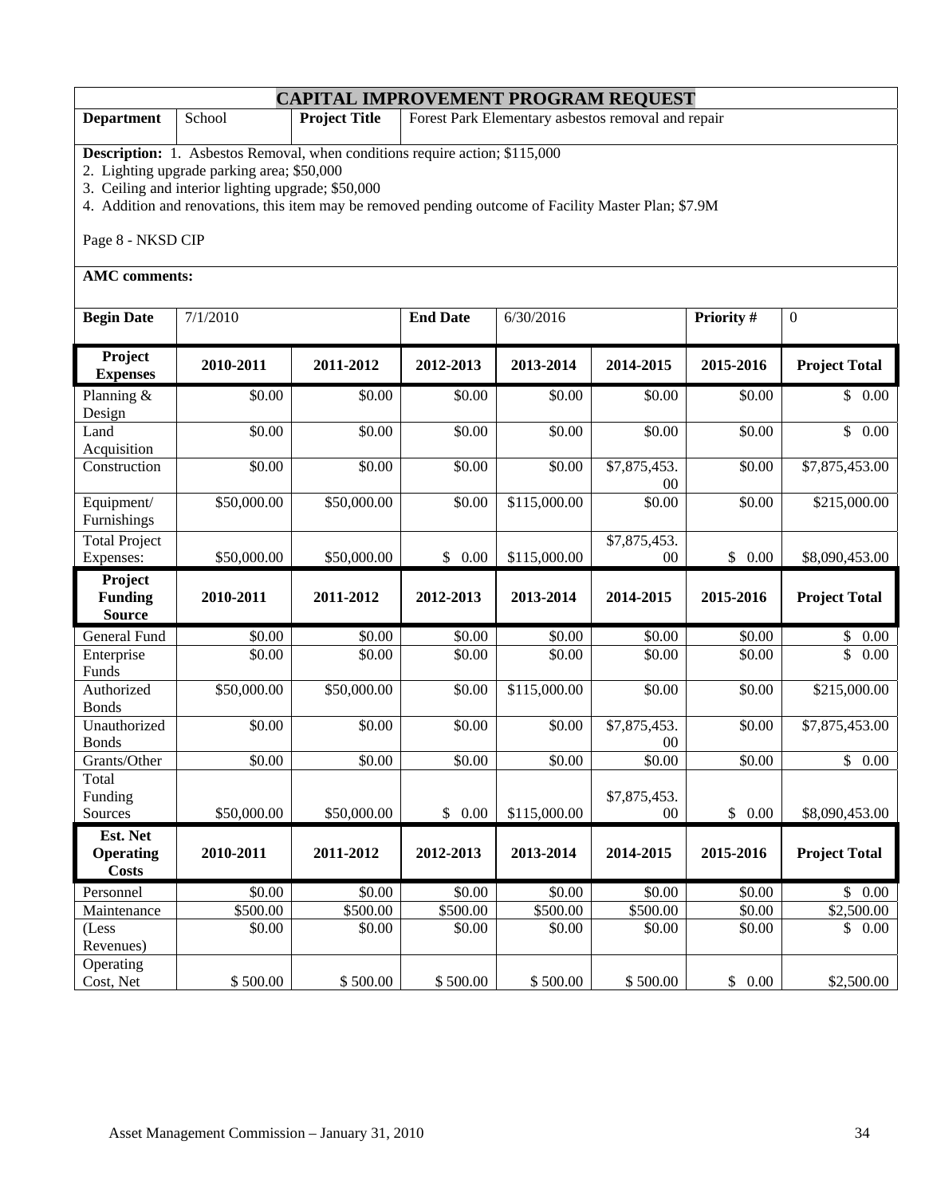# CAPITAL IMPROVEMENT PROGRAM REQUEST

| **Department** | School | **Project Title** | Forest Park Elementary asbestos removal and repair |
|---|---|---|---|

**Description:** 1. Asbestos Removal, when conditions require action; $115,000
2. Lighting upgrade parking area; $50,000
3. Ceiling and interior lighting upgrade; $50,000
4. Addition and renovations, this item may be removed pending outcome of Facility Master Plan; $7.9M

Page 8 - NKSD CIP

**AMC comments:**

| **Begin Date** | 7/1/2010 | **End Date** | 6/30/2016 | **Priority #** | 0 |
|---|---|---|---|---|---|

| **Project Expenses** | **2010-2011** | **2011-2012** | **2012-2013** | **2013-2014** | **2014-2015** | **2015-2016** | **Project Total** |
|---|---|---|---|---|---|---|---|
| Planning & Design | $0.00 | $0.00 | $0.00 | $0.00 | $0.00 | $0.00 | $ 0.00 |
| Land Acquisition | $0.00 | $0.00 | $0.00 | $0.00 | $0.00 | $0.00 | $ 0.00 |
| Construction | $0.00 | $0.00 | $0.00 | $0.00 | $7,875,453.00 | $0.00 | $7,875,453.00 |
| Equipment/ Furnishings | $50,000.00 | $50,000.00 | $0.00 | $115,000.00 | $0.00 | $0.00 | $215,000.00 |
| Total Project Expenses: | $50,000.00 | $50,000.00 | $ 0.00 | $115,000.00 | $7,875,453.00 | $ 0.00 | $8,090,453.00 |
| **Project Funding Source** | **2010-2011** | **2011-2012** | **2012-2013** | **2013-2014** | **2014-2015** | **2015-2016** | **Project Total** |
| General Fund | $0.00 | $0.00 | $0.00 | $0.00 | $0.00 | $0.00 | $ 0.00 |
| Enterprise Funds | $0.00 | $0.00 | $0.00 | $0.00 | $0.00 | $0.00 | $ 0.00 |
| Authorized Bonds | $50,000.00 | $50,000.00 | $0.00 | $115,000.00 | $0.00 | $0.00 | $215,000.00 |
| Unauthorized Bonds | $0.00 | $0.00 | $0.00 | $0.00 | $7,875,453.00 | $0.00 | $7,875,453.00 |
| Grants/Other | $0.00 | $0.00 | $0.00 | $0.00 | $0.00 | $0.00 | $ 0.00 |
| Total Funding Sources | $50,000.00 | $50,000.00 | $ 0.00 | $115,000.00 | $7,875,453.00 | $ 0.00 | $8,090,453.00 |
| **Est. Net Operating Costs** | **2010-2011** | **2011-2012** | **2012-2013** | **2013-2014** | **2014-2015** | **2015-2016** | **Project Total** |
| Personnel | $0.00 | $0.00 | $0.00 | $0.00 | $0.00 | $0.00 | $ 0.00 |
| Maintenance | $500.00 | $500.00 | $500.00 | $500.00 | $500.00 | $0.00 | $2,500.00 |
| (Less Revenues) | $0.00 | $0.00 | $0.00 | $0.00 | $0.00 | $0.00 | $ 0.00 |
| Operating Cost, Net | $ 500.00 | $ 500.00 | $ 500.00 | $ 500.00 | $ 500.00 | $ 0.00 | $2,500.00 |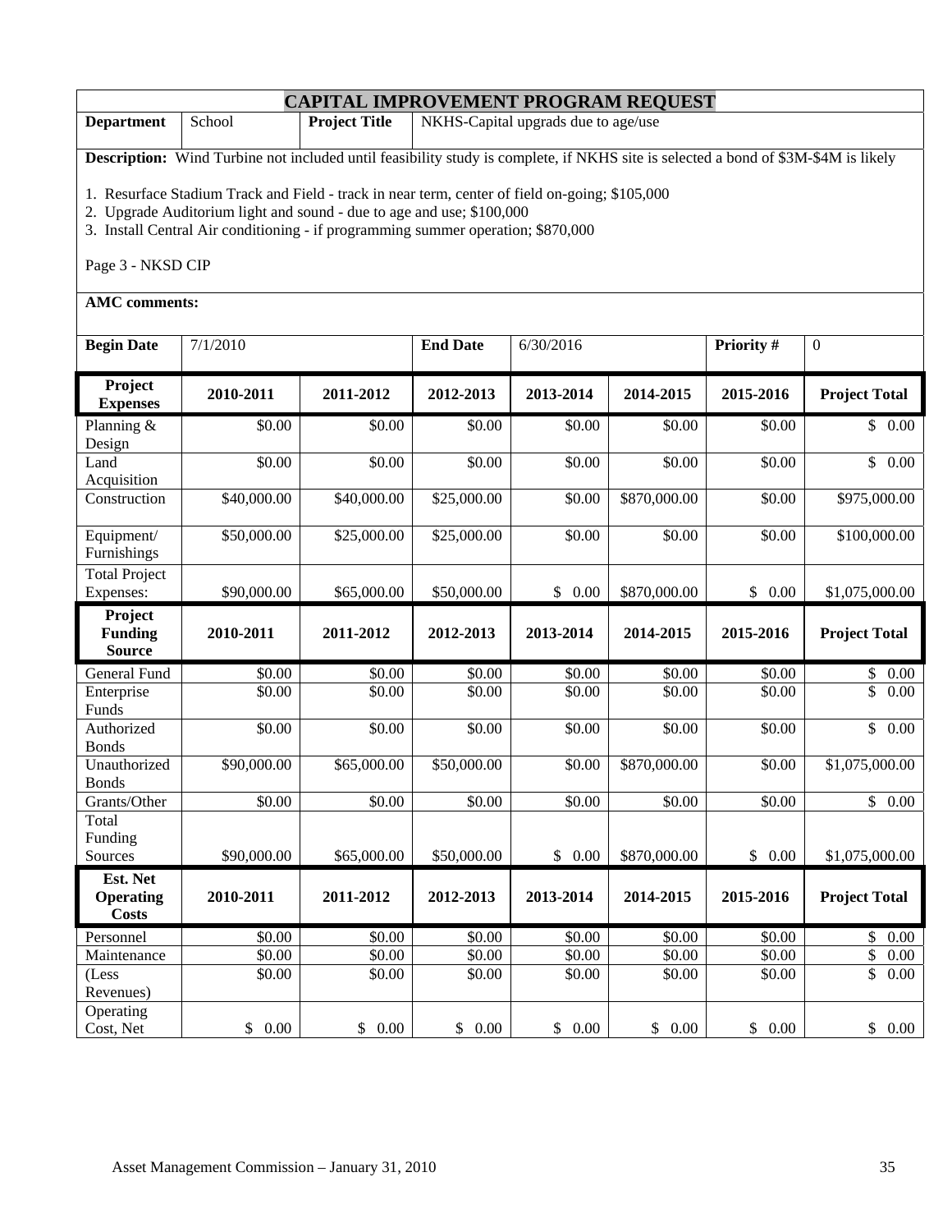# CAPITAL IMPROVEMENT PROGRAM REQUEST

| **Department** | School | **Project Title** | NKHS-Capital upgrads due to age/use |
|---|---|---|---|

**Description:** Wind Turbine not included until feasibility study is complete, if NKHS site is selected a bond of $3M-$4M is likely

1. Resurface Stadium Track and Field - track in near term, center of field on-going; $105,000
2. Upgrade Auditorium light and sound - due to age and use; $100,000
3. Install Central Air conditioning - if programming summer operation; $870,000

Page 3 - NKSD CIP

**AMC comments:**

| **Begin Date** | 7/1/2010 | **End Date** | 6/30/2016 | **Priority #** | 0 |
|---|---|---|---|---|---|

| **Project Expenses** | **2010-2011** | **2011-2012** | **2012-2013** | **2013-2014** | **2014-2015** | **2015-2016** | **Project Total** |
|---|---|---|---|---|---|---|---|
| Planning & Design | $0.00 | $0.00 | $0.00 | $0.00 | $0.00 | $0.00 | $ 0.00 |
| Land Acquisition | $0.00 | $0.00 | $0.00 | $0.00 | $0.00 | $0.00 | $ 0.00 |
| Construction | $40,000.00 | $40,000.00 | $25,000.00 | $0.00 | $870,000.00 | $0.00 | $975,000.00 |
| Equipment/ Furnishings | $50,000.00 | $25,000.00 | $25,000.00 | $0.00 | $0.00 | $0.00 | $100,000.00 |
| Total Project Expenses: | $90,000.00 | $65,000.00 | $50,000.00 | $ 0.00 | $870,000.00 | $ 0.00 | $1,075,000.00 |
| **Project Funding Source** | **2010-2011** | **2011-2012** | **2012-2013** | **2013-2014** | **2014-2015** | **2015-2016** | **Project Total** |
| General Fund | $0.00 | $0.00 | $0.00 | $0.00 | $0.00 | $0.00 | $ 0.00 |
| Enterprise Funds | $0.00 | $0.00 | $0.00 | $0.00 | $0.00 | $0.00 | $ 0.00 |
| Authorized Bonds | $0.00 | $0.00 | $0.00 | $0.00 | $0.00 | $0.00 | $ 0.00 |
| Unauthorized Bonds | $90,000.00 | $65,000.00 | $50,000.00 | $0.00 | $870,000.00 | $0.00 | $1,075,000.00 |
| Grants/Other | $0.00 | $0.00 | $0.00 | $0.00 | $0.00 | $0.00 | $ 0.00 |
| Total Funding Sources | $90,000.00 | $65,000.00 | $50,000.00 | $ 0.00 | $870,000.00 | $ 0.00 | $1,075,000.00 |
| **Est. Net Operating Costs** | **2010-2011** | **2011-2012** | **2012-2013** | **2013-2014** | **2014-2015** | **2015-2016** | **Project Total** |
| Personnel | $0.00 | $0.00 | $0.00 | $0.00 | $0.00 | $0.00 | $ 0.00 |
| Maintenance | $0.00 | $0.00 | $0.00 | $0.00 | $0.00 | $0.00 | $ 0.00 |
| (Less Revenues) | $0.00 | $0.00 | $0.00 | $0.00 | $0.00 | $0.00 | $ 0.00 |
| Operating Cost, Net | $ 0.00 | $ 0.00 | $ 0.00 | $ 0.00 | $ 0.00 | $ 0.00 | $ 0.00 |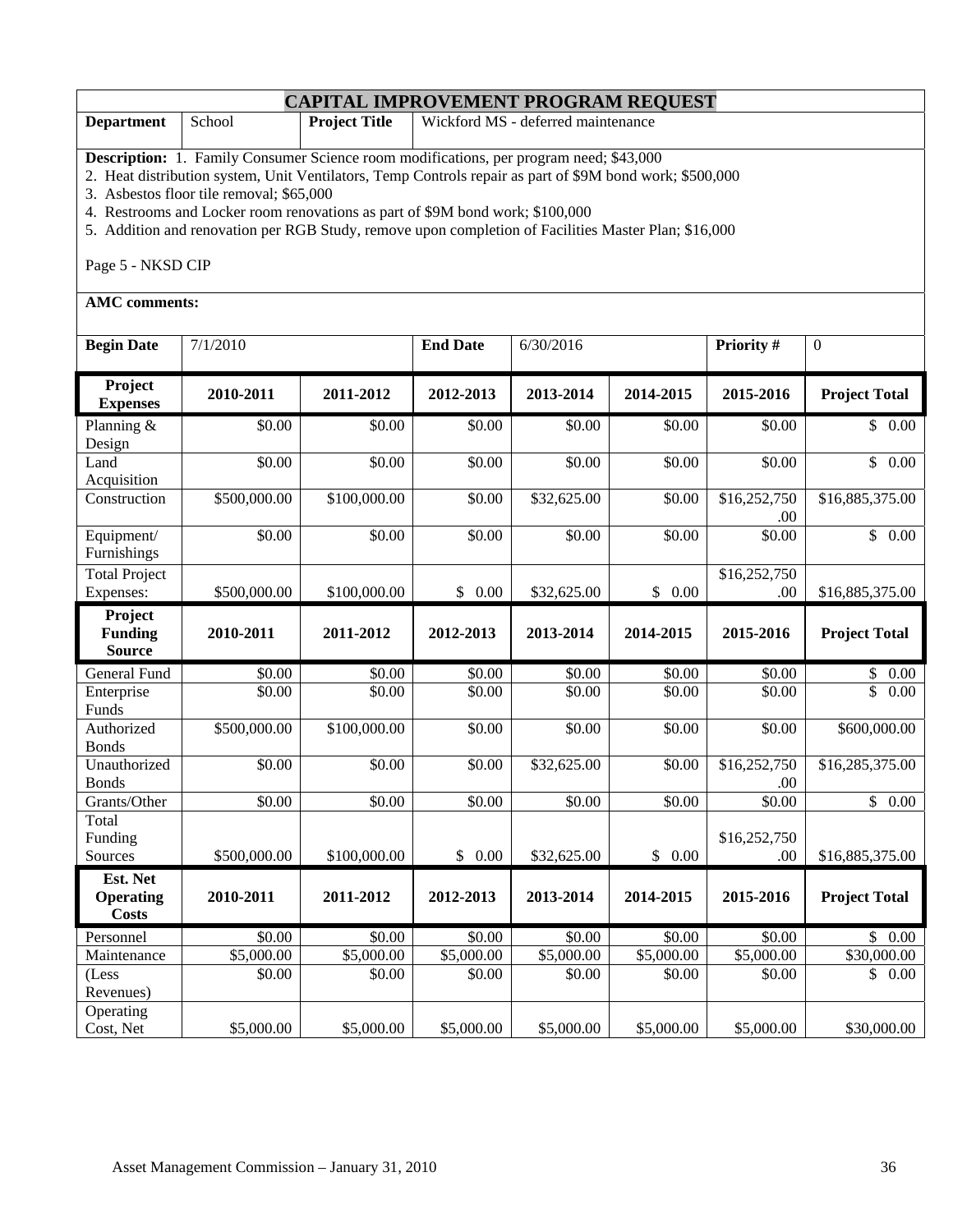# CAPITAL IMPROVEMENT PROGRAM REQUEST

| **Department** | School | **Project Title** | Wickford MS - deferred maintenance |
|---|---|---|---|

**Description:** 1. Family Consumer Science room modifications, per program need; $43,000
2. Heat distribution system, Unit Ventilators, Temp Controls repair as part of $9M bond work; $500,000
3. Asbestos floor tile removal; $65,000
4. Restrooms and Locker room renovations as part of $9M bond work; $100,000
5. Addition and renovation per RGB Study, remove upon completion of Facilities Master Plan; $16,000

Page 5 - NKSD CIP

**AMC comments:**

| **Begin Date** | 7/1/2010 | **End Date** | 6/30/2016 | **Priority #** | 0 |
|---|---|---|---|---|---|

| **Project Expenses** | **2010-2011** | **2011-2012** | **2012-2013** | **2013-2014** | **2014-2015** | **2015-2016** | **Project Total** |
|---|---|---|---|---|---|---|---|
| Planning & Design | $0.00 | $0.00 | $0.00 | $0.00 | $0.00 | $0.00 | $ 0.00 |
| Land Acquisition | $0.00 | $0.00 | $0.00 | $0.00 | $0.00 | $0.00 | $ 0.00 |
| Construction | $500,000.00 | $100,000.00 | $0.00 | $32,625.00 | $0.00 | $16,252,750.00 | $16,885,375.00 |
| Equipment/ Furnishings | $0.00 | $0.00 | $0.00 | $0.00 | $0.00 | $0.00 | $ 0.00 |
| Total Project Expenses: | $500,000.00 | $100,000.00 | $ 0.00 | $32,625.00 | $ 0.00 | $16,252,750.00 | $16,885,375.00 |
| **Project Funding Source** | **2010-2011** | **2011-2012** | **2012-2013** | **2013-2014** | **2014-2015** | **2015-2016** | **Project Total** |
| General Fund | $0.00 | $0.00 | $0.00 | $0.00 | $0.00 | $0.00 | $ 0.00 |
| Enterprise Funds | $0.00 | $0.00 | $0.00 | $0.00 | $0.00 | $0.00 | $ 0.00 |
| Authorized Bonds | $500,000.00 | $100,000.00 | $0.00 | $0.00 | $0.00 | $0.00 | $600,000.00 |
| Unauthorized Bonds | $0.00 | $0.00 | $0.00 | $32,625.00 | $0.00 | $16,252,750.00 | $16,285,375.00 |
| Grants/Other | $0.00 | $0.00 | $0.00 | $0.00 | $0.00 | $0.00 | $ 0.00 |
| Total Funding Sources | $500,000.00 | $100,000.00 | $ 0.00 | $32,625.00 | $ 0.00 | $16,252,750.00 | $16,885,375.00 |
| **Est. Net Operating Costs** | **2010-2011** | **2011-2012** | **2012-2013** | **2013-2014** | **2014-2015** | **2015-2016** | **Project Total** |
| Personnel | $0.00 | $0.00 | $0.00 | $0.00 | $0.00 | $0.00 | $ 0.00 |
| Maintenance | $5,000.00 | $5,000.00 | $5,000.00 | $5,000.00 | $5,000.00 | $5,000.00 | $30,000.00 |
| (Less Revenues) | $0.00 | $0.00 | $0.00 | $0.00 | $0.00 | $0.00 | $ 0.00 |
| Operating Cost, Net | $5,000.00 | $5,000.00 | $5,000.00 | $5,000.00 | $5,000.00 | $5,000.00 | $30,000.00 |

Asset Management Commission – January 31, 2010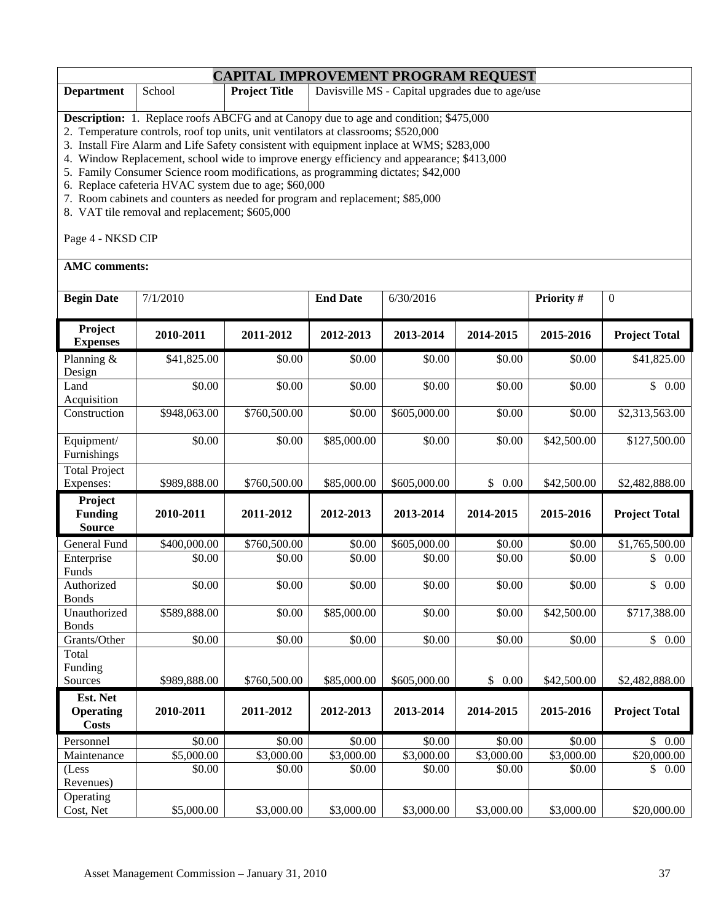# CAPITAL IMPROVEMENT PROGRAM REQUEST

| **Department** | School | **Project Title** | Davisville MS - Capital upgrades due to age/use |
|---|---|---|---|

**Description:** 1. Replace roofs ABCFG and at Canopy due to age and condition; $475,000
2. Temperature controls, roof top units, unit ventilators at classrooms; $520,000
3. Install Fire Alarm and Life Safety consistent with equipment inplace at WMS; $283,000
4. Window Replacement, school wide to improve energy efficiency and appearance; $413,000
5. Family Consumer Science room modifications, as programming dictates; $42,000
6. Replace cafeteria HVAC system due to age; $60,000
7. Room cabinets and counters as needed for program and replacement; $85,000
8. VAT tile removal and replacement; $605,000

Page 4 - NKSD CIP

**AMC comments:**

| **Begin Date** | 7/1/2010 | **End Date** | 6/30/2016 | **Priority #** | 0 |
|---|---|---|---|---|---|

| **Project Expenses** | **2010-2011** | **2011-2012** | **2012-2013** | **2013-2014** | **2014-2015** | **2015-2016** | **Project Total** |
|---|---|---|---|---|---|---|---|
| Planning & Design | $41,825.00 | $0.00 | $0.00 | $0.00 | $0.00 | $0.00 | $41,825.00 |
| Land Acquisition | $0.00 | $0.00 | $0.00 | $0.00 | $0.00 | $0.00 | $ 0.00 |
| Construction | $948,063.00 | $760,500.00 | $0.00 | $605,000.00 | $0.00 | $0.00 | $2,313,563.00 |
| Equipment/ Furnishings | $0.00 | $0.00 | $85,000.00 | $0.00 | $0.00 | $42,500.00 | $127,500.00 |
| Total Project Expenses: | $989,888.00 | $760,500.00 | $85,000.00 | $605,000.00 | $ 0.00 | $42,500.00 | $2,482,888.00 |
| **Project Funding Source** | **2010-2011** | **2011-2012** | **2012-2013** | **2013-2014** | **2014-2015** | **2015-2016** | **Project Total** |
| General Fund | $400,000.00 | $760,500.00 | $0.00 | $605,000.00 | $0.00 | $0.00 | $1,765,500.00 |
| Enterprise Funds | $0.00 | $0.00 | $0.00 | $0.00 | $0.00 | $0.00 | $ 0.00 |
| Authorized Bonds | $0.00 | $0.00 | $0.00 | $0.00 | $0.00 | $0.00 | $ 0.00 |
| Unauthorized Bonds | $589,888.00 | $0.00 | $85,000.00 | $0.00 | $0.00 | $42,500.00 | $717,388.00 |
| Grants/Other | $0.00 | $0.00 | $0.00 | $0.00 | $0.00 | $0.00 | $ 0.00 |
| Total Funding Sources | $989,888.00 | $760,500.00 | $85,000.00 | $605,000.00 | $ 0.00 | $42,500.00 | $2,482,888.00 |
| **Est. Net Operating Costs** | **2010-2011** | **2011-2012** | **2012-2013** | **2013-2014** | **2014-2015** | **2015-2016** | **Project Total** |
| Personnel | $0.00 | $0.00 | $0.00 | $0.00 | $0.00 | $0.00 | $ 0.00 |
| Maintenance | $5,000.00 | $3,000.00 | $3,000.00 | $3,000.00 | $3,000.00 | $3,000.00 | $20,000.00 |
| (Less Revenues) | $0.00 | $0.00 | $0.00 | $0.00 | $0.00 | $0.00 | $ 0.00 |
| Operating Cost, Net | $5,000.00 | $3,000.00 | $3,000.00 | $3,000.00 | $3,000.00 | $3,000.00 | $20,000.00 |

Asset Management Commission – January 31, 2010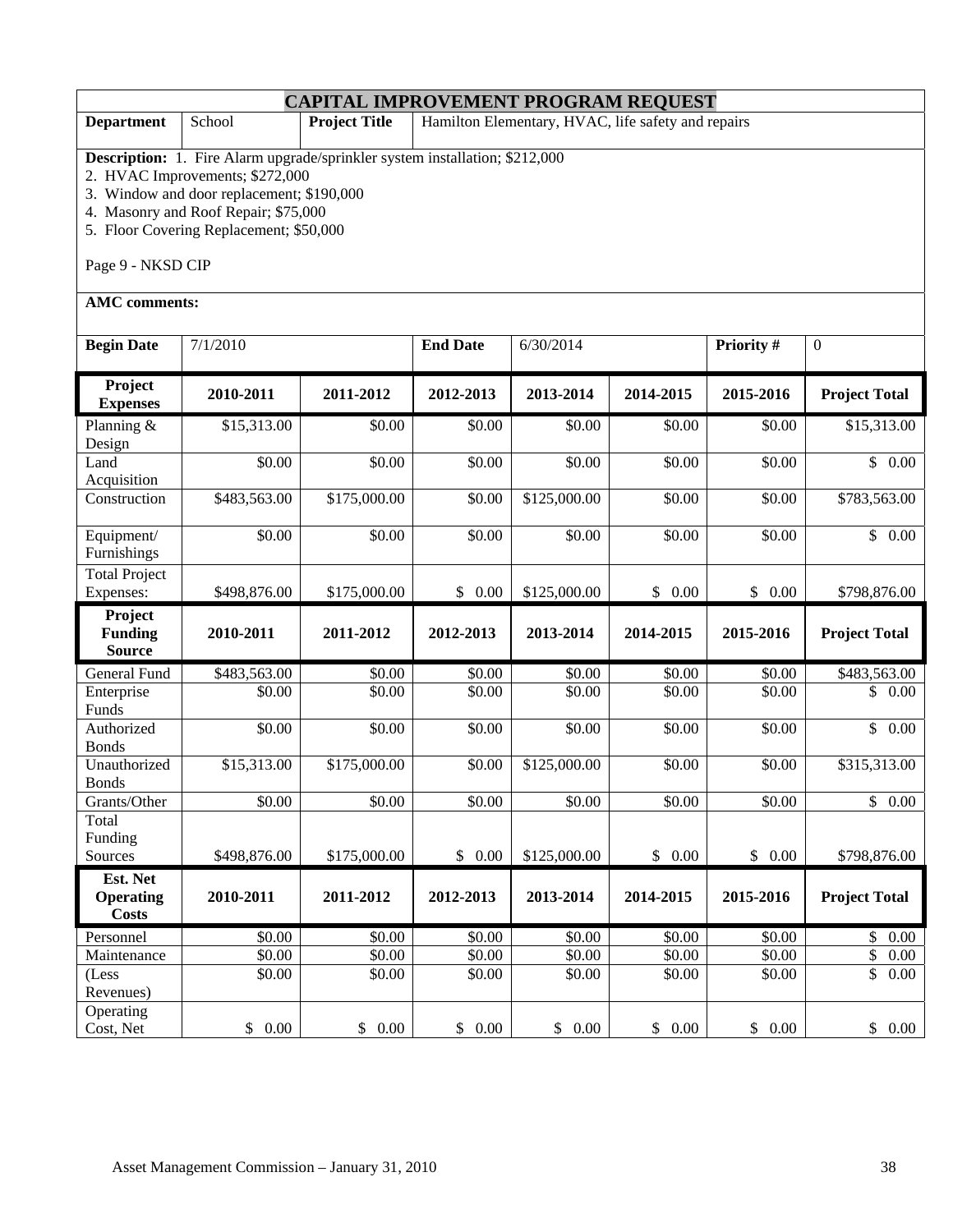# CAPITAL IMPROVEMENT PROGRAM REQUEST

| **Department** | School | **Project Title** | Hamilton Elementary, HVAC, life safety and repairs |
|---|---|---|---|

**Description:** 1. Fire Alarm upgrade/sprinkler system installation; $212,000
2. HVAC Improvements; $272,000
3. Window and door replacement; $190,000
4. Masonry and Roof Repair; $75,000
5. Floor Covering Replacement; $50,000

Page 9 - NKSD CIP

**AMC comments:**

| **Begin Date** | 7/1/2010 | **End Date** | 6/30/2014 | **Priority #** | 0 |
|---|---|---|---|---|---|

| **Project Expenses** | **2010-2011** | **2011-2012** | **2012-2013** | **2013-2014** | **2014-2015** | **2015-2016** | **Project Total** |
|---|---|---|---|---|---|---|---|
| Planning & Design | $15,313.00 | $0.00 | $0.00 | $0.00 | $0.00 | $0.00 | $15,313.00 |
| Land Acquisition | $0.00 | $0.00 | $0.00 | $0.00 | $0.00 | $0.00 | $ 0.00 |
| Construction | $483,563.00 | $175,000.00 | $0.00 | $125,000.00 | $0.00 | $0.00 | $783,563.00 |
| Equipment/ Furnishings | $0.00 | $0.00 | $0.00 | $0.00 | $0.00 | $0.00 | $ 0.00 |
| Total Project Expenses: | $498,876.00 | $175,000.00 | $ 0.00 | $125,000.00 | $ 0.00 | $ 0.00 | $798,876.00 |
| **Project Funding Source** | **2010-2011** | **2011-2012** | **2012-2013** | **2013-2014** | **2014-2015** | **2015-2016** | **Project Total** |
| General Fund | $483,563.00 | $0.00 | $0.00 | $0.00 | $0.00 | $0.00 | $483,563.00 |
| Enterprise Funds | $0.00 | $0.00 | $0.00 | $0.00 | $0.00 | $0.00 | $ 0.00 |
| Authorized Bonds | $0.00 | $0.00 | $0.00 | $0.00 | $0.00 | $0.00 | $ 0.00 |
| Unauthorized Bonds | $15,313.00 | $175,000.00 | $0.00 | $125,000.00 | $0.00 | $0.00 | $315,313.00 |
| Grants/Other | $0.00 | $0.00 | $0.00 | $0.00 | $0.00 | $0.00 | $ 0.00 |
| Total Funding Sources | $498,876.00 | $175,000.00 | $ 0.00 | $125,000.00 | $ 0.00 | $ 0.00 | $798,876.00 |
| **Est. Net Operating Costs** | **2010-2011** | **2011-2012** | **2012-2013** | **2013-2014** | **2014-2015** | **2015-2016** | **Project Total** |
| Personnel | $0.00 | $0.00 | $0.00 | $0.00 | $0.00 | $0.00 | $ 0.00 |
| Maintenance | $0.00 | $0.00 | $0.00 | $0.00 | $0.00 | $0.00 | $ 0.00 |
| (Less Revenues) | $0.00 | $0.00 | $0.00 | $0.00 | $0.00 | $0.00 | $ 0.00 |
| Operating Cost, Net | $ 0.00 | $ 0.00 | $ 0.00 | $ 0.00 | $ 0.00 | $ 0.00 | $ 0.00 |

Asset Management Commission – January 31, 2010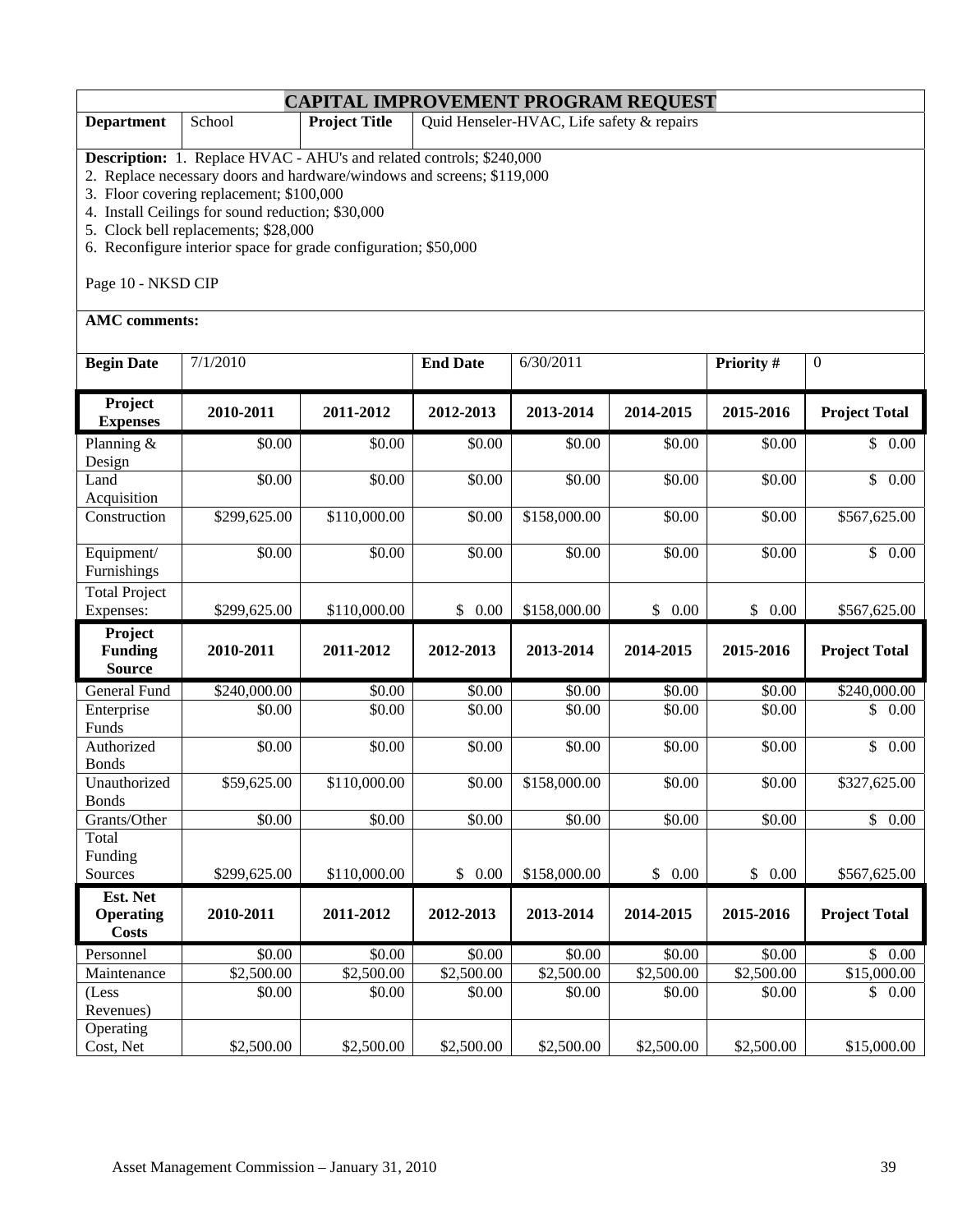# CAPITAL IMPROVEMENT PROGRAM REQUEST

| **Department** | School | **Project Title** | Quid Henseler-HVAC, Life safety & repairs |
|---|---|---|---|

**Description:** 1. Replace HVAC - AHU's and related controls; $240,000
2. Replace necessary doors and hardware/windows and screens; $119,000
3. Floor covering replacement; $100,000
4. Install Ceilings for sound reduction; $30,000
5. Clock bell replacements; $28,000
6. Reconfigure interior space for grade configuration; $50,000

Page 10 - NKSD CIP

**AMC comments:**

| **Begin Date** | 7/1/2010 | **End Date** | 6/30/2011 | **Priority #** | 0 |
|---|---|---|---|---|---|

| **Project Expenses** | **2010-2011** | **2011-2012** | **2012-2013** | **2013-2014** | **2014-2015** | **2015-2016** | **Project Total** |
|---|---|---|---|---|---|---|---|
| Planning & Design | $0.00 | $0.00 | $0.00 | $0.00 | $0.00 | $0.00 | $ 0.00 |
| Land Acquisition | $0.00 | $0.00 | $0.00 | $0.00 | $0.00 | $0.00 | $ 0.00 |
| Construction | $299,625.00 | $110,000.00 | $0.00 | $158,000.00 | $0.00 | $0.00 | $567,625.00 |
| Equipment/ Furnishings | $0.00 | $0.00 | $0.00 | $0.00 | $0.00 | $0.00 | $ 0.00 |
| Total Project Expenses: | $299,625.00 | $110,000.00 | $ 0.00 | $158,000.00 | $ 0.00 | $ 0.00 | $567,625.00 |
| **Project Funding Source** | **2010-2011** | **2011-2012** | **2012-2013** | **2013-2014** | **2014-2015** | **2015-2016** | **Project Total** |
| General Fund | $240,000.00 | $0.00 | $0.00 | $0.00 | $0.00 | $0.00 | $240,000.00 |
| Enterprise Funds | $0.00 | $0.00 | $0.00 | $0.00 | $0.00 | $0.00 | $ 0.00 |
| Authorized Bonds | $0.00 | $0.00 | $0.00 | $0.00 | $0.00 | $0.00 | $ 0.00 |
| Unauthorized Bonds | $59,625.00 | $110,000.00 | $0.00 | $158,000.00 | $0.00 | $0.00 | $327,625.00 |
| Grants/Other | $0.00 | $0.00 | $0.00 | $0.00 | $0.00 | $0.00 | $ 0.00 |
| Total Funding Sources | $299,625.00 | $110,000.00 | $ 0.00 | $158,000.00 | $ 0.00 | $ 0.00 | $567,625.00 |
| **Est. Net Operating Costs** | **2010-2011** | **2011-2012** | **2012-2013** | **2013-2014** | **2014-2015** | **2015-2016** | **Project Total** |
| Personnel | $0.00 | $0.00 | $0.00 | $0.00 | $0.00 | $0.00 | $ 0.00 |
| Maintenance | $2,500.00 | $2,500.00 | $2,500.00 | $2,500.00 | $2,500.00 | $2,500.00 | $15,000.00 |
| (Less Revenues) | $0.00 | $0.00 | $0.00 | $0.00 | $0.00 | $0.00 | $ 0.00 |
| Operating Cost, Net | $2,500.00 | $2,500.00 | $2,500.00 | $2,500.00 | $2,500.00 | $2,500.00 | $15,000.00 |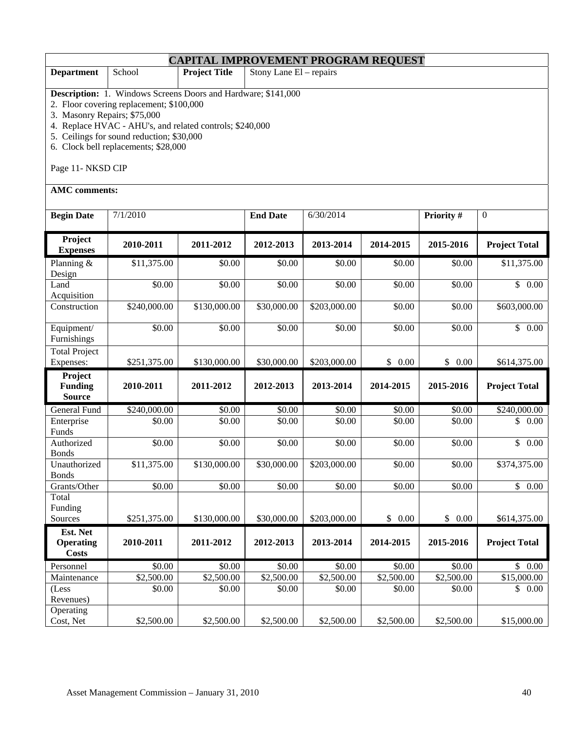# CAPITAL IMPROVEMENT PROGRAM REQUEST

| **Department** | School | **Project Title** | Stony Lane El – repairs |
|---|---|---|---|

**Description:** 1. Windows Screens Doors and Hardware; $141,000
2. Floor covering replacement; $100,000
3. Masonry Repairs; $75,000
4. Replace HVAC - AHU's, and related controls; $240,000
5. Ceilings for sound reduction; $30,000
6. Clock bell replacements; $28,000

Page 11- NKSD CIP

**AMC comments:**

| **Begin Date** | 7/1/2010 | **End Date** | 6/30/2014 | **Priority #** | 0 |
|---|---|---|---|---|---|

| **Project Expenses** | **2010-2011** | **2011-2012** | **2012-2013** | **2013-2014** | **2014-2015** | **2015-2016** | **Project Total** |
|---|---|---|---|---|---|---|---|
| Planning & Design | $11,375.00 | $0.00 | $0.00 | $0.00 | $0.00 | $0.00 | $11,375.00 |
| Land Acquisition | $0.00 | $0.00 | $0.00 | $0.00 | $0.00 | $0.00 | $ 0.00 |
| Construction | $240,000.00 | $130,000.00 | $30,000.00 | $203,000.00 | $0.00 | $0.00 | $603,000.00 |
| Equipment/ Furnishings | $0.00 | $0.00 | $0.00 | $0.00 | $0.00 | $0.00 | $ 0.00 |
| Total Project Expenses: | $251,375.00 | $130,000.00 | $30,000.00 | $203,000.00 | $ 0.00 | $ 0.00 | $614,375.00 |
| **Project Funding Source** | **2010-2011** | **2011-2012** | **2012-2013** | **2013-2014** | **2014-2015** | **2015-2016** | **Project Total** |
| General Fund | $240,000.00 | $0.00 | $0.00 | $0.00 | $0.00 | $0.00 | $240,000.00 |
| Enterprise Funds | $0.00 | $0.00 | $0.00 | $0.00 | $0.00 | $0.00 | $ 0.00 |
| Authorized Bonds | $0.00 | $0.00 | $0.00 | $0.00 | $0.00 | $0.00 | $ 0.00 |
| Unauthorized Bonds | $11,375.00 | $130,000.00 | $30,000.00 | $203,000.00 | $0.00 | $0.00 | $374,375.00 |
| Grants/Other | $0.00 | $0.00 | $0.00 | $0.00 | $0.00 | $0.00 | $ 0.00 |
| Total Funding Sources | $251,375.00 | $130,000.00 | $30,000.00 | $203,000.00 | $ 0.00 | $ 0.00 | $614,375.00 |
| **Est. Net Operating Costs** | **2010-2011** | **2011-2012** | **2012-2013** | **2013-2014** | **2014-2015** | **2015-2016** | **Project Total** |
| Personnel | $0.00 | $0.00 | $0.00 | $0.00 | $0.00 | $0.00 | $ 0.00 |
| Maintenance | $2,500.00 | $2,500.00 | $2,500.00 | $2,500.00 | $2,500.00 | $2,500.00 | $15,000.00 |
| (Less Revenues) | $0.00 | $0.00 | $0.00 | $0.00 | $0.00 | $0.00 | $ 0.00 |
| Operating Cost, Net | $2,500.00 | $2,500.00 | $2,500.00 | $2,500.00 | $2,500.00 | $2,500.00 | $15,000.00 |

Asset Management Commission – January 31, 2010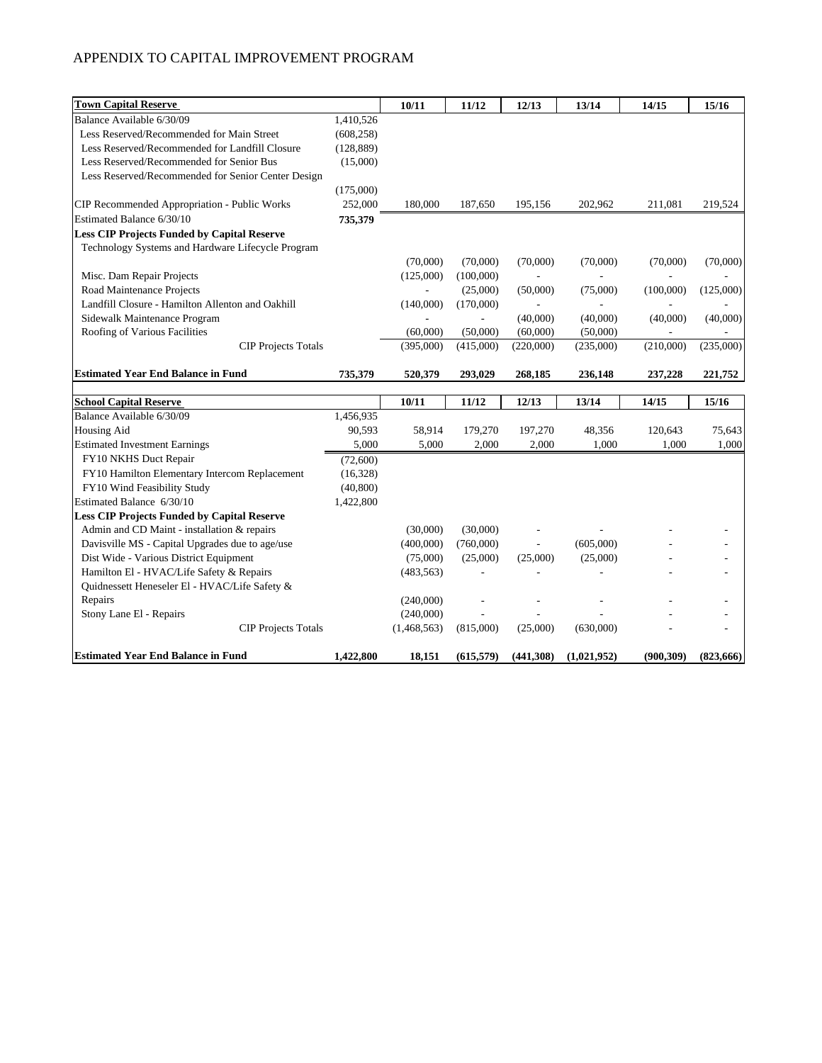# APPENDIX TO CAPITAL IMPROVEMENT PROGRAM

| Town Capital Reserve | | 10/11 | 11/12 | 12/13 | 13/14 | 14/15 | 15/16 |
|---|---|---|---|---|---|---|---|
| Balance Available 6/30/09 | 1,410,526 | | | | | | |
| Less Reserved/Recommended for Main Street | (608,258) | | | | | | |
| Less Reserved/Recommended for Landfill Closure | (128,889) | | | | | | |
| Less Reserved/Recommended for Senior Bus | (15,000) | | | | | | |
| Less Reserved/Recommended for Senior Center Design | (175,000) | | | | | | |
| CIP Recommended Appropriation - Public Works | 252,000 | 180,000 | 187,650 | 195,156 | 202,962 | 211,081 | 219,524 |
| Estimated Balance 6/30/10 | **735,379** | | | | | | |
| **Less CIP Projects Funded by Capital Reserve** | | | | | | | |
| Technology Systems and Hardware Lifecycle Program | | (70,000) | (70,000) | (70,000) | (70,000) | (70,000) | (70,000) |
| Misc. Dam Repair Projects | | (125,000) | (100,000) | - | - | - | - |
| Road Maintenance Projects | | - | (25,000) | (50,000) | (75,000) | (100,000) | (125,000) |
| Landfill Closure - Hamilton Allenton and Oakhill | | (140,000) | (170,000) | - | - | - | - |
| Sidewalk Maintenance Program | | - | - | (40,000) | (40,000) | (40,000) | (40,000) |
| Roofing of Various Facilities | | (60,000) | (50,000) | (60,000) | (50,000) | - | - |
| CIP Projects Totals | | (395,000) | (415,000) | (220,000) | (235,000) | (210,000) | (235,000) |
| **Estimated Year End Balance in Fund** | **735,379** | **520,379** | **293,029** | **268,185** | **236,148** | **237,228** | **221,752** |

| School Capital Reserve | | 10/11 | 11/12 | 12/13 | 13/14 | 14/15 | 15/16 |
|---|---|---|---|---|---|---|---|
| Balance Available 6/30/09 | 1,456,935 | | | | | | |
| Housing Aid | 90,593 | 58,914 | 179,270 | 197,270 | 48,356 | 120,643 | 75,643 |
| Estimated Investment Earnings | 5,000 | 5,000 | 2,000 | 2,000 | 1,000 | 1,000 | 1,000 |
| FY10 NKHS Duct Repair | (72,600) | | | | | | |
| FY10 Hamilton Elementary Intercom Replacement | (16,328) | | | | | | |
| FY10 Wind Feasibility Study | (40,800) | | | | | | |
| Estimated Balance 6/30/10 | 1,422,800 | | | | | | |
| **Less CIP Projects Funded by Capital Reserve** | | | | | | | |
| Admin and CD Maint - installation & repairs | | (30,000) | (30,000) | - | - | - | - |
| Davisville MS - Capital Upgrades due to age/use | | (400,000) | (760,000) | - | (605,000) | - | - |
| Dist Wide - Various District Equipment | | (75,000) | (25,000) | (25,000) | (25,000) | - | - |
| Hamilton El - HVAC/Life Safety & Repairs | | (483,563) | - | - | - | - | - |
| Quidnessett Heneseler El - HVAC/Life Safety & Repairs | | (240,000) | - | - | - | - | - |
| Stony Lane El - Repairs | | (240,000) | - | - | - | - | - |
| CIP Projects Totals | | (1,468,563) | (815,000) | (25,000) | (630,000) | - | - |
| **Estimated Year End Balance in Fund** | **1,422,800** | **18,151** | **(615,579)** | **(441,308)** | **(1,021,952)** | **(900,309)** | **(823,666)** |